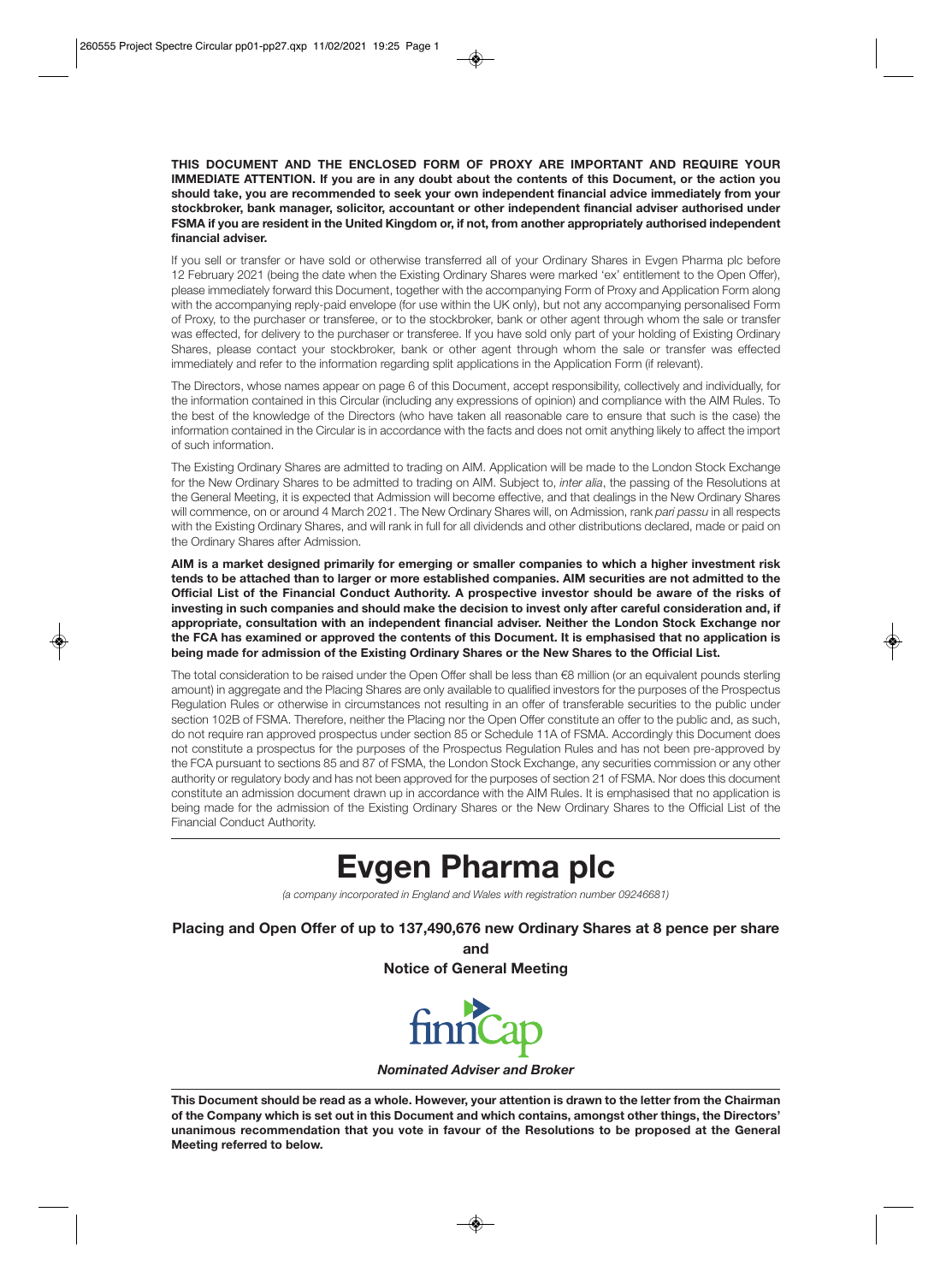**THIS DOCUMENT AND THE ENCLOSED FORM OF PROXY ARE IMPORTANT AND REQUIRE YOUR IMMEDIATE ATTENTION. If you are in any doubt about the contents of this Document, or the action you should take, you are recommended to seek your own independent financial advice immediately from your stockbroker, bank manager, solicitor, accountant or other independent financial adviser authorised under FSMA if you are resident in the United Kingdom or, if not, from another appropriately authorised independent financial adviser.**

If you sell or transfer or have sold or otherwise transferred all of your Ordinary Shares in Evgen Pharma plc before 12 February 2021 (being the date when the Existing Ordinary Shares were marked 'ex' entitlement to the Open Offer), please immediately forward this Document, together with the accompanying Form of Proxy and Application Form along with the accompanying reply-paid envelope (for use within the UK only), but not any accompanying personalised Form of Proxy, to the purchaser or transferee, or to the stockbroker, bank or other agent through whom the sale or transfer was effected, for delivery to the purchaser or transferee. If you have sold only part of your holding of Existing Ordinary Shares, please contact your stockbroker, bank or other agent through whom the sale or transfer was effected immediately and refer to the information regarding split applications in the Application Form (if relevant).

The Directors, whose names appear on page 6 of this Document, accept responsibility, collectively and individually, for the information contained in this Circular (including any expressions of opinion) and compliance with the AIM Rules. To the best of the knowledge of the Directors (who have taken all reasonable care to ensure that such is the case) the information contained in the Circular is in accordance with the facts and does not omit anything likely to affect the import of such information.

The Existing Ordinary Shares are admitted to trading on AIM. Application will be made to the London Stock Exchange for the New Ordinary Shares to be admitted to trading on AIM. Subject to, *inter alia*, the passing of the Resolutions at the General Meeting, it is expected that Admission will become effective, and that dealings in the New Ordinary Shares will commence, on or around 4 March 2021. The New Ordinary Shares will, on Admission, rank *pari passu* in all respects with the Existing Ordinary Shares, and will rank in full for all dividends and other distributions declared, made or paid on the Ordinary Shares after Admission.

**AIM is a market designed primarily for emerging or smaller companies to which a higher investment risk tends to be attached than to larger or more established companies. AIM securities are not admitted to the Official List of the Financial Conduct Authority. A prospective investor should be aware of the risks of investing in such companies and should make the decision to invest only after careful consideration and, if appropriate, consultation with an independent financial adviser. Neither the London Stock Exchange nor the FCA has examined or approved the contents of this Document. It is emphasised that no application is being made for admission of the Existing Ordinary Shares or the New Shares to the Official List.**

The total consideration to be raised under the Open Offer shall be less than €8 million (or an equivalent pounds sterling amount) in aggregate and the Placing Shares are only available to qualified investors for the purposes of the Prospectus Regulation Rules or otherwise in circumstances not resulting in an offer of transferable securities to the public under section 102B of FSMA. Therefore, neither the Placing nor the Open Offer constitute an offer to the public and, as such, do not require ran approved prospectus under section 85 or Schedule 11A of FSMA. Accordingly this Document does not constitute a prospectus for the purposes of the Prospectus Regulation Rules and has not been pre-approved by the FCA pursuant to sections 85 and 87 of FSMA, the London Stock Exchange, any securities commission or any other authority or regulatory body and has not been approved for the purposes of section 21 of FSMA. Nor does this document constitute an admission document drawn up in accordance with the AIM Rules. It is emphasised that no application is being made for the admission of the Existing Ordinary Shares or the New Ordinary Shares to the Official List of the Financial Conduct Authority.

# Evgen Pharma plc

*(a company incorporated in England and Wales with registration number 09246681)*

**Placing and Open Offer of up to 137,490,676 new Ordinary Shares at 8 pence per share**

**and**

**Notice of General Meeting**

finnCap

***Nominated Adviser and Broker***

**This Document should be read as a whole. However, your attention is drawn to the letter from the Chairman of the Company which is set out in this Document and which contains, amongst other things, the Directors' unanimous recommendation that you vote in favour of the Resolutions to be proposed at the General Meeting referred to below.**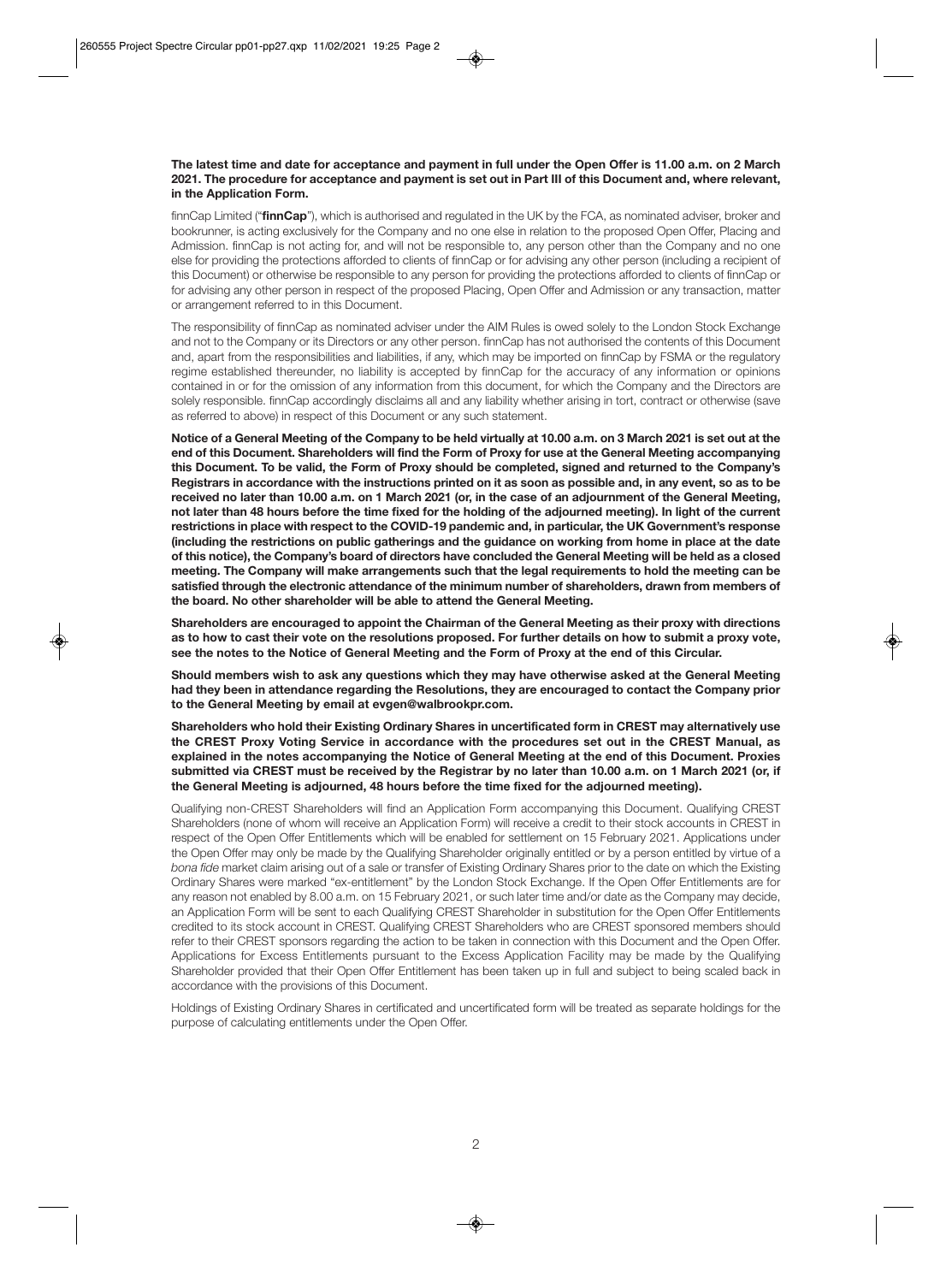**The latest time and date for acceptance and payment in full under the Open Offer is 11.00 a.m. on 2 March 2021. The procedure for acceptance and payment is set out in Part III of this Document and, where relevant, in the Application Form.**

finnCap Limited ("**finnCap**"), which is authorised and regulated in the UK by the FCA, as nominated adviser, broker and bookrunner, is acting exclusively for the Company and no one else in relation to the proposed Open Offer, Placing and Admission. finnCap is not acting for, and will not be responsible to, any person other than the Company and no one else for providing the protections afforded to clients of finnCap or for advising any other person (including a recipient of this Document) or otherwise be responsible to any person for providing the protections afforded to clients of finnCap or for advising any other person in respect of the proposed Placing, Open Offer and Admission or any transaction, matter or arrangement referred to in this Document.

The responsibility of finnCap as nominated adviser under the AIM Rules is owed solely to the London Stock Exchange and not to the Company or its Directors or any other person. finnCap has not authorised the contents of this Document and, apart from the responsibilities and liabilities, if any, which may be imported on finnCap by FSMA or the regulatory regime established thereunder, no liability is accepted by finnCap for the accuracy of any information or opinions contained in or for the omission of any information from this document, for which the Company and the Directors are solely responsible. finnCap accordingly disclaims all and any liability whether arising in tort, contract or otherwise (save as referred to above) in respect of this Document or any such statement.

**Notice of a General Meeting of the Company to be held virtually at 10.00 a.m. on 3 March 2021 is set out at the end of this Document. Shareholders will find the Form of Proxy for use at the General Meeting accompanying this Document. To be valid, the Form of Proxy should be completed, signed and returned to the Company's Registrars in accordance with the instructions printed on it as soon as possible and, in any event, so as to be received no later than 10.00 a.m. on 1 March 2021 (or, in the case of an adjournment of the General Meeting, not later than 48 hours before the time fixed for the holding of the adjourned meeting). In light of the current restrictions in place with respect to the COVID-19 pandemic and, in particular, the UK Government's response (including the restrictions on public gatherings and the guidance on working from home in place at the date of this notice), the Company's board of directors have concluded the General Meeting will be held as a closed meeting. The Company will make arrangements such that the legal requirements to hold the meeting can be satisfied through the electronic attendance of the minimum number of shareholders, drawn from members of the board. No other shareholder will be able to attend the General Meeting.**

**Shareholders are encouraged to appoint the Chairman of the General Meeting as their proxy with directions as to how to cast their vote on the resolutions proposed. For further details on how to submit a proxy vote, see the notes to the Notice of General Meeting and the Form of Proxy at the end of this Circular.**

**Should members wish to ask any questions which they may have otherwise asked at the General Meeting had they been in attendance regarding the Resolutions, they are encouraged to contact the Company prior to the General Meeting by email at evgen@walbrookpr.com.**

**Shareholders who hold their Existing Ordinary Shares in uncertificated form in CREST may alternatively use the CREST Proxy Voting Service in accordance with the procedures set out in the CREST Manual, as explained in the notes accompanying the Notice of General Meeting at the end of this Document. Proxies submitted via CREST must be received by the Registrar by no later than 10.00 a.m. on 1 March 2021 (or, if the General Meeting is adjourned, 48 hours before the time fixed for the adjourned meeting).**

Qualifying non-CREST Shareholders will find an Application Form accompanying this Document. Qualifying CREST Shareholders (none of whom will receive an Application Form) will receive a credit to their stock accounts in CREST in respect of the Open Offer Entitlements which will be enabled for settlement on 15 February 2021. Applications under the Open Offer may only be made by the Qualifying Shareholder originally entitled or by a person entitled by virtue of a *bona fide* market claim arising out of a sale or transfer of Existing Ordinary Shares prior to the date on which the Existing Ordinary Shares were marked "ex-entitlement" by the London Stock Exchange. If the Open Offer Entitlements are for any reason not enabled by 8.00 a.m. on 15 February 2021, or such later time and/or date as the Company may decide, an Application Form will be sent to each Qualifying CREST Shareholder in substitution for the Open Offer Entitlements credited to its stock account in CREST. Qualifying CREST Shareholders who are CREST sponsored members should refer to their CREST sponsors regarding the action to be taken in connection with this Document and the Open Offer. Applications for Excess Entitlements pursuant to the Excess Application Facility may be made by the Qualifying Shareholder provided that their Open Offer Entitlement has been taken up in full and subject to being scaled back in accordance with the provisions of this Document.

Holdings of Existing Ordinary Shares in certificated and uncertificated form will be treated as separate holdings for the purpose of calculating entitlements under the Open Offer.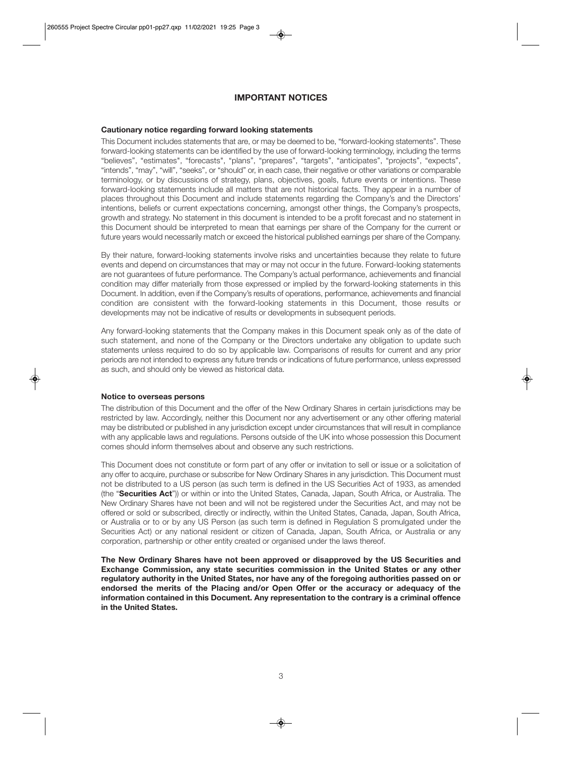# IMPORTANT NOTICES

### Cautionary notice regarding forward looking statements

This Document includes statements that are, or may be deemed to be, "forward-looking statements". These forward-looking statements can be identified by the use of forward-looking terminology, including the terms "believes", "estimates", "forecasts", "plans", "prepares", "targets", "anticipates", "projects", "expects", "intends", "may", "will", "seeks", or "should" or, in each case, their negative or other variations or comparable terminology, or by discussions of strategy, plans, objectives, goals, future events or intentions. These forward-looking statements include all matters that are not historical facts. They appear in a number of places throughout this Document and include statements regarding the Company's and the Directors' intentions, beliefs or current expectations concerning, amongst other things, the Company's prospects, growth and strategy. No statement in this document is intended to be a profit forecast and no statement in this Document should be interpreted to mean that earnings per share of the Company for the current or future years would necessarily match or exceed the historical published earnings per share of the Company.

By their nature, forward-looking statements involve risks and uncertainties because they relate to future events and depend on circumstances that may or may not occur in the future. Forward-looking statements are not guarantees of future performance. The Company's actual performance, achievements and financial condition may differ materially from those expressed or implied by the forward-looking statements in this Document. In addition, even if the Company's results of operations, performance, achievements and financial condition are consistent with the forward-looking statements in this Document, those results or developments may not be indicative of results or developments in subsequent periods.

Any forward-looking statements that the Company makes in this Document speak only as of the date of such statement, and none of the Company or the Directors undertake any obligation to update such statements unless required to do so by applicable law. Comparisons of results for current and any prior periods are not intended to express any future trends or indications of future performance, unless expressed as such, and should only be viewed as historical data.

### Notice to overseas persons

The distribution of this Document and the offer of the New Ordinary Shares in certain jurisdictions may be restricted by law. Accordingly, neither this Document nor any advertisement or any other offering material may be distributed or published in any jurisdiction except under circumstances that will result in compliance with any applicable laws and regulations. Persons outside of the UK into whose possession this Document comes should inform themselves about and observe any such restrictions.

This Document does not constitute or form part of any offer or invitation to sell or issue or a solicitation of any offer to acquire, purchase or subscribe for New Ordinary Shares in any jurisdiction. This Document must not be distributed to a US person (as such term is defined in the US Securities Act of 1933, as amended (the "**Securities Act**")) or within or into the United States, Canada, Japan, South Africa, or Australia. The New Ordinary Shares have not been and will not be registered under the Securities Act, and may not be offered or sold or subscribed, directly or indirectly, within the United States, Canada, Japan, South Africa, or Australia or to or by any US Person (as such term is defined in Regulation S promulgated under the Securities Act) or any national resident or citizen of Canada, Japan, South Africa, or Australia or any corporation, partnership or other entity created or organised under the laws thereof.

**The New Ordinary Shares have not been approved or disapproved by the US Securities and Exchange Commission, any state securities commission in the United States or any other regulatory authority in the United States, nor have any of the foregoing authorities passed on or endorsed the merits of the Placing and/or Open Offer or the accuracy or adequacy of the information contained in this Document. Any representation to the contrary is a criminal offence in the United States.**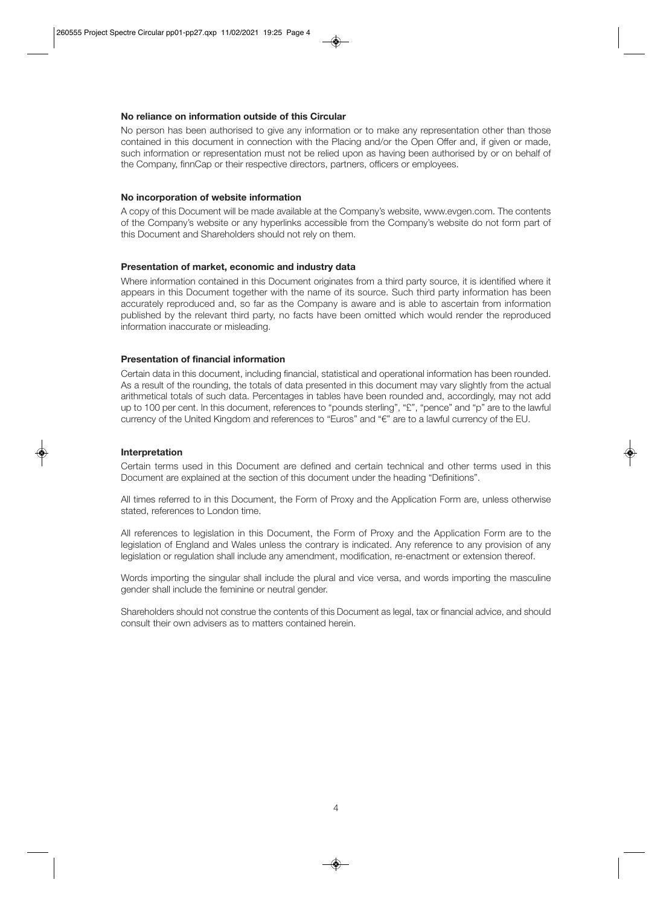**No reliance on information outside of this Circular**

No person has been authorised to give any information or to make any representation other than those contained in this document in connection with the Placing and/or the Open Offer and, if given or made, such information or representation must not be relied upon as having been authorised by or on behalf of the Company, finnCap or their respective directors, partners, officers or employees.

**No incorporation of website information**

A copy of this Document will be made available at the Company's website, www.evgen.com. The contents of the Company's website or any hyperlinks accessible from the Company's website do not form part of this Document and Shareholders should not rely on them.

**Presentation of market, economic and industry data**

Where information contained in this Document originates from a third party source, it is identified where it appears in this Document together with the name of its source. Such third party information has been accurately reproduced and, so far as the Company is aware and is able to ascertain from information published by the relevant third party, no facts have been omitted which would render the reproduced information inaccurate or misleading.

**Presentation of financial information**

Certain data in this document, including financial, statistical and operational information has been rounded. As a result of the rounding, the totals of data presented in this document may vary slightly from the actual arithmetical totals of such data. Percentages in tables have been rounded and, accordingly, may not add up to 100 per cent. In this document, references to "pounds sterling", "£", "pence" and "p" are to the lawful currency of the United Kingdom and references to "Euros" and "€" are to a lawful currency of the EU.

**Interpretation**

Certain terms used in this Document are defined and certain technical and other terms used in this Document are explained at the section of this document under the heading "Definitions".

All times referred to in this Document, the Form of Proxy and the Application Form are, unless otherwise stated, references to London time.

All references to legislation in this Document, the Form of Proxy and the Application Form are to the legislation of England and Wales unless the contrary is indicated. Any reference to any provision of any legislation or regulation shall include any amendment, modification, re-enactment or extension thereof.

Words importing the singular shall include the plural and vice versa, and words importing the masculine gender shall include the feminine or neutral gender.

Shareholders should not construe the contents of this Document as legal, tax or financial advice, and should consult their own advisers as to matters contained herein.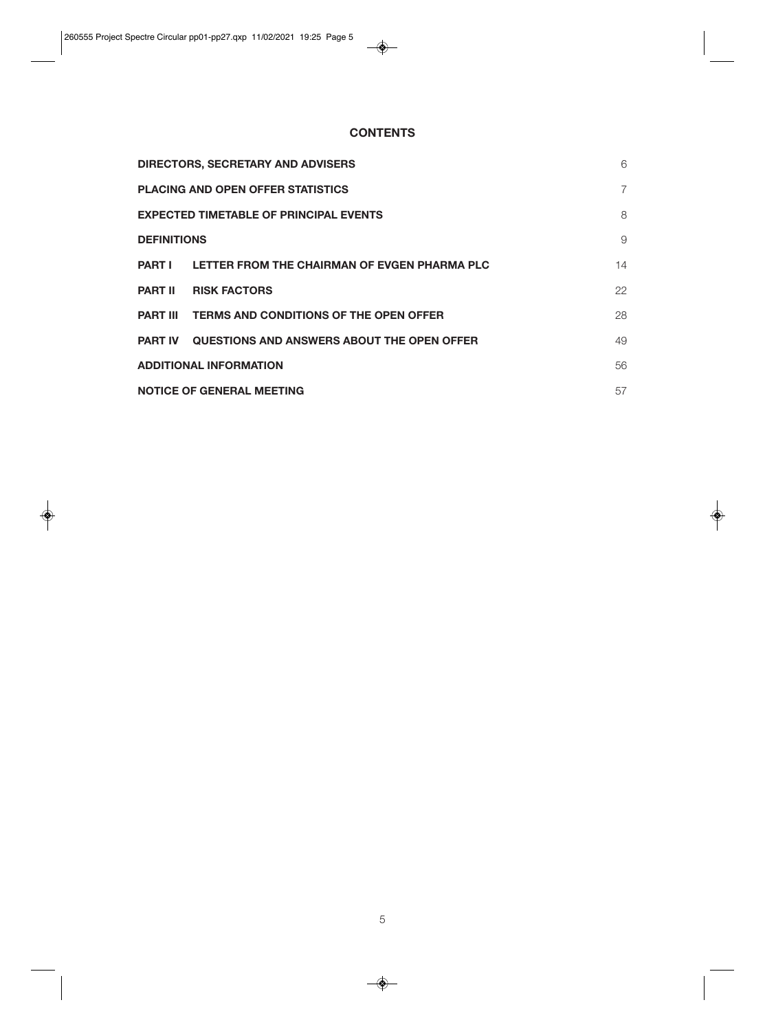# CONTENTS

| | | |
|---|---|---|
| **DIRECTORS, SECRETARY AND ADVISERS** | | 6 |
| **PLACING AND OPEN OFFER STATISTICS** | | 7 |
| **EXPECTED TIMETABLE OF PRINCIPAL EVENTS** | | 8 |
| **DEFINITIONS** | | 9 |
| **PART I** | **LETTER FROM THE CHAIRMAN OF EVGEN PHARMA PLC** | 14 |
| **PART II** | **RISK FACTORS** | 22 |
| **PART III** | **TERMS AND CONDITIONS OF THE OPEN OFFER** | 28 |
| **PART IV** | **QUESTIONS AND ANSWERS ABOUT THE OPEN OFFER** | 49 |
| **ADDITIONAL INFORMATION** | | 56 |
| **NOTICE OF GENERAL MEETING** | | 57 |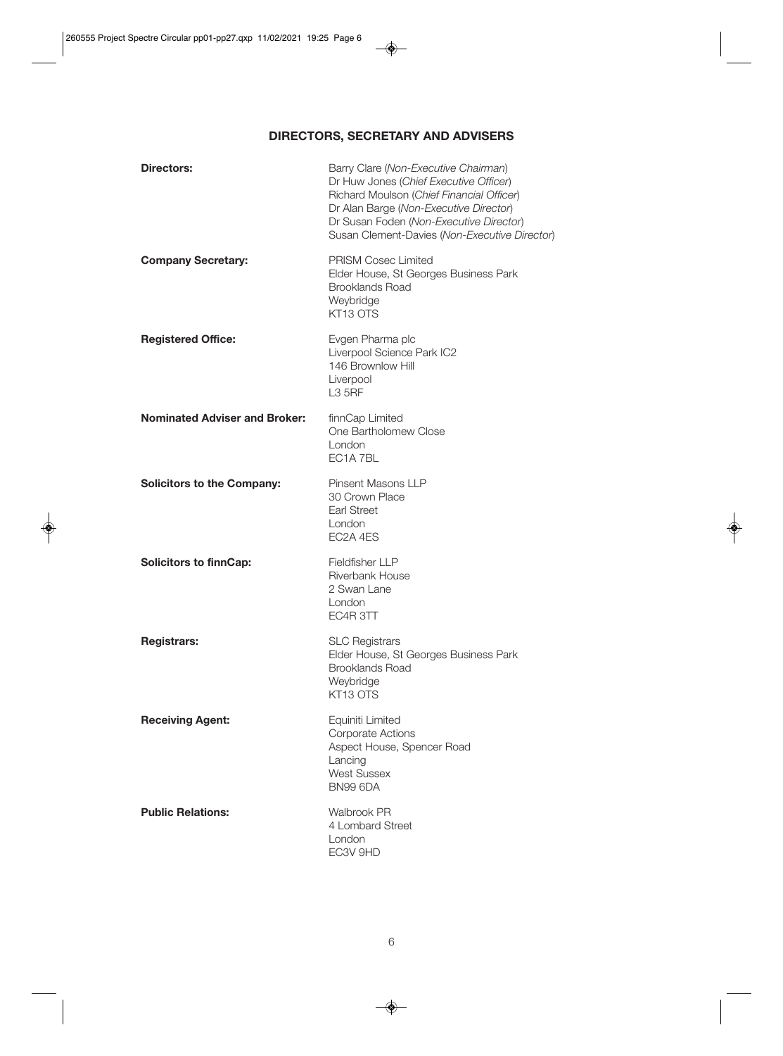## DIRECTORS, SECRETARY AND ADVISERS

| | |
|---|---|
| **Directors:** | Barry Clare (*Non-Executive Chairman*)<br>Dr Huw Jones (*Chief Executive Officer*)<br>Richard Moulson (*Chief Financial Officer*)<br>Dr Alan Barge (*Non-Executive Director*)<br>Dr Susan Foden (*Non-Executive Director*)<br>Susan Clement-Davies (*Non-Executive Director*) |
| **Company Secretary:** | PRISM Cosec Limited<br>Elder House, St Georges Business Park<br>Brooklands Road<br>Weybridge<br>KT13 OTS |
| **Registered Office:** | Evgen Pharma plc<br>Liverpool Science Park IC2<br>146 Brownlow Hill<br>Liverpool<br>L3 5RF |
| **Nominated Adviser and Broker:** | finnCap Limited<br>One Bartholomew Close<br>London<br>EC1A 7BL |
| **Solicitors to the Company:** | Pinsent Masons LLP<br>30 Crown Place<br>Earl Street<br>London<br>EC2A 4ES |
| **Solicitors to finnCap:** | Fieldfisher LLP<br>Riverbank House<br>2 Swan Lane<br>London<br>EC4R 3TT |
| **Registrars:** | SLC Registrars<br>Elder House, St Georges Business Park<br>Brooklands Road<br>Weybridge<br>KT13 OTS |
| **Receiving Agent:** | Equiniti Limited<br>Corporate Actions<br>Aspect House, Spencer Road<br>Lancing<br>West Sussex<br>BN99 6DA |
| **Public Relations:** | Walbrook PR<br>4 Lombard Street<br>London<br>EC3V 9HD |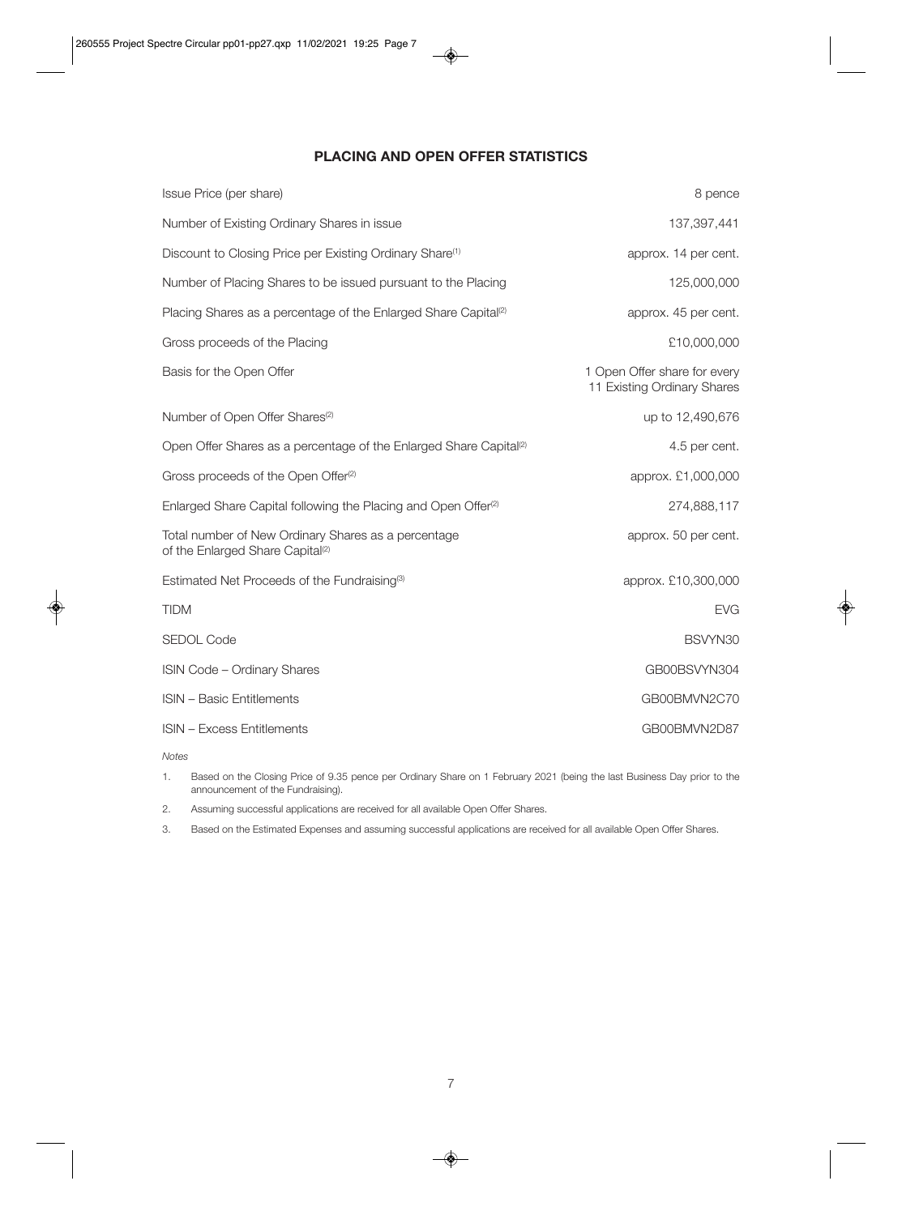## PLACING AND OPEN OFFER STATISTICS

| | |
|---|---|
| Issue Price (per share) | 8 pence |
| Number of Existing Ordinary Shares in issue | 137,397,441 |
| Discount to Closing Price per Existing Ordinary Share[(1)] | approx. 14 per cent. |
| Number of Placing Shares to be issued pursuant to the Placing | 125,000,000 |
| Placing Shares as a percentage of the Enlarged Share Capital[(2)] | approx. 45 per cent. |
| Gross proceeds of the Placing | £10,000,000 |
| Basis for the Open Offer | 1 Open Offer share for every 11 Existing Ordinary Shares |
| Number of Open Offer Shares[(2)] | up to 12,490,676 |
| Open Offer Shares as a percentage of the Enlarged Share Capital[(2)] | 4.5 per cent. |
| Gross proceeds of the Open Offer[(2)] | approx. £1,000,000 |
| Enlarged Share Capital following the Placing and Open Offer[(2)] | 274,888,117 |
| Total number of New Ordinary Shares as a percentage of the Enlarged Share Capital[(2)] | approx. 50 per cent. |
| Estimated Net Proceeds of the Fundraising[(3)] | approx. £10,300,000 |
| TIDM | EVG |
| SEDOL Code | BSVYN30 |
| ISIN Code – Ordinary Shares | GB00BSVYN304 |
| ISIN – Basic Entitlements | GB00BMVN2C70 |
| ISIN – Excess Entitlements | GB00BMVN2D87 |

*Notes*

1. Based on the Closing Price of 9.35 pence per Ordinary Share on 1 February 2021 (being the last Business Day prior to the announcement of the Fundraising).
2. Assuming successful applications are received for all available Open Offer Shares.
3. Based on the Estimated Expenses and assuming successful applications are received for all available Open Offer Shares.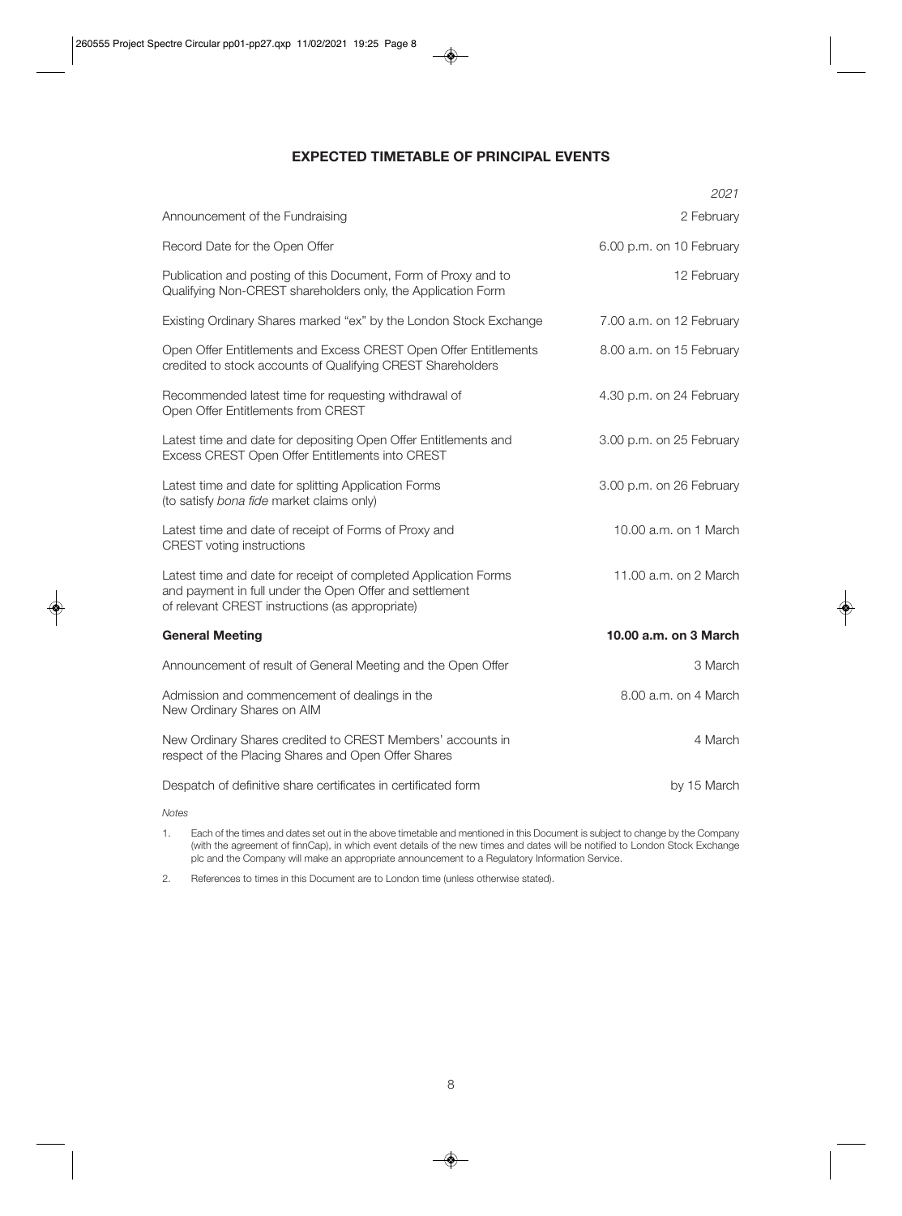## EXPECTED TIMETABLE OF PRINCIPAL EVENTS

| | *2021* |
|---|---|
| Announcement of the Fundraising | 2 February |
| Record Date for the Open Offer | 6.00 p.m. on 10 February |
| Publication and posting of this Document, Form of Proxy and to Qualifying Non-CREST shareholders only, the Application Form | 12 February |
| Existing Ordinary Shares marked "ex" by the London Stock Exchange | 7.00 a.m. on 12 February |
| Open Offer Entitlements and Excess CREST Open Offer Entitlements credited to stock accounts of Qualifying CREST Shareholders | 8.00 a.m. on 15 February |
| Recommended latest time for requesting withdrawal of Open Offer Entitlements from CREST | 4.30 p.m. on 24 February |
| Latest time and date for depositing Open Offer Entitlements and Excess CREST Open Offer Entitlements into CREST | 3.00 p.m. on 25 February |
| Latest time and date for splitting Application Forms (to satisfy *bona fide* market claims only) | 3.00 p.m. on 26 February |
| Latest time and date of receipt of Forms of Proxy and CREST voting instructions | 10.00 a.m. on 1 March |
| Latest time and date for receipt of completed Application Forms and payment in full under the Open Offer and settlement of relevant CREST instructions (as appropriate) | 11.00 a.m. on 2 March |
| **General Meeting** | **10.00 a.m. on 3 March** |
| Announcement of result of General Meeting and the Open Offer | 3 March |
| Admission and commencement of dealings in the New Ordinary Shares on AIM | 8.00 a.m. on 4 March |
| New Ordinary Shares credited to CREST Members' accounts in respect of the Placing Shares and Open Offer Shares | 4 March |
| Despatch of definitive share certificates in certificated form | by 15 March |

*Notes*

1. Each of the times and dates set out in the above timetable and mentioned in this Document is subject to change by the Company (with the agreement of finnCap), in which event details of the new times and dates will be notified to London Stock Exchange plc and the Company will make an appropriate announcement to a Regulatory Information Service.

2. References to times in this Document are to London time (unless otherwise stated).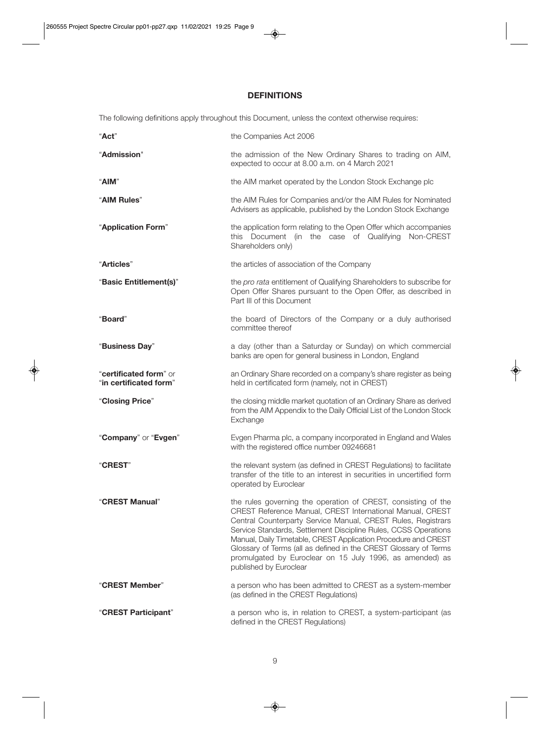# DEFINITIONS

The following definitions apply throughout this Document, unless the context otherwise requires:

| | |
|---|---|
| "**Act**" | the Companies Act 2006 |
| "**Admission**" | the admission of the New Ordinary Shares to trading on AIM, expected to occur at 8.00 a.m. on 4 March 2021 |
| "**AIM**" | the AIM market operated by the London Stock Exchange plc |
| "**AIM Rules**" | the AIM Rules for Companies and/or the AIM Rules for Nominated Advisers as applicable, published by the London Stock Exchange |
| "**Application Form**" | the application form relating to the Open Offer which accompanies this Document (in the case of Qualifying Non-CREST Shareholders only) |
| "**Articles**" | the articles of association of the Company |
| "**Basic Entitlement(s)**" | the *pro rata* entitlement of Qualifying Shareholders to subscribe for Open Offer Shares pursuant to the Open Offer, as described in Part III of this Document |
| "**Board**" | the board of Directors of the Company or a duly authorised committee thereof |
| "**Business Day**" | a day (other than a Saturday or Sunday) on which commercial banks are open for general business in London, England |
| "**certificated form**" or "**in certificated form**" | an Ordinary Share recorded on a company's share register as being held in certificated form (namely, not in CREST) |
| "**Closing Price**" | the closing middle market quotation of an Ordinary Share as derived from the AIM Appendix to the Daily Official List of the London Stock Exchange |
| "**Company**" or "**Evgen**" | Evgen Pharma plc, a company incorporated in England and Wales with the registered office number 09246681 |
| "**CREST**" | the relevant system (as defined in CREST Regulations) to facilitate transfer of the title to an interest in securities in uncertified form operated by Euroclear |
| "**CREST Manual**" | the rules governing the operation of CREST, consisting of the CREST Reference Manual, CREST International Manual, CREST Central Counterparty Service Manual, CREST Rules, Registrars Service Standards, Settlement Discipline Rules, CCSS Operations Manual, Daily Timetable, CREST Application Procedure and CREST Glossary of Terms (all as defined in the CREST Glossary of Terms promulgated by Euroclear on 15 July 1996, as amended) as published by Euroclear |
| "**CREST Member**" | a person who has been admitted to CREST as a system-member (as defined in the CREST Regulations) |
| "**CREST Participant**" | a person who is, in relation to CREST, a system-participant (as defined in the CREST Regulations) |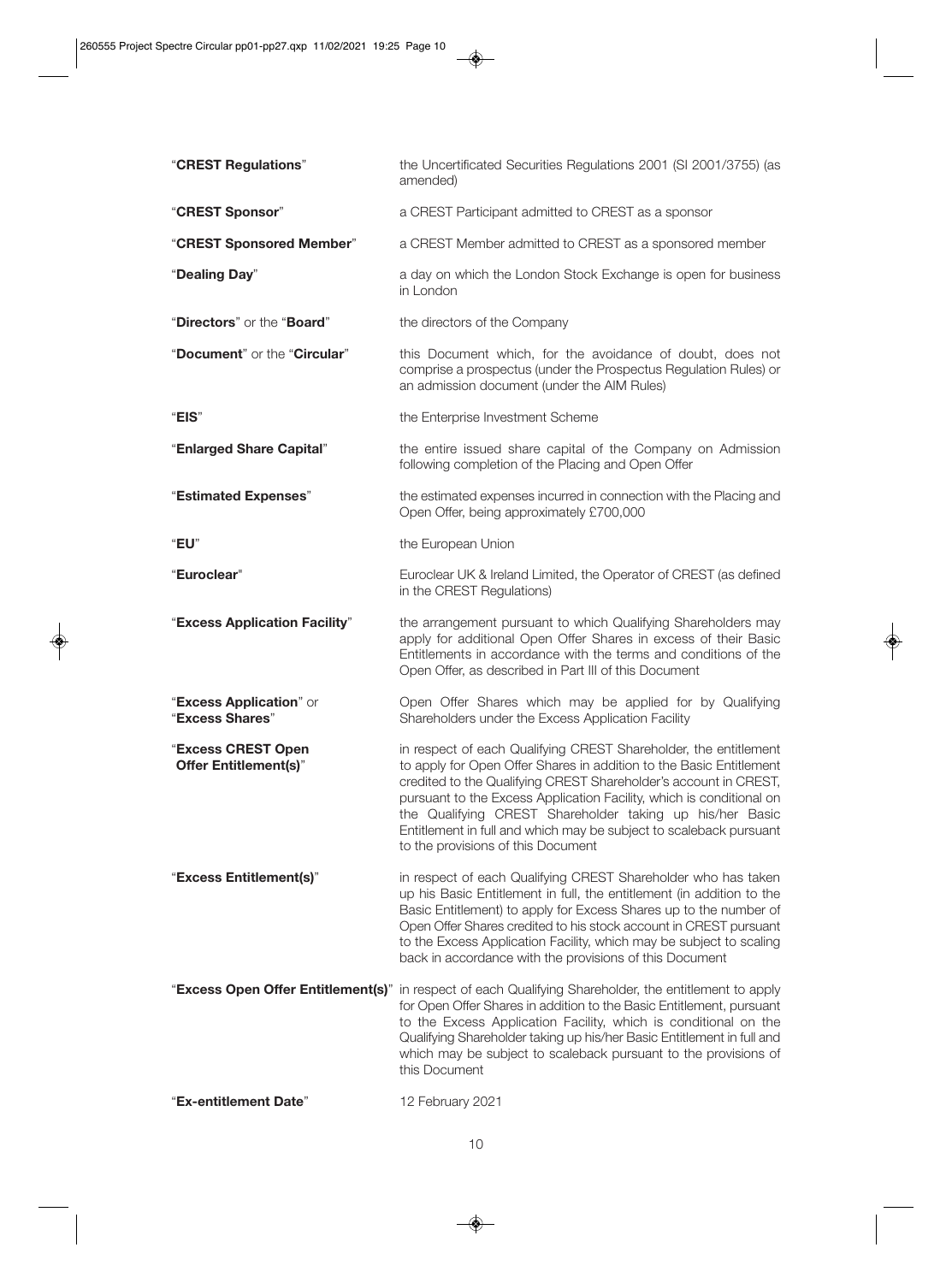| | |
|---|---|
| "**CREST Regulations**" | the Uncertificated Securities Regulations 2001 (SI 2001/3755) (as amended) |
| "**CREST Sponsor**" | a CREST Participant admitted to CREST as a sponsor |
| "**CREST Sponsored Member**" | a CREST Member admitted to CREST as a sponsored member |
| "**Dealing Day**" | a day on which the London Stock Exchange is open for business in London |
| "**Directors**" or the "**Board**" | the directors of the Company |
| "**Document**" or the "**Circular**" | this Document which, for the avoidance of doubt, does not comprise a prospectus (under the Prospectus Regulation Rules) or an admission document (under the AIM Rules) |
| "**EIS**" | the Enterprise Investment Scheme |
| "**Enlarged Share Capital**" | the entire issued share capital of the Company on Admission following completion of the Placing and Open Offer |
| "**Estimated Expenses**" | the estimated expenses incurred in connection with the Placing and Open Offer, being approximately £700,000 |
| "**EU**" | the European Union |
| "**Euroclear**" | Euroclear UK & Ireland Limited, the Operator of CREST (as defined in the CREST Regulations) |
| "**Excess Application Facility**" | the arrangement pursuant to which Qualifying Shareholders may apply for additional Open Offer Shares in excess of their Basic Entitlements in accordance with the terms and conditions of the Open Offer, as described in Part III of this Document |
| "**Excess Application**" or "**Excess Shares**" | Open Offer Shares which may be applied for by Qualifying Shareholders under the Excess Application Facility |
| "**Excess CREST Open Offer Entitlement(s)**" | in respect of each Qualifying CREST Shareholder, the entitlement to apply for Open Offer Shares in addition to the Basic Entitlement credited to the Qualifying CREST Shareholder's account in CREST, pursuant to the Excess Application Facility, which is conditional on the Qualifying CREST Shareholder taking up his/her Basic Entitlement in full and which may be subject to scaleback pursuant to the provisions of this Document |
| "**Excess Entitlement(s)**" | in respect of each Qualifying CREST Shareholder who has taken up his Basic Entitlement in full, the entitlement (in addition to the Basic Entitlement) to apply for Excess Shares up to the number of Open Offer Shares credited to his stock account in CREST pursuant to the Excess Application Facility, which may be subject to scaling back in accordance with the provisions of this Document |
| "**Excess Open Offer Entitlement(s)**" | in respect of each Qualifying Shareholder, the entitlement to apply for Open Offer Shares in addition to the Basic Entitlement, pursuant to the Excess Application Facility, which is conditional on the Qualifying Shareholder taking up his/her Basic Entitlement in full and which may be subject to scaleback pursuant to the provisions of this Document |
| "**Ex-entitlement Date**" | 12 February 2021 |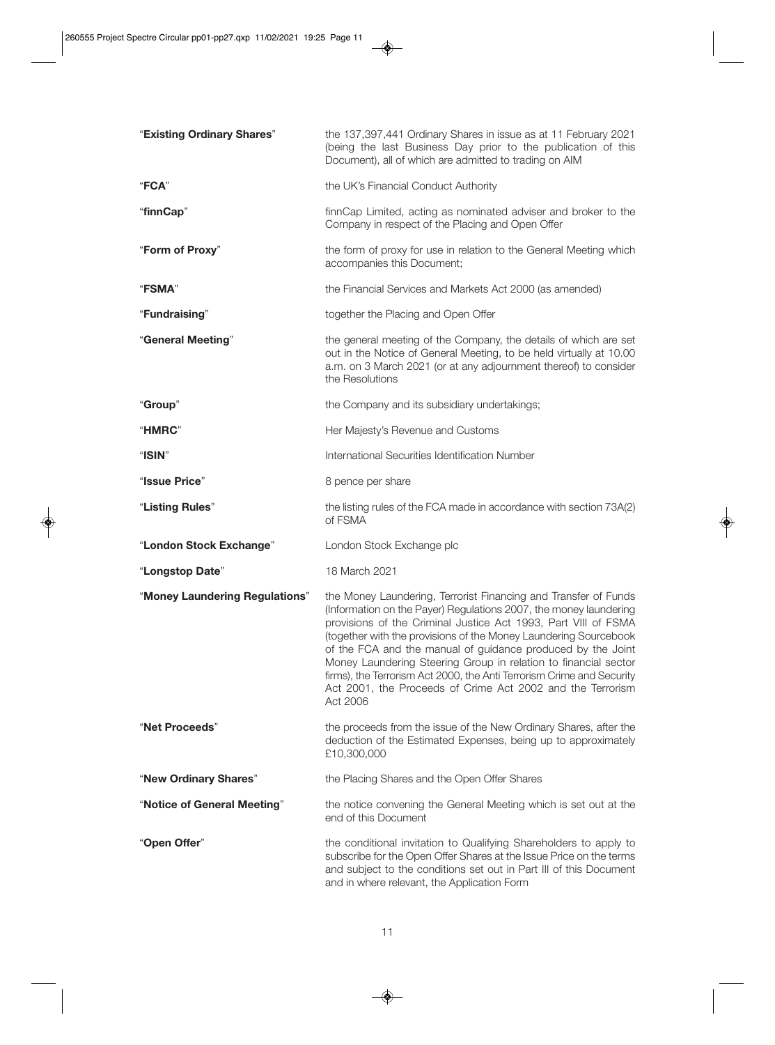| | |
|---|---|
| "**Existing Ordinary Shares**" | the 137,397,441 Ordinary Shares in issue as at 11 February 2021 (being the last Business Day prior to the publication of this Document), all of which are admitted to trading on AIM |
| "**FCA**" | the UK's Financial Conduct Authority |
| "**finnCap**" | finnCap Limited, acting as nominated adviser and broker to the Company in respect of the Placing and Open Offer |
| "**Form of Proxy**" | the form of proxy for use in relation to the General Meeting which accompanies this Document; |
| "**FSMA**" | the Financial Services and Markets Act 2000 (as amended) |
| "**Fundraising**" | together the Placing and Open Offer |
| "**General Meeting**" | the general meeting of the Company, the details of which are set out in the Notice of General Meeting, to be held virtually at 10.00 a.m. on 3 March 2021 (or at any adjournment thereof) to consider the Resolutions |
| "**Group**" | the Company and its subsidiary undertakings; |
| "**HMRC**" | Her Majesty's Revenue and Customs |
| "**ISIN**" | International Securities Identification Number |
| "**Issue Price**" | 8 pence per share |
| "**Listing Rules**" | the listing rules of the FCA made in accordance with section 73A(2) of FSMA |
| "**London Stock Exchange**" | London Stock Exchange plc |
| "**Longstop Date**" | 18 March 2021 |
| "**Money Laundering Regulations**" | the Money Laundering, Terrorist Financing and Transfer of Funds (Information on the Payer) Regulations 2007, the money laundering provisions of the Criminal Justice Act 1993, Part VIII of FSMA (together with the provisions of the Money Laundering Sourcebook of the FCA and the manual of guidance produced by the Joint Money Laundering Steering Group in relation to financial sector firms), the Terrorism Act 2000, the Anti Terrorism Crime and Security Act 2001, the Proceeds of Crime Act 2002 and the Terrorism Act 2006 |
| "**Net Proceeds**" | the proceeds from the issue of the New Ordinary Shares, after the deduction of the Estimated Expenses, being up to approximately £10,300,000 |
| "**New Ordinary Shares**" | the Placing Shares and the Open Offer Shares |
| "**Notice of General Meeting**" | the notice convening the General Meeting which is set out at the end of this Document |
| "**Open Offer**" | the conditional invitation to Qualifying Shareholders to apply to subscribe for the Open Offer Shares at the Issue Price on the terms and subject to the conditions set out in Part III of this Document and in where relevant, the Application Form |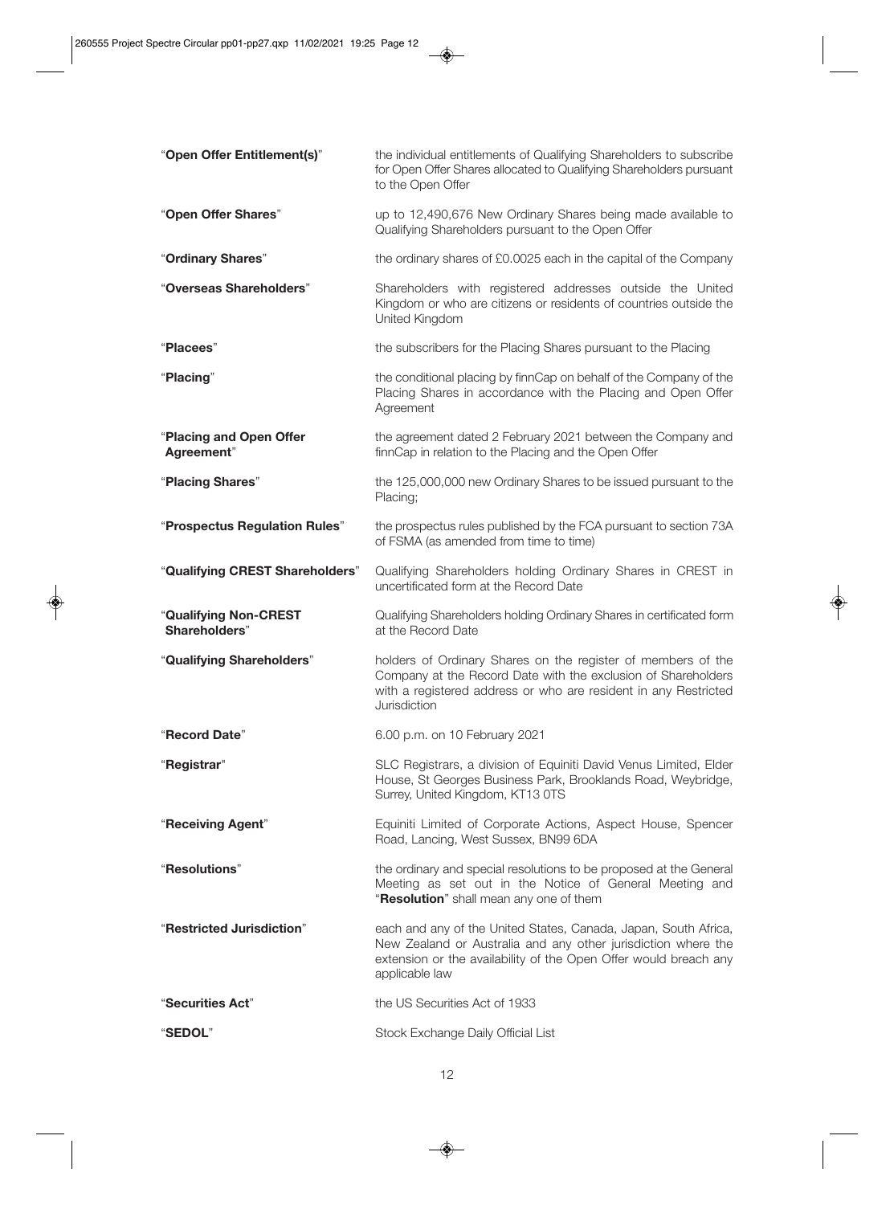| | |
|---|---|
| "**Open Offer Entitlement(s)**" | the individual entitlements of Qualifying Shareholders to subscribe for Open Offer Shares allocated to Qualifying Shareholders pursuant to the Open Offer |
| "**Open Offer Shares**" | up to 12,490,676 New Ordinary Shares being made available to Qualifying Shareholders pursuant to the Open Offer |
| "**Ordinary Shares**" | the ordinary shares of £0.0025 each in the capital of the Company |
| "**Overseas Shareholders**" | Shareholders with registered addresses outside the United Kingdom or who are citizens or residents of countries outside the United Kingdom |
| "**Placees**" | the subscribers for the Placing Shares pursuant to the Placing |
| "**Placing**" | the conditional placing by finnCap on behalf of the Company of the Placing Shares in accordance with the Placing and Open Offer Agreement |
| "**Placing and Open Offer Agreement**" | the agreement dated 2 February 2021 between the Company and finnCap in relation to the Placing and the Open Offer |
| "**Placing Shares**" | the 125,000,000 new Ordinary Shares to be issued pursuant to the Placing; |
| "**Prospectus Regulation Rules**" | the prospectus rules published by the FCA pursuant to section 73A of FSMA (as amended from time to time) |
| "**Qualifying CREST Shareholders**" | Qualifying Shareholders holding Ordinary Shares in CREST in uncertificated form at the Record Date |
| "**Qualifying Non-CREST Shareholders**" | Qualifying Shareholders holding Ordinary Shares in certificated form at the Record Date |
| "**Qualifying Shareholders**" | holders of Ordinary Shares on the register of members of the Company at the Record Date with the exclusion of Shareholders with a registered address or who are resident in any Restricted Jurisdiction |
| "**Record Date**" | 6.00 p.m. on 10 February 2021 |
| "**Registrar**" | SLC Registrars, a division of Equiniti David Venus Limited, Elder House, St Georges Business Park, Brooklands Road, Weybridge, Surrey, United Kingdom, KT13 0TS |
| "**Receiving Agent**" | Equiniti Limited of Corporate Actions, Aspect House, Spencer Road, Lancing, West Sussex, BN99 6DA |
| "**Resolutions**" | the ordinary and special resolutions to be proposed at the General Meeting as set out in the Notice of General Meeting and "**Resolution**" shall mean any one of them |
| "**Restricted Jurisdiction**" | each and any of the United States, Canada, Japan, South Africa, New Zealand or Australia and any other jurisdiction where the extension or the availability of the Open Offer would breach any applicable law |
| "**Securities Act**" | the US Securities Act of 1933 |
| "**SEDOL**" | Stock Exchange Daily Official List |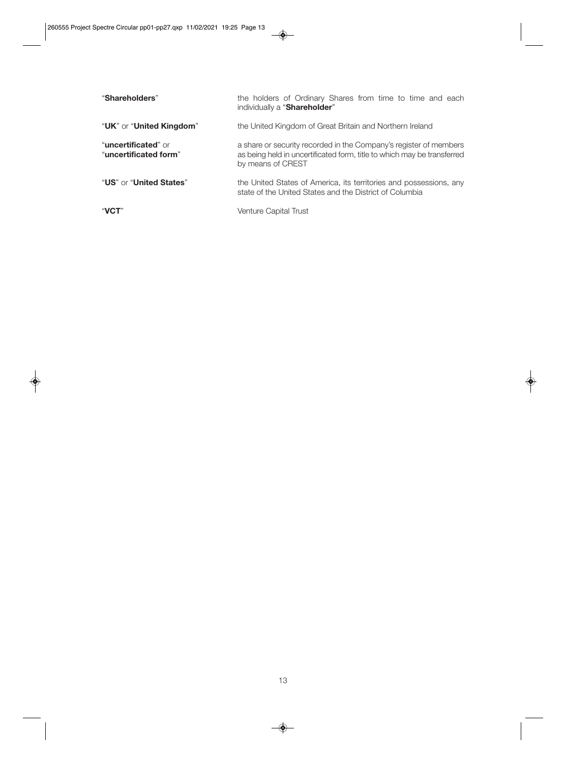| | |
|---|---|
| "**Shareholders**" | the holders of Ordinary Shares from time to time and each individually a "**Shareholder**" |
| "**UK**" or "**United Kingdom**" | the United Kingdom of Great Britain and Northern Ireland |
| "**uncertificated**" or "**uncertificated form**" | a share or security recorded in the Company's register of members as being held in uncertificated form, title to which may be transferred by means of CREST |
| "**US**" or "**United States**" | the United States of America, its territories and possessions, any state of the United States and the District of Columbia |
| "**VCT**" | Venture Capital Trust |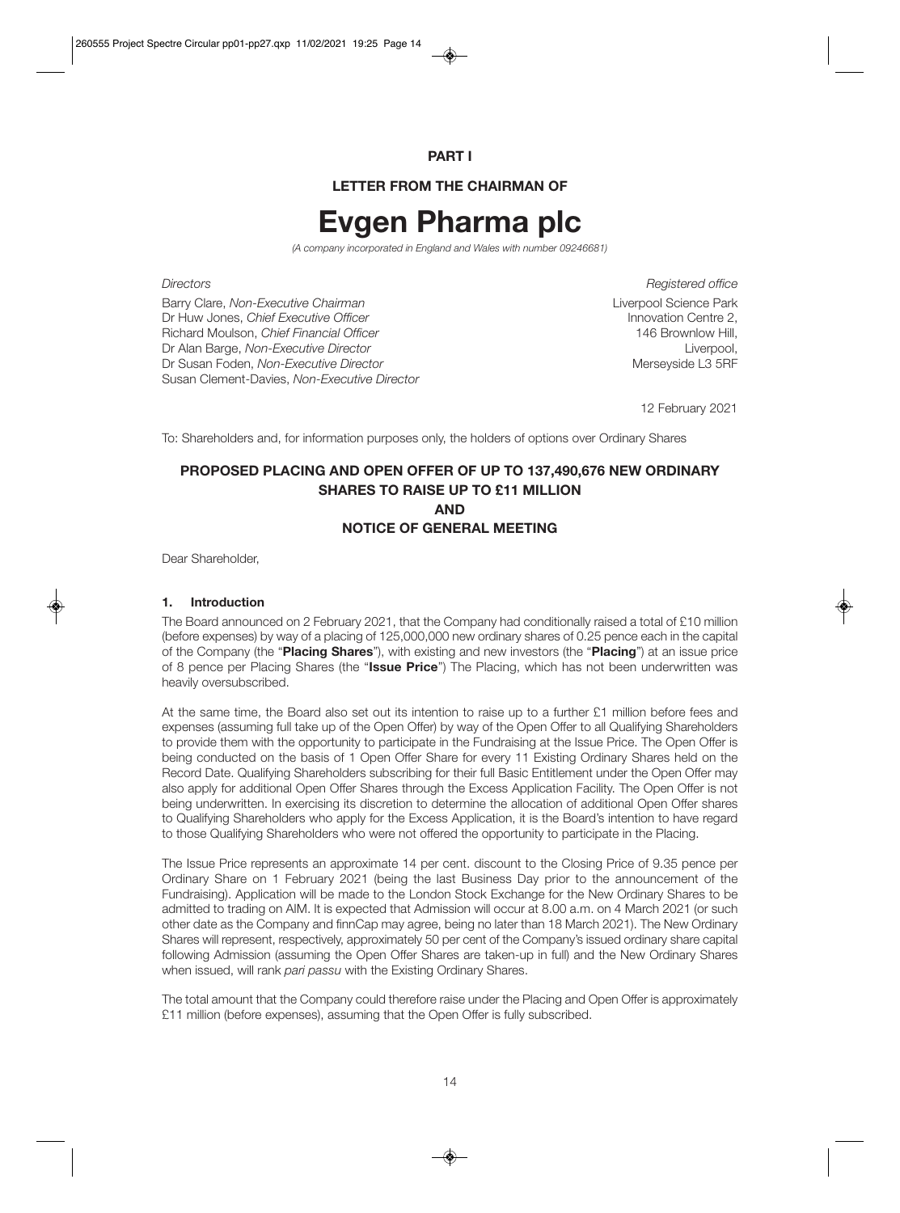**PART I**

**LETTER FROM THE CHAIRMAN OF**

# Evgen Pharma plc

*(A company incorporated in England and Wales with number 09246681)*

*Directors*

Barry Clare, *Non-Executive Chairman*
Dr Huw Jones, *Chief Executive Officer*
Richard Moulson, *Chief Financial Officer*
Dr Alan Barge, *Non-Executive Director*
Dr Susan Foden, *Non-Executive Director*
Susan Clement-Davies, *Non-Executive Director*

*Registered office*

Liverpool Science Park
Innovation Centre 2,
146 Brownlow Hill,
Liverpool,
Merseyside L3 5RF

12 February 2021

To: Shareholders and, for information purposes only, the holders of options over Ordinary Shares

**PROPOSED PLACING AND OPEN OFFER OF UP TO 137,490,676 NEW ORDINARY SHARES TO RAISE UP TO £11 MILLION**
**AND**
**NOTICE OF GENERAL MEETING**

Dear Shareholder,

## 1. Introduction

The Board announced on 2 February 2021, that the Company had conditionally raised a total of £10 million (before expenses) by way of a placing of 125,000,000 new ordinary shares of 0.25 pence each in the capital of the Company (the "**Placing Shares**"), with existing and new investors (the "**Placing**") at an issue price of 8 pence per Placing Shares (the "**Issue Price**") The Placing, which has not been underwritten was heavily oversubscribed.

At the same time, the Board also set out its intention to raise up to a further £1 million before fees and expenses (assuming full take up of the Open Offer) by way of the Open Offer to all Qualifying Shareholders to provide them with the opportunity to participate in the Fundraising at the Issue Price. The Open Offer is being conducted on the basis of 1 Open Offer Share for every 11 Existing Ordinary Shares held on the Record Date. Qualifying Shareholders subscribing for their full Basic Entitlement under the Open Offer may also apply for additional Open Offer Shares through the Excess Application Facility. The Open Offer is not being underwritten. In exercising its discretion to determine the allocation of additional Open Offer shares to Qualifying Shareholders who apply for the Excess Application, it is the Board's intention to have regard to those Qualifying Shareholders who were not offered the opportunity to participate in the Placing.

The Issue Price represents an approximate 14 per cent. discount to the Closing Price of 9.35 pence per Ordinary Share on 1 February 2021 (being the last Business Day prior to the announcement of the Fundraising). Application will be made to the London Stock Exchange for the New Ordinary Shares to be admitted to trading on AIM. It is expected that Admission will occur at 8.00 a.m. on 4 March 2021 (or such other date as the Company and finnCap may agree, being no later than 18 March 2021). The New Ordinary Shares will represent, respectively, approximately 50 per cent of the Company's issued ordinary share capital following Admission (assuming the Open Offer Shares are taken-up in full) and the New Ordinary Shares when issued, will rank *pari passu* with the Existing Ordinary Shares.

The total amount that the Company could therefore raise under the Placing and Open Offer is approximately £11 million (before expenses), assuming that the Open Offer is fully subscribed.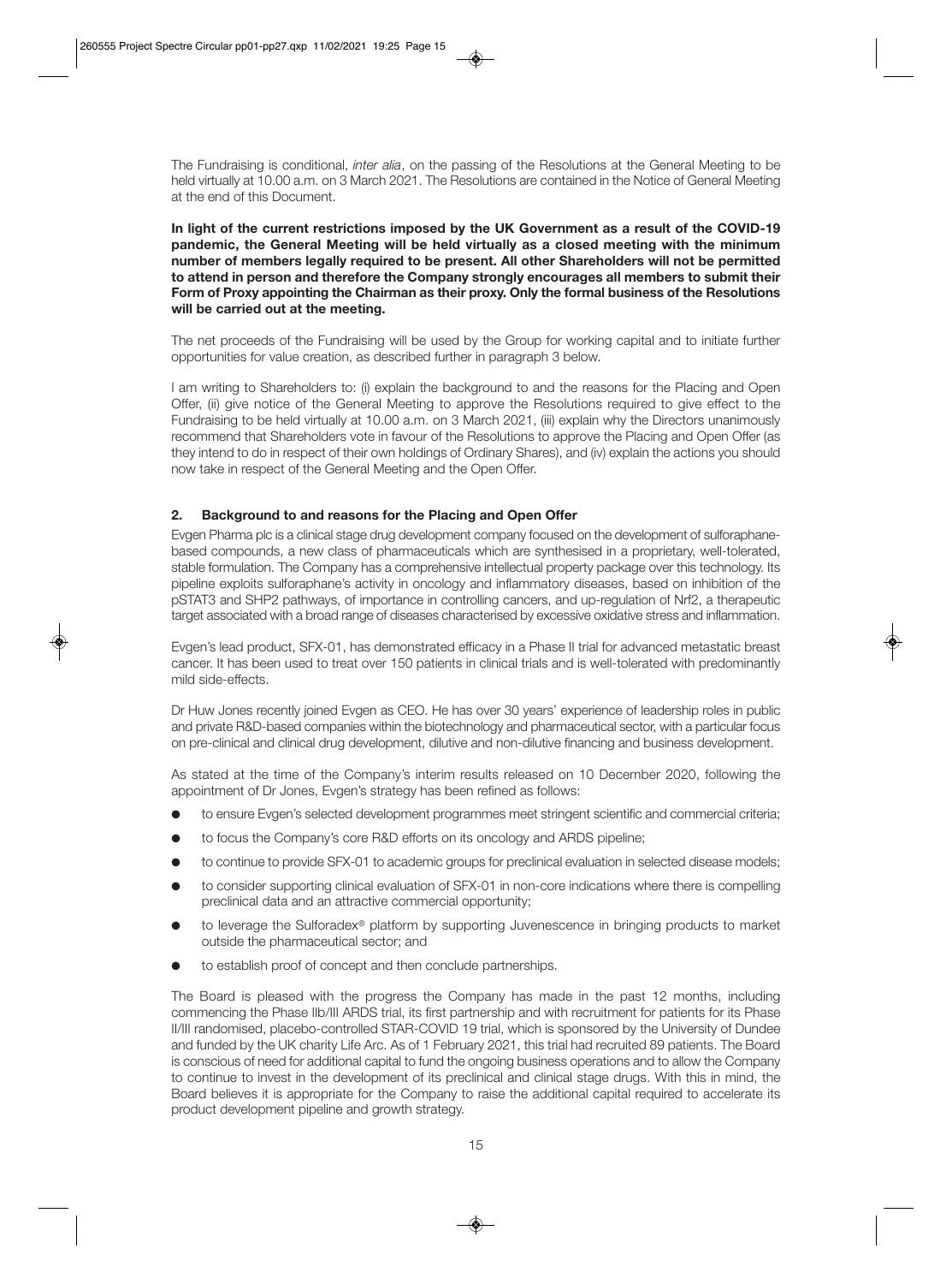The Fundraising is conditional, *inter alia*, on the passing of the Resolutions at the General Meeting to be held virtually at 10.00 a.m. on 3 March 2021. The Resolutions are contained in the Notice of General Meeting at the end of this Document.

**In light of the current restrictions imposed by the UK Government as a result of the COVID-19 pandemic, the General Meeting will be held virtually as a closed meeting with the minimum number of members legally required to be present. All other Shareholders will not be permitted to attend in person and therefore the Company strongly encourages all members to submit their Form of Proxy appointing the Chairman as their proxy. Only the formal business of the Resolutions will be carried out at the meeting.**

The net proceeds of the Fundraising will be used by the Group for working capital and to initiate further opportunities for value creation, as described further in paragraph 3 below.

I am writing to Shareholders to: (i) explain the background to and the reasons for the Placing and Open Offer, (ii) give notice of the General Meeting to approve the Resolutions required to give effect to the Fundraising to be held virtually at 10.00 a.m. on 3 March 2021, (iii) explain why the Directors unanimously recommend that Shareholders vote in favour of the Resolutions to approve the Placing and Open Offer (as they intend to do in respect of their own holdings of Ordinary Shares), and (iv) explain the actions you should now take in respect of the General Meeting and the Open Offer.

## 2. Background to and reasons for the Placing and Open Offer

Evgen Pharma plc is a clinical stage drug development company focused on the development of sulforaphane-based compounds, a new class of pharmaceuticals which are synthesised in a proprietary, well-tolerated, stable formulation. The Company has a comprehensive intellectual property package over this technology. Its pipeline exploits sulforaphane's activity in oncology and inflammatory diseases, based on inhibition of the pSTAT3 and SHP2 pathways, of importance in controlling cancers, and up-regulation of Nrf2, a therapeutic target associated with a broad range of diseases characterised by excessive oxidative stress and inflammation.

Evgen's lead product, SFX-01, has demonstrated efficacy in a Phase II trial for advanced metastatic breast cancer. It has been used to treat over 150 patients in clinical trials and is well-tolerated with predominantly mild side-effects.

Dr Huw Jones recently joined Evgen as CEO. He has over 30 years' experience of leadership roles in public and private R&D-based companies within the biotechnology and pharmaceutical sector, with a particular focus on pre-clinical and clinical drug development, dilutive and non-dilutive financing and business development.

As stated at the time of the Company's interim results released on 10 December 2020, following the appointment of Dr Jones, Evgen's strategy has been refined as follows:

- to ensure Evgen's selected development programmes meet stringent scientific and commercial criteria;
- to focus the Company's core R&D efforts on its oncology and ARDS pipeline;
- to continue to provide SFX-01 to academic groups for preclinical evaluation in selected disease models;
- to consider supporting clinical evaluation of SFX-01 in non-core indications where there is compelling preclinical data and an attractive commercial opportunity;
- to leverage the Sulforadex® platform by supporting Juvenescence in bringing products to market outside the pharmaceutical sector; and
- to establish proof of concept and then conclude partnerships.

The Board is pleased with the progress the Company has made in the past 12 months, including commencing the Phase IIb/III ARDS trial, its first partnership and with recruitment for patients for its Phase II/III randomised, placebo-controlled STAR-COVID 19 trial, which is sponsored by the University of Dundee and funded by the UK charity Life Arc. As of 1 February 2021, this trial had recruited 89 patients. The Board is conscious of need for additional capital to fund the ongoing business operations and to allow the Company to continue to invest in the development of its preclinical and clinical stage drugs. With this in mind, the Board believes it is appropriate for the Company to raise the additional capital required to accelerate its product development pipeline and growth strategy.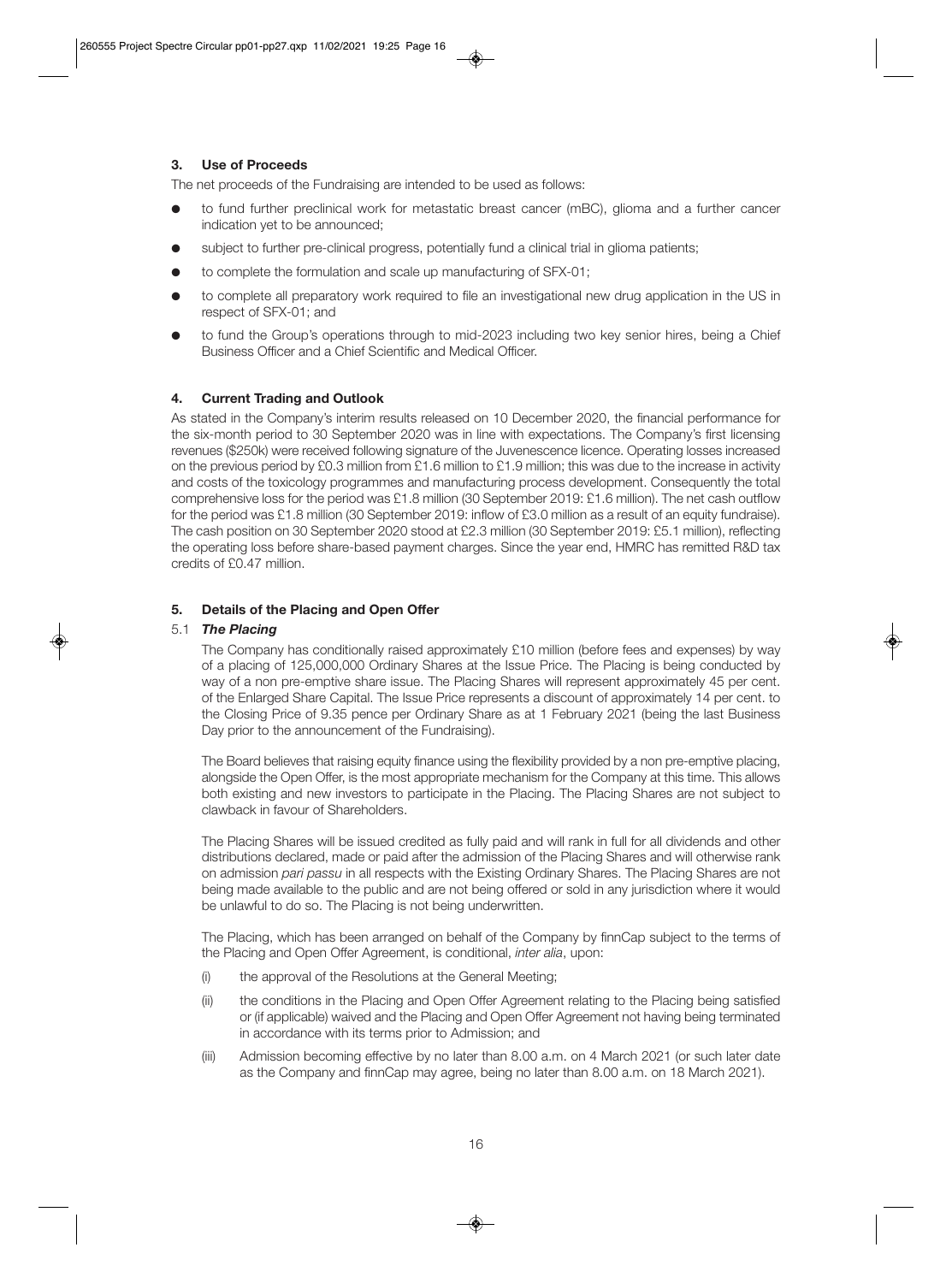## 3. Use of Proceeds

The net proceeds of the Fundraising are intended to be used as follows:

- to fund further preclinical work for metastatic breast cancer (mBC), glioma and a further cancer indication yet to be announced;
- subject to further pre-clinical progress, potentially fund a clinical trial in glioma patients;
- to complete the formulation and scale up manufacturing of SFX-01;
- to complete all preparatory work required to file an investigational new drug application in the US in respect of SFX-01; and
- to fund the Group's operations through to mid-2023 including two key senior hires, being a Chief Business Officer and a Chief Scientific and Medical Officer.

## 4. Current Trading and Outlook

As stated in the Company's interim results released on 10 December 2020, the financial performance for the six-month period to 30 September 2020 was in line with expectations. The Company's first licensing revenues ($250k) were received following signature of the Juvenescence licence. Operating losses increased on the previous period by £0.3 million from £1.6 million to £1.9 million; this was due to the increase in activity and costs of the toxicology programmes and manufacturing process development. Consequently the total comprehensive loss for the period was £1.8 million (30 September 2019: £1.6 million). The net cash outflow for the period was £1.8 million (30 September 2019: inflow of £3.0 million as a result of an equity fundraise). The cash position on 30 September 2020 stood at £2.3 million (30 September 2019: £5.1 million), reflecting the operating loss before share-based payment charges. Since the year end, HMRC has remitted R&D tax credits of £0.47 million.

## 5. Details of the Placing and Open Offer

### 5.1 *The Placing*

The Company has conditionally raised approximately £10 million (before fees and expenses) by way of a placing of 125,000,000 Ordinary Shares at the Issue Price. The Placing is being conducted by way of a non pre-emptive share issue. The Placing Shares will represent approximately 45 per cent. of the Enlarged Share Capital. The Issue Price represents a discount of approximately 14 per cent. to the Closing Price of 9.35 pence per Ordinary Share as at 1 February 2021 (being the last Business Day prior to the announcement of the Fundraising).

The Board believes that raising equity finance using the flexibility provided by a non pre-emptive placing, alongside the Open Offer, is the most appropriate mechanism for the Company at this time. This allows both existing and new investors to participate in the Placing. The Placing Shares are not subject to clawback in favour of Shareholders.

The Placing Shares will be issued credited as fully paid and will rank in full for all dividends and other distributions declared, made or paid after the admission of the Placing Shares and will otherwise rank on admission *pari passu* in all respects with the Existing Ordinary Shares. The Placing Shares are not being made available to the public and are not being offered or sold in any jurisdiction where it would be unlawful to do so. The Placing is not being underwritten.

The Placing, which has been arranged on behalf of the Company by finnCap subject to the terms of the Placing and Open Offer Agreement, is conditional, *inter alia*, upon:

(i) the approval of the Resolutions at the General Meeting;

(ii) the conditions in the Placing and Open Offer Agreement relating to the Placing being satisfied or (if applicable) waived and the Placing and Open Offer Agreement not having being terminated in accordance with its terms prior to Admission; and

(iii) Admission becoming effective by no later than 8.00 a.m. on 4 March 2021 (or such later date as the Company and finnCap may agree, being no later than 8.00 a.m. on 18 March 2021).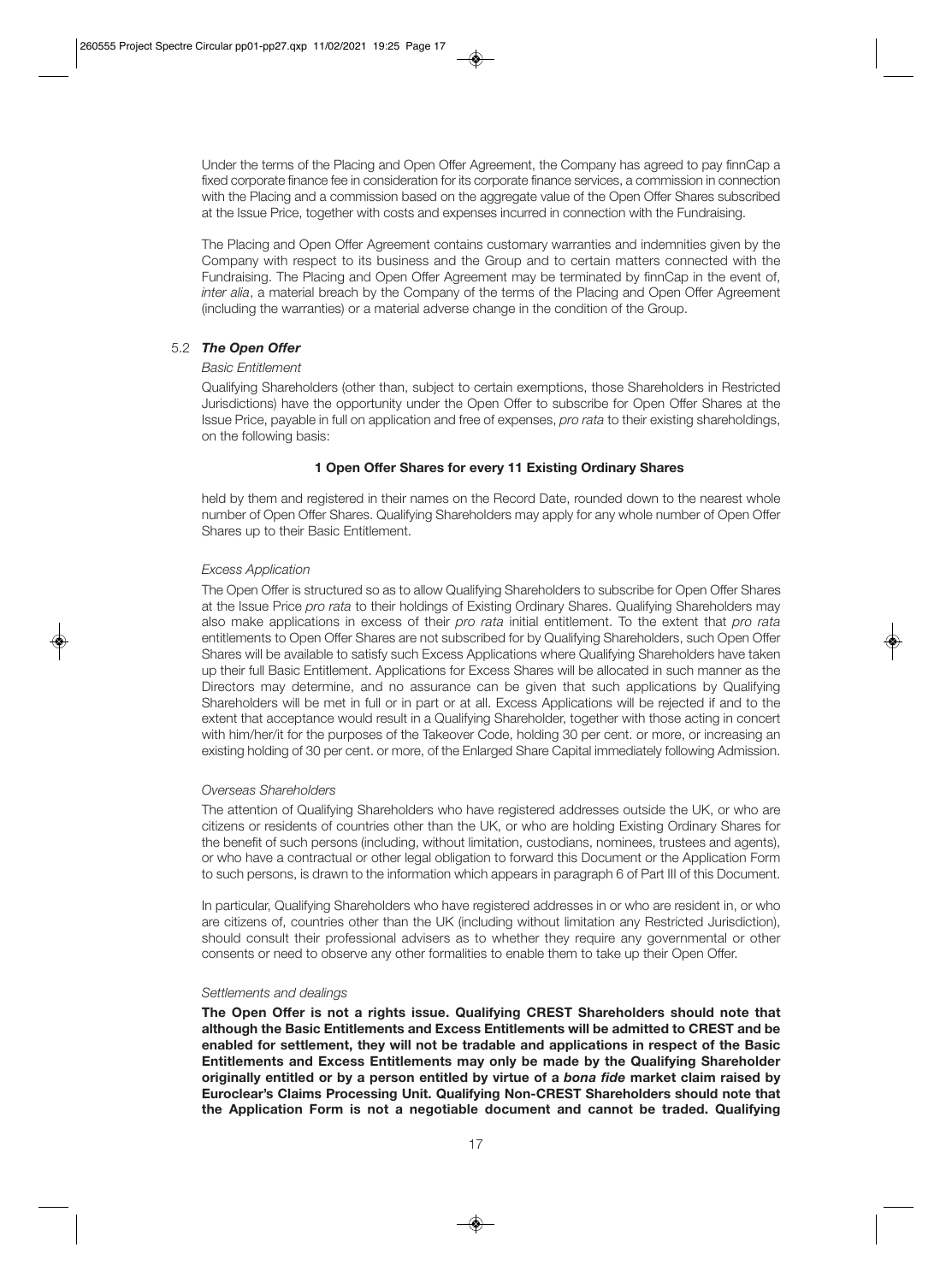Under the terms of the Placing and Open Offer Agreement, the Company has agreed to pay finnCap a fixed corporate finance fee in consideration for its corporate finance services, a commission in connection with the Placing and a commission based on the aggregate value of the Open Offer Shares subscribed at the Issue Price, together with costs and expenses incurred in connection with the Fundraising.

The Placing and Open Offer Agreement contains customary warranties and indemnities given by the Company with respect to its business and the Group and to certain matters connected with the Fundraising. The Placing and Open Offer Agreement may be terminated by finnCap in the event of, *inter alia*, a material breach by the Company of the terms of the Placing and Open Offer Agreement (including the warranties) or a material adverse change in the condition of the Group.

### 5.2 *The Open Offer*

*Basic Entitlement*

Qualifying Shareholders (other than, subject to certain exemptions, those Shareholders in Restricted Jurisdictions) have the opportunity under the Open Offer to subscribe for Open Offer Shares at the Issue Price, payable in full on application and free of expenses, *pro rata* to their existing shareholdings, on the following basis:

**1 Open Offer Shares for every 11 Existing Ordinary Shares**

held by them and registered in their names on the Record Date, rounded down to the nearest whole number of Open Offer Shares. Qualifying Shareholders may apply for any whole number of Open Offer Shares up to their Basic Entitlement.

*Excess Application*

The Open Offer is structured so as to allow Qualifying Shareholders to subscribe for Open Offer Shares at the Issue Price *pro rata* to their holdings of Existing Ordinary Shares. Qualifying Shareholders may also make applications in excess of their *pro rata* initial entitlement. To the extent that *pro rata* entitlements to Open Offer Shares are not subscribed for by Qualifying Shareholders, such Open Offer Shares will be available to satisfy such Excess Applications where Qualifying Shareholders have taken up their full Basic Entitlement. Applications for Excess Shares will be allocated in such manner as the Directors may determine, and no assurance can be given that such applications by Qualifying Shareholders will be met in full or in part or at all. Excess Applications will be rejected if and to the extent that acceptance would result in a Qualifying Shareholder, together with those acting in concert with him/her/it for the purposes of the Takeover Code, holding 30 per cent. or more, or increasing an existing holding of 30 per cent. or more, of the Enlarged Share Capital immediately following Admission.

*Overseas Shareholders*

The attention of Qualifying Shareholders who have registered addresses outside the UK, or who are citizens or residents of countries other than the UK, or who are holding Existing Ordinary Shares for the benefit of such persons (including, without limitation, custodians, nominees, trustees and agents), or who have a contractual or other legal obligation to forward this Document or the Application Form to such persons, is drawn to the information which appears in paragraph 6 of Part III of this Document.

In particular, Qualifying Shareholders who have registered addresses in or who are resident in, or who are citizens of, countries other than the UK (including without limitation any Restricted Jurisdiction), should consult their professional advisers as to whether they require any governmental or other consents or need to observe any other formalities to enable them to take up their Open Offer.

*Settlements and dealings*

**The Open Offer is not a rights issue. Qualifying CREST Shareholders should note that although the Basic Entitlements and Excess Entitlements will be admitted to CREST and be enabled for settlement, they will not be tradable and applications in respect of the Basic Entitlements and Excess Entitlements may only be made by the Qualifying Shareholder originally entitled or by a person entitled by virtue of a *bona fide* market claim raised by Euroclear's Claims Processing Unit. Qualifying Non-CREST Shareholders should note that the Application Form is not a negotiable document and cannot be traded. Qualifying**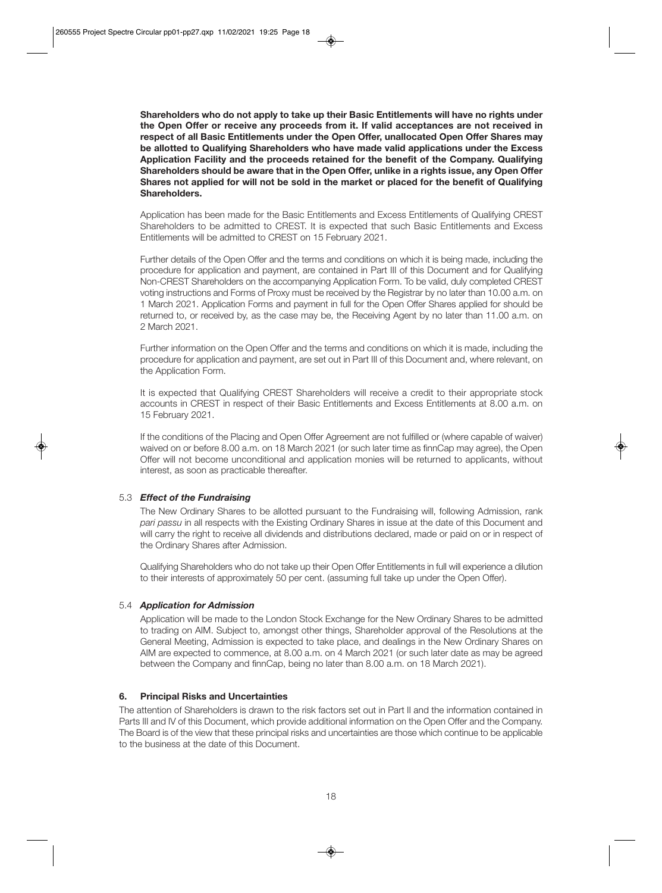**Shareholders who do not apply to take up their Basic Entitlements will have no rights under the Open Offer or receive any proceeds from it. If valid acceptances are not received in respect of all Basic Entitlements under the Open Offer, unallocated Open Offer Shares may be allotted to Qualifying Shareholders who have made valid applications under the Excess Application Facility and the proceeds retained for the benefit of the Company. Qualifying Shareholders should be aware that in the Open Offer, unlike in a rights issue, any Open Offer Shares not applied for will not be sold in the market or placed for the benefit of Qualifying Shareholders.**

Application has been made for the Basic Entitlements and Excess Entitlements of Qualifying CREST Shareholders to be admitted to CREST. It is expected that such Basic Entitlements and Excess Entitlements will be admitted to CREST on 15 February 2021.

Further details of the Open Offer and the terms and conditions on which it is being made, including the procedure for application and payment, are contained in Part III of this Document and for Qualifying Non-CREST Shareholders on the accompanying Application Form. To be valid, duly completed CREST voting instructions and Forms of Proxy must be received by the Registrar by no later than 10.00 a.m. on 1 March 2021. Application Forms and payment in full for the Open Offer Shares applied for should be returned to, or received by, as the case may be, the Receiving Agent by no later than 11.00 a.m. on 2 March 2021.

Further information on the Open Offer and the terms and conditions on which it is made, including the procedure for application and payment, are set out in Part III of this Document and, where relevant, on the Application Form.

It is expected that Qualifying CREST Shareholders will receive a credit to their appropriate stock accounts in CREST in respect of their Basic Entitlements and Excess Entitlements at 8.00 a.m. on 15 February 2021.

If the conditions of the Placing and Open Offer Agreement are not fulfilled or (where capable of waiver) waived on or before 8.00 a.m. on 18 March 2021 (or such later time as finnCap may agree), the Open Offer will not become unconditional and application monies will be returned to applicants, without interest, as soon as practicable thereafter.

### 5.3 *Effect of the Fundraising*

The New Ordinary Shares to be allotted pursuant to the Fundraising will, following Admission, rank *pari passu* in all respects with the Existing Ordinary Shares in issue at the date of this Document and will carry the right to receive all dividends and distributions declared, made or paid on or in respect of the Ordinary Shares after Admission.

Qualifying Shareholders who do not take up their Open Offer Entitlements in full will experience a dilution to their interests of approximately 50 per cent. (assuming full take up under the Open Offer).

### 5.4 *Application for Admission*

Application will be made to the London Stock Exchange for the New Ordinary Shares to be admitted to trading on AIM. Subject to, amongst other things, Shareholder approval of the Resolutions at the General Meeting, Admission is expected to take place, and dealings in the New Ordinary Shares on AIM are expected to commence, at 8.00 a.m. on 4 March 2021 (or such later date as may be agreed between the Company and finnCap, being no later than 8.00 a.m. on 18 March 2021).

## 6. Principal Risks and Uncertainties

The attention of Shareholders is drawn to the risk factors set out in Part II and the information contained in Parts III and IV of this Document, which provide additional information on the Open Offer and the Company. The Board is of the view that these principal risks and uncertainties are those which continue to be applicable to the business at the date of this Document.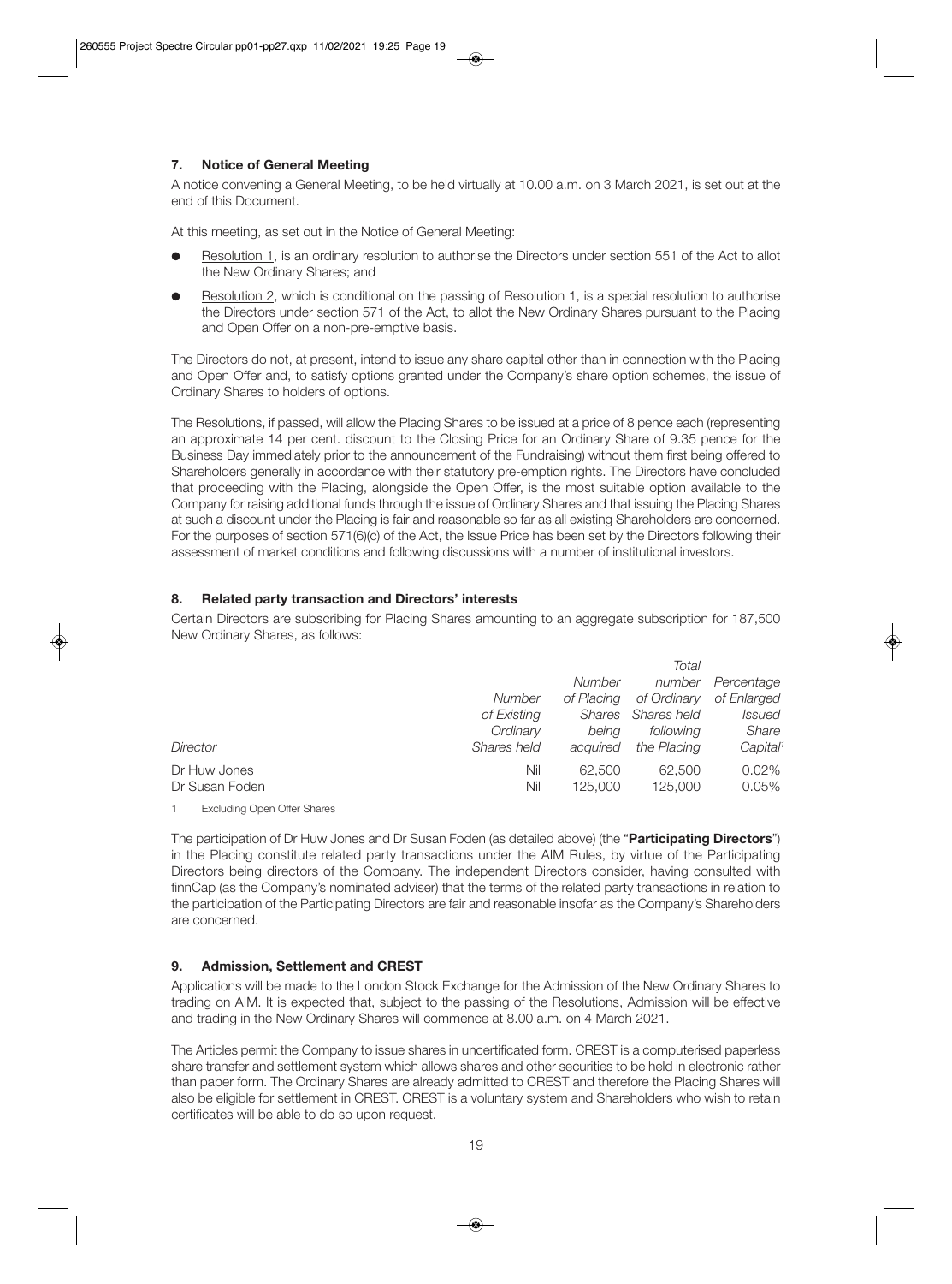## 7. Notice of General Meeting

A notice convening a General Meeting, to be held virtually at 10.00 a.m. on 3 March 2021, is set out at the end of this Document.

At this meeting, as set out in the Notice of General Meeting:

- Resolution 1, is an ordinary resolution to authorise the Directors under section 551 of the Act to allot the New Ordinary Shares; and
- Resolution 2, which is conditional on the passing of Resolution 1, is a special resolution to authorise the Directors under section 571 of the Act, to allot the New Ordinary Shares pursuant to the Placing and Open Offer on a non-pre-emptive basis.

The Directors do not, at present, intend to issue any share capital other than in connection with the Placing and Open Offer and, to satisfy options granted under the Company's share option schemes, the issue of Ordinary Shares to holders of options.

The Resolutions, if passed, will allow the Placing Shares to be issued at a price of 8 pence each (representing an approximate 14 per cent. discount to the Closing Price for an Ordinary Share of 9.35 pence for the Business Day immediately prior to the announcement of the Fundraising) without them first being offered to Shareholders generally in accordance with their statutory pre-emption rights. The Directors have concluded that proceeding with the Placing, alongside the Open Offer, is the most suitable option available to the Company for raising additional funds through the issue of Ordinary Shares and that issuing the Placing Shares at such a discount under the Placing is fair and reasonable so far as all existing Shareholders are concerned. For the purposes of section 571(6)(c) of the Act, the Issue Price has been set by the Directors following their assessment of market conditions and following discussions with a number of institutional investors.

## 8. Related party transaction and Directors' interests

Certain Directors are subscribing for Placing Shares amounting to an aggregate subscription for 187,500 New Ordinary Shares, as follows:

| *Director* | *Number of Existing Ordinary Shares held* | *Number of Placing Shares being acquired* | *Total number of Ordinary Shares held following the Placing* | *Percentage of Enlarged Issued Share Capital*[1] |
|---|---|---|---|---|
| Dr Huw Jones | Nil | 62,500 | 62,500 | 0.02% |
| Dr Susan Foden | Nil | 125,000 | 125,000 | 0.05% |

1 Excluding Open Offer Shares

The participation of Dr Huw Jones and Dr Susan Foden (as detailed above) (the "**Participating Directors**") in the Placing constitute related party transactions under the AIM Rules, by virtue of the Participating Directors being directors of the Company. The independent Directors consider, having consulted with finnCap (as the Company's nominated adviser) that the terms of the related party transactions in relation to the participation of the Participating Directors are fair and reasonable insofar as the Company's Shareholders are concerned.

## 9. Admission, Settlement and CREST

Applications will be made to the London Stock Exchange for the Admission of the New Ordinary Shares to trading on AIM. It is expected that, subject to the passing of the Resolutions, Admission will be effective and trading in the New Ordinary Shares will commence at 8.00 a.m. on 4 March 2021.

The Articles permit the Company to issue shares in uncertificated form. CREST is a computerised paperless share transfer and settlement system which allows shares and other securities to be held in electronic rather than paper form. The Ordinary Shares are already admitted to CREST and therefore the Placing Shares will also be eligible for settlement in CREST. CREST is a voluntary system and Shareholders who wish to retain certificates will be able to do so upon request.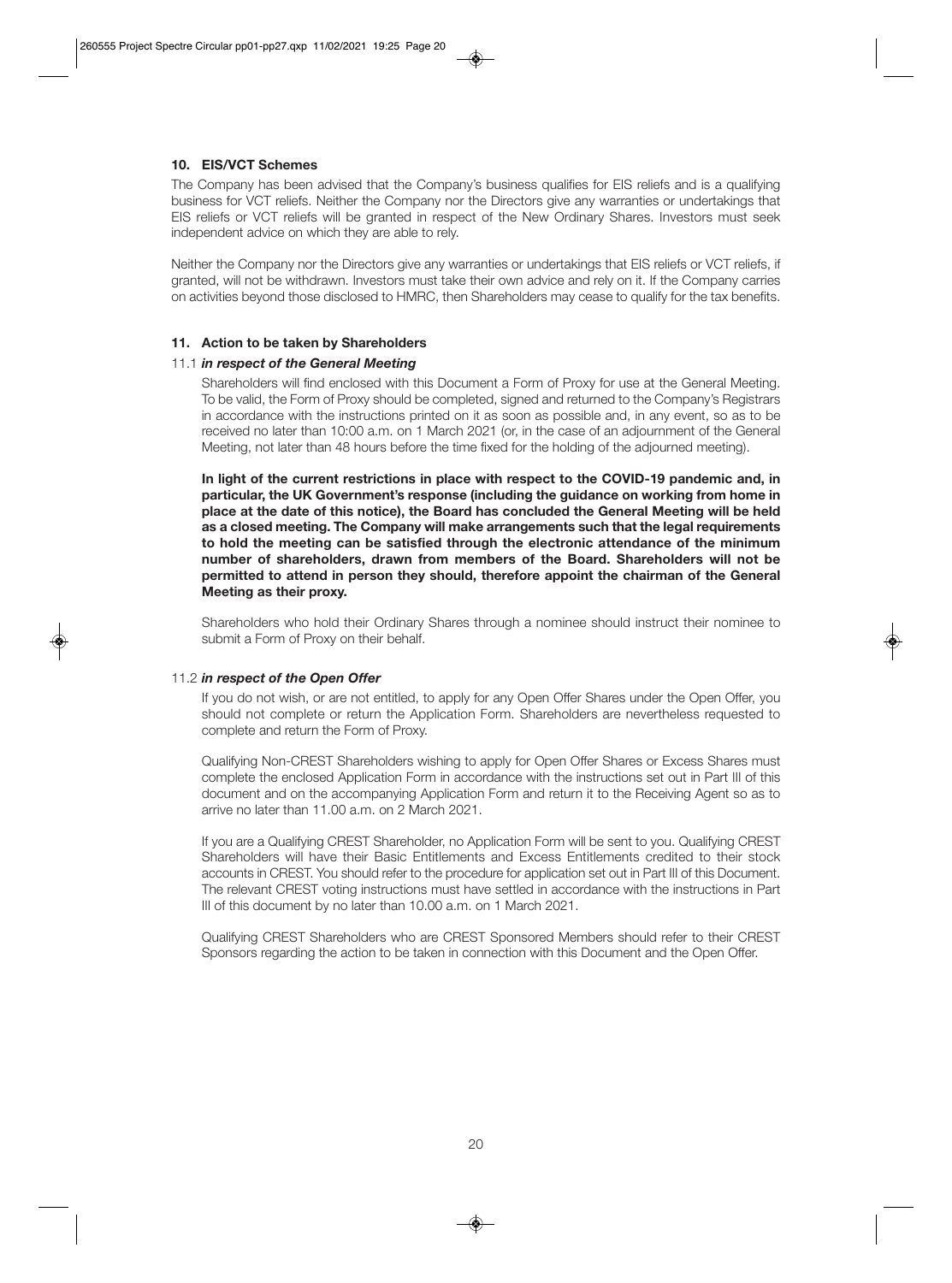## 10. EIS/VCT Schemes

The Company has been advised that the Company's business qualifies for EIS reliefs and is a qualifying business for VCT reliefs. Neither the Company nor the Directors give any warranties or undertakings that EIS reliefs or VCT reliefs will be granted in respect of the New Ordinary Shares. Investors must seek independent advice on which they are able to rely.

Neither the Company nor the Directors give any warranties or undertakings that EIS reliefs or VCT reliefs, if granted, will not be withdrawn. Investors must take their own advice and rely on it. If the Company carries on activities beyond those disclosed to HMRC, then Shareholders may cease to qualify for the tax benefits.

## 11. Action to be taken by Shareholders

### 11.1 *in respect of the General Meeting*

Shareholders will find enclosed with this Document a Form of Proxy for use at the General Meeting. To be valid, the Form of Proxy should be completed, signed and returned to the Company's Registrars in accordance with the instructions printed on it as soon as possible and, in any event, so as to be received no later than 10:00 a.m. on 1 March 2021 (or, in the case of an adjournment of the General Meeting, not later than 48 hours before the time fixed for the holding of the adjourned meeting).

**In light of the current restrictions in place with respect to the COVID-19 pandemic and, in particular, the UK Government's response (including the guidance on working from home in place at the date of this notice), the Board has concluded the General Meeting will be held as a closed meeting. The Company will make arrangements such that the legal requirements to hold the meeting can be satisfied through the electronic attendance of the minimum number of shareholders, drawn from members of the Board. Shareholders will not be permitted to attend in person they should, therefore appoint the chairman of the General Meeting as their proxy.**

Shareholders who hold their Ordinary Shares through a nominee should instruct their nominee to submit a Form of Proxy on their behalf.

### 11.2 *in respect of the Open Offer*

If you do not wish, or are not entitled, to apply for any Open Offer Shares under the Open Offer, you should not complete or return the Application Form. Shareholders are nevertheless requested to complete and return the Form of Proxy.

Qualifying Non-CREST Shareholders wishing to apply for Open Offer Shares or Excess Shares must complete the enclosed Application Form in accordance with the instructions set out in Part III of this document and on the accompanying Application Form and return it to the Receiving Agent so as to arrive no later than 11.00 a.m. on 2 March 2021.

If you are a Qualifying CREST Shareholder, no Application Form will be sent to you. Qualifying CREST Shareholders will have their Basic Entitlements and Excess Entitlements credited to their stock accounts in CREST. You should refer to the procedure for application set out in Part III of this Document. The relevant CREST voting instructions must have settled in accordance with the instructions in Part III of this document by no later than 10.00 a.m. on 1 March 2021.

Qualifying CREST Shareholders who are CREST Sponsored Members should refer to their CREST Sponsors regarding the action to be taken in connection with this Document and the Open Offer.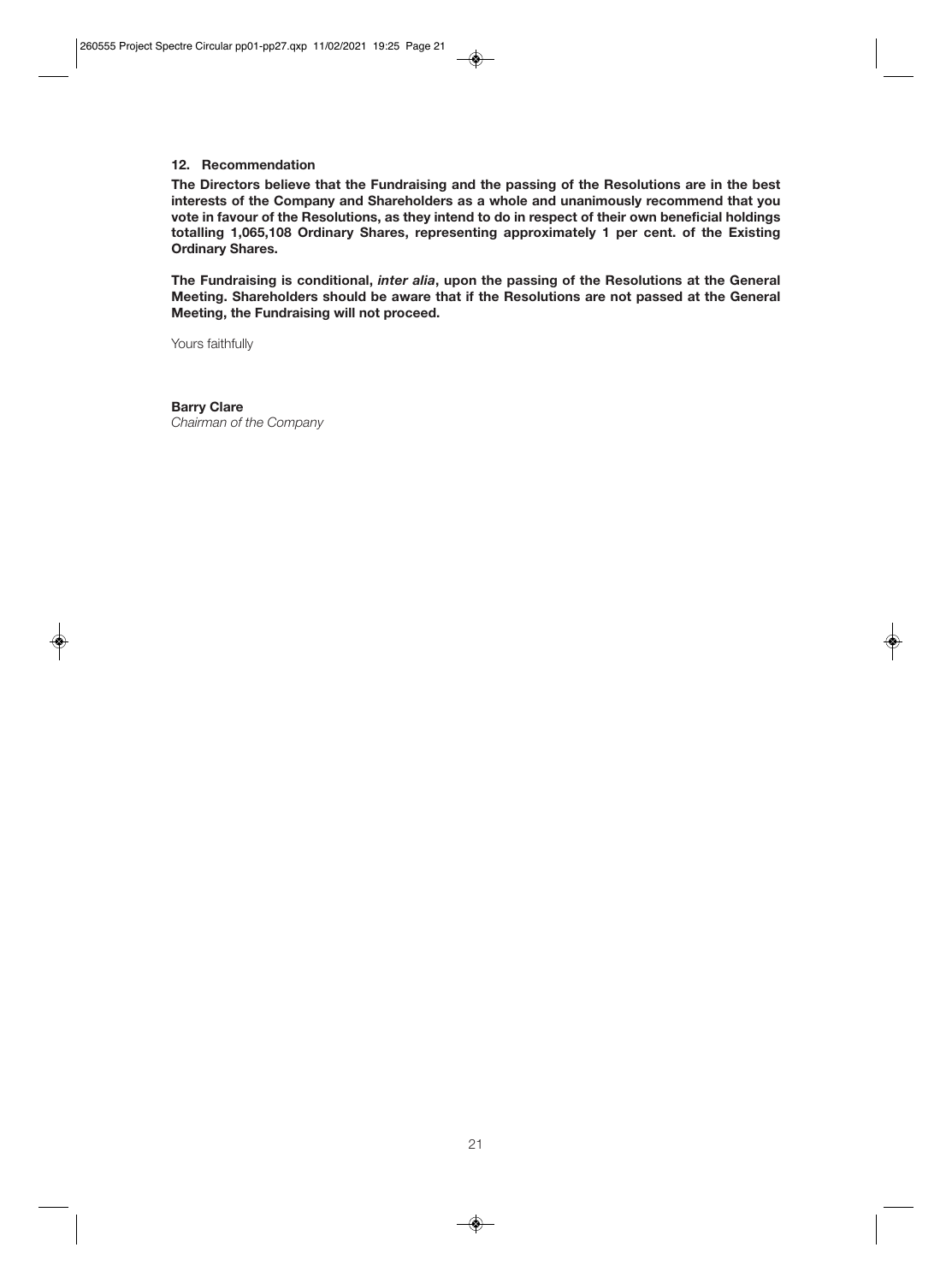### 12. Recommendation

**The Directors believe that the Fundraising and the passing of the Resolutions are in the best interests of the Company and Shareholders as a whole and unanimously recommend that you vote in favour of the Resolutions, as they intend to do in respect of their own beneficial holdings totalling 1,065,108 Ordinary Shares, representing approximately 1 per cent. of the Existing Ordinary Shares.**

**The Fundraising is conditional, *inter alia*, upon the passing of the Resolutions at the General Meeting. Shareholders should be aware that if the Resolutions are not passed at the General Meeting, the Fundraising will not proceed.**

Yours faithfully

**Barry Clare**
*Chairman of the Company*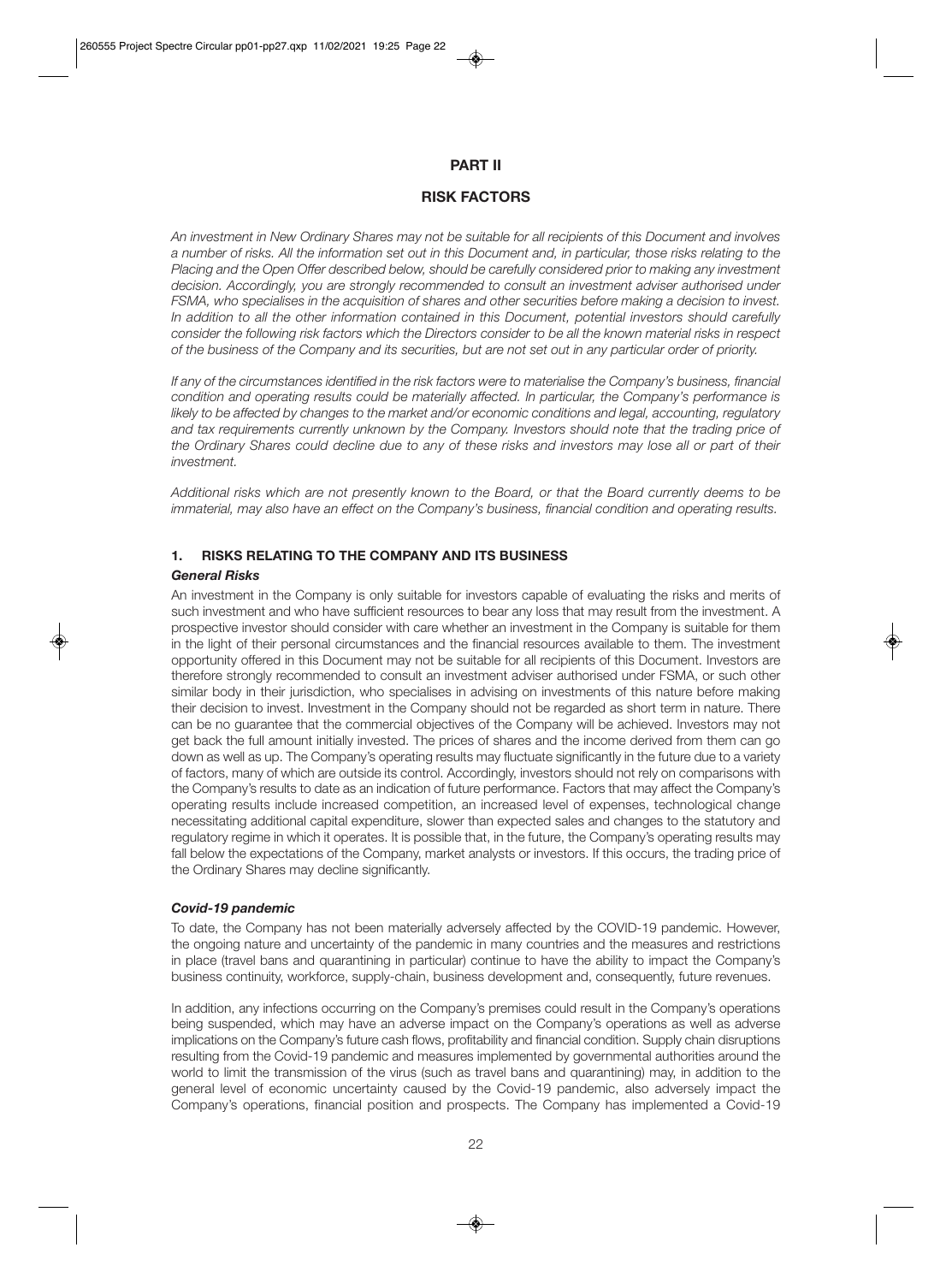# PART II

# RISK FACTORS

*An investment in New Ordinary Shares may not be suitable for all recipients of this Document and involves a number of risks. All the information set out in this Document and, in particular, those risks relating to the Placing and the Open Offer described below, should be carefully considered prior to making any investment decision. Accordingly, you are strongly recommended to consult an investment adviser authorised under FSMA, who specialises in the acquisition of shares and other securities before making a decision to invest. In addition to all the other information contained in this Document, potential investors should carefully consider the following risk factors which the Directors consider to be all the known material risks in respect of the business of the Company and its securities, but are not set out in any particular order of priority.*

*If any of the circumstances identified in the risk factors were to materialise the Company's business, financial condition and operating results could be materially affected. In particular, the Company's performance is likely to be affected by changes to the market and/or economic conditions and legal, accounting, regulatory and tax requirements currently unknown by the Company. Investors should note that the trading price of the Ordinary Shares could decline due to any of these risks and investors may lose all or part of their investment.*

*Additional risks which are not presently known to the Board, or that the Board currently deems to be immaterial, may also have an effect on the Company's business, financial condition and operating results.*

## 1. RISKS RELATING TO THE COMPANY AND ITS BUSINESS

### *General Risks*

An investment in the Company is only suitable for investors capable of evaluating the risks and merits of such investment and who have sufficient resources to bear any loss that may result from the investment. A prospective investor should consider with care whether an investment in the Company is suitable for them in the light of their personal circumstances and the financial resources available to them. The investment opportunity offered in this Document may not be suitable for all recipients of this Document. Investors are therefore strongly recommended to consult an investment adviser authorised under FSMA, or such other similar body in their jurisdiction, who specialises in advising on investments of this nature before making their decision to invest. Investment in the Company should not be regarded as short term in nature. There can be no guarantee that the commercial objectives of the Company will be achieved. Investors may not get back the full amount initially invested. The prices of shares and the income derived from them can go down as well as up. The Company's operating results may fluctuate significantly in the future due to a variety of factors, many of which are outside its control. Accordingly, investors should not rely on comparisons with the Company's results to date as an indication of future performance. Factors that may affect the Company's operating results include increased competition, an increased level of expenses, technological change necessitating additional capital expenditure, slower than expected sales and changes to the statutory and regulatory regime in which it operates. It is possible that, in the future, the Company's operating results may fall below the expectations of the Company, market analysts or investors. If this occurs, the trading price of the Ordinary Shares may decline significantly.

### *Covid-19 pandemic*

To date, the Company has not been materially adversely affected by the COVID-19 pandemic. However, the ongoing nature and uncertainty of the pandemic in many countries and the measures and restrictions in place (travel bans and quarantining in particular) continue to have the ability to impact the Company's business continuity, workforce, supply-chain, business development and, consequently, future revenues.

In addition, any infections occurring on the Company's premises could result in the Company's operations being suspended, which may have an adverse impact on the Company's operations as well as adverse implications on the Company's future cash flows, profitability and financial condition. Supply chain disruptions resulting from the Covid-19 pandemic and measures implemented by governmental authorities around the world to limit the transmission of the virus (such as travel bans and quarantining) may, in addition to the general level of economic uncertainty caused by the Covid-19 pandemic, also adversely impact the Company's operations, financial position and prospects. The Company has implemented a Covid-19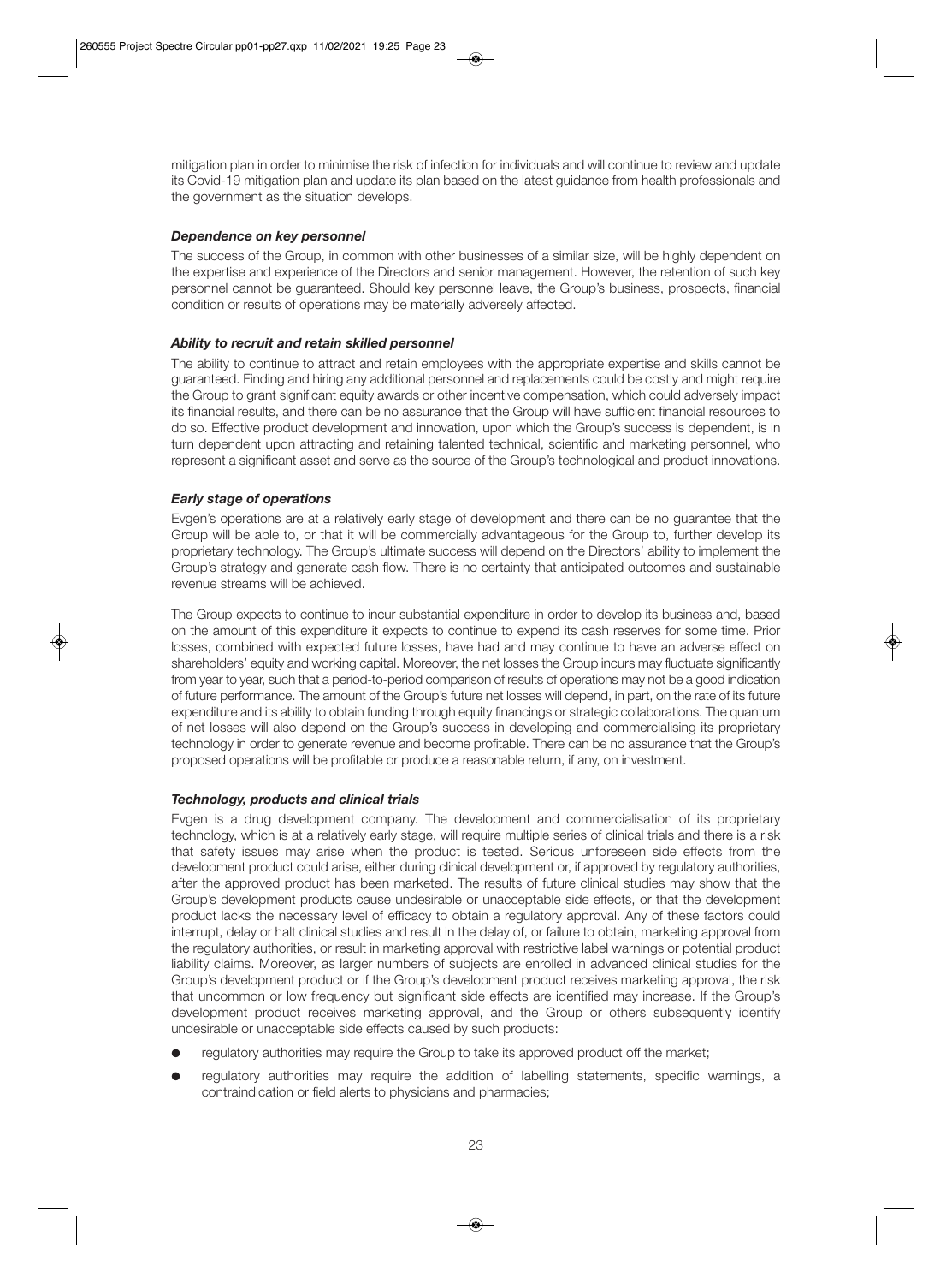mitigation plan in order to minimise the risk of infection for individuals and will continue to review and update its Covid-19 mitigation plan and update its plan based on the latest guidance from health professionals and the government as the situation develops.

***Dependence on key personnel***

The success of the Group, in common with other businesses of a similar size, will be highly dependent on the expertise and experience of the Directors and senior management. However, the retention of such key personnel cannot be guaranteed. Should key personnel leave, the Group's business, prospects, financial condition or results of operations may be materially adversely affected.

***Ability to recruit and retain skilled personnel***

The ability to continue to attract and retain employees with the appropriate expertise and skills cannot be guaranteed. Finding and hiring any additional personnel and replacements could be costly and might require the Group to grant significant equity awards or other incentive compensation, which could adversely impact its financial results, and there can be no assurance that the Group will have sufficient financial resources to do so. Effective product development and innovation, upon which the Group's success is dependent, is in turn dependent upon attracting and retaining talented technical, scientific and marketing personnel, who represent a significant asset and serve as the source of the Group's technological and product innovations.

***Early stage of operations***

Evgen's operations are at a relatively early stage of development and there can be no guarantee that the Group will be able to, or that it will be commercially advantageous for the Group to, further develop its proprietary technology. The Group's ultimate success will depend on the Directors' ability to implement the Group's strategy and generate cash flow. There is no certainty that anticipated outcomes and sustainable revenue streams will be achieved.

The Group expects to continue to incur substantial expenditure in order to develop its business and, based on the amount of this expenditure it expects to continue to expend its cash reserves for some time. Prior losses, combined with expected future losses, have had and may continue to have an adverse effect on shareholders' equity and working capital. Moreover, the net losses the Group incurs may fluctuate significantly from year to year, such that a period-to-period comparison of results of operations may not be a good indication of future performance. The amount of the Group's future net losses will depend, in part, on the rate of its future expenditure and its ability to obtain funding through equity financings or strategic collaborations. The quantum of net losses will also depend on the Group's success in developing and commercialising its proprietary technology in order to generate revenue and become profitable. There can be no assurance that the Group's proposed operations will be profitable or produce a reasonable return, if any, on investment.

***Technology, products and clinical trials***

Evgen is a drug development company. The development and commercialisation of its proprietary technology, which is at a relatively early stage, will require multiple series of clinical trials and there is a risk that safety issues may arise when the product is tested. Serious unforeseen side effects from the development product could arise, either during clinical development or, if approved by regulatory authorities, after the approved product has been marketed. The results of future clinical studies may show that the Group's development products cause undesirable or unacceptable side effects, or that the development product lacks the necessary level of efficacy to obtain a regulatory approval. Any of these factors could interrupt, delay or halt clinical studies and result in the delay of, or failure to obtain, marketing approval from the regulatory authorities, or result in marketing approval with restrictive label warnings or potential product liability claims. Moreover, as larger numbers of subjects are enrolled in advanced clinical studies for the Group's development product or if the Group's development product receives marketing approval, the risk that uncommon or low frequency but significant side effects are identified may increase. If the Group's development product receives marketing approval, and the Group or others subsequently identify undesirable or unacceptable side effects caused by such products:

- regulatory authorities may require the Group to take its approved product off the market;
- regulatory authorities may require the addition of labelling statements, specific warnings, a contraindication or field alerts to physicians and pharmacies;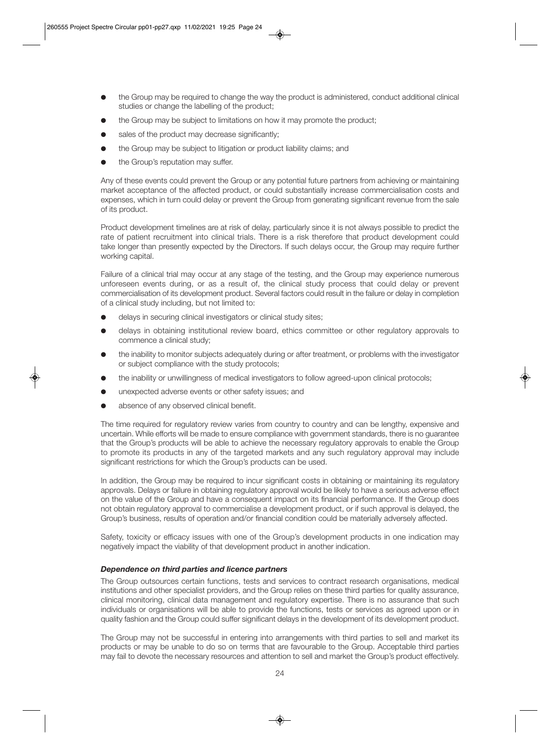- the Group may be required to change the way the product is administered, conduct additional clinical studies or change the labelling of the product;
- the Group may be subject to limitations on how it may promote the product;
- sales of the product may decrease significantly;
- the Group may be subject to litigation or product liability claims; and
- the Group's reputation may suffer.

Any of these events could prevent the Group or any potential future partners from achieving or maintaining market acceptance of the affected product, or could substantially increase commercialisation costs and expenses, which in turn could delay or prevent the Group from generating significant revenue from the sale of its product.

Product development timelines are at risk of delay, particularly since it is not always possible to predict the rate of patient recruitment into clinical trials. There is a risk therefore that product development could take longer than presently expected by the Directors. If such delays occur, the Group may require further working capital.

Failure of a clinical trial may occur at any stage of the testing, and the Group may experience numerous unforeseen events during, or as a result of, the clinical study process that could delay or prevent commercialisation of its development product. Several factors could result in the failure or delay in completion of a clinical study including, but not limited to:

- delays in securing clinical investigators or clinical study sites;
- delays in obtaining institutional review board, ethics committee or other regulatory approvals to commence a clinical study;
- the inability to monitor subjects adequately during or after treatment, or problems with the investigator or subject compliance with the study protocols;
- the inability or unwillingness of medical investigators to follow agreed-upon clinical protocols;
- unexpected adverse events or other safety issues; and
- absence of any observed clinical benefit.

The time required for regulatory review varies from country to country and can be lengthy, expensive and uncertain. While efforts will be made to ensure compliance with government standards, there is no guarantee that the Group's products will be able to achieve the necessary regulatory approvals to enable the Group to promote its products in any of the targeted markets and any such regulatory approval may include significant restrictions for which the Group's products can be used.

In addition, the Group may be required to incur significant costs in obtaining or maintaining its regulatory approvals. Delays or failure in obtaining regulatory approval would be likely to have a serious adverse effect on the value of the Group and have a consequent impact on its financial performance. If the Group does not obtain regulatory approval to commercialise a development product, or if such approval is delayed, the Group's business, results of operation and/or financial condition could be materially adversely affected.

Safety, toxicity or efficacy issues with one of the Group's development products in one indication may negatively impact the viability of that development product in another indication.

***Dependence on third parties and licence partners***

The Group outsources certain functions, tests and services to contract research organisations, medical institutions and other specialist providers, and the Group relies on these third parties for quality assurance, clinical monitoring, clinical data management and regulatory expertise. There is no assurance that such individuals or organisations will be able to provide the functions, tests or services as agreed upon or in quality fashion and the Group could suffer significant delays in the development of its development product.

The Group may not be successful in entering into arrangements with third parties to sell and market its products or may be unable to do so on terms that are favourable to the Group. Acceptable third parties may fail to devote the necessary resources and attention to sell and market the Group's product effectively.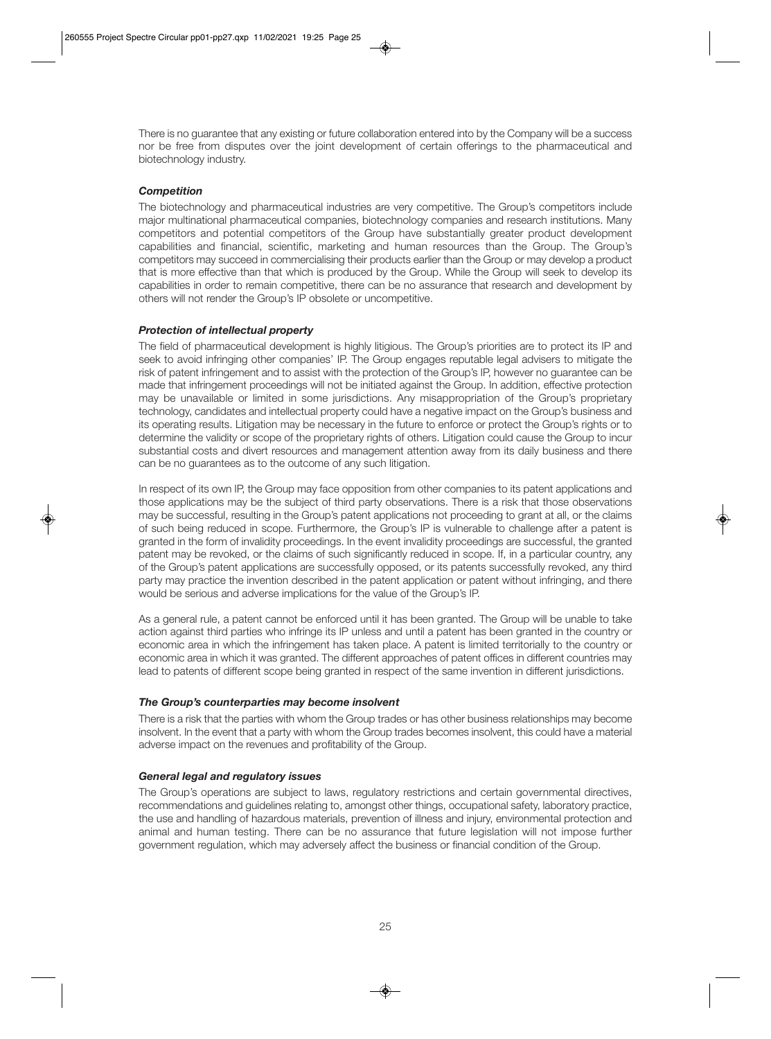There is no guarantee that any existing or future collaboration entered into by the Company will be a success nor be free from disputes over the joint development of certain offerings to the pharmaceutical and biotechnology industry.

***Competition***

The biotechnology and pharmaceutical industries are very competitive. The Group's competitors include major multinational pharmaceutical companies, biotechnology companies and research institutions. Many competitors and potential competitors of the Group have substantially greater product development capabilities and financial, scientific, marketing and human resources than the Group. The Group's competitors may succeed in commercialising their products earlier than the Group or may develop a product that is more effective than that which is produced by the Group. While the Group will seek to develop its capabilities in order to remain competitive, there can be no assurance that research and development by others will not render the Group's IP obsolete or uncompetitive.

***Protection of intellectual property***

The field of pharmaceutical development is highly litigious. The Group's priorities are to protect its IP and seek to avoid infringing other companies' IP. The Group engages reputable legal advisers to mitigate the risk of patent infringement and to assist with the protection of the Group's IP, however no guarantee can be made that infringement proceedings will not be initiated against the Group. In addition, effective protection may be unavailable or limited in some jurisdictions. Any misappropriation of the Group's proprietary technology, candidates and intellectual property could have a negative impact on the Group's business and its operating results. Litigation may be necessary in the future to enforce or protect the Group's rights or to determine the validity or scope of the proprietary rights of others. Litigation could cause the Group to incur substantial costs and divert resources and management attention away from its daily business and there can be no guarantees as to the outcome of any such litigation.

In respect of its own IP, the Group may face opposition from other companies to its patent applications and those applications may be the subject of third party observations. There is a risk that those observations may be successful, resulting in the Group's patent applications not proceeding to grant at all, or the claims of such being reduced in scope. Furthermore, the Group's IP is vulnerable to challenge after a patent is granted in the form of invalidity proceedings. In the event invalidity proceedings are successful, the granted patent may be revoked, or the claims of such significantly reduced in scope. If, in a particular country, any of the Group's patent applications are successfully opposed, or its patents successfully revoked, any third party may practice the invention described in the patent application or patent without infringing, and there would be serious and adverse implications for the value of the Group's IP.

As a general rule, a patent cannot be enforced until it has been granted. The Group will be unable to take action against third parties who infringe its IP unless and until a patent has been granted in the country or economic area in which the infringement has taken place. A patent is limited territorially to the country or economic area in which it was granted. The different approaches of patent offices in different countries may lead to patents of different scope being granted in respect of the same invention in different jurisdictions.

***The Group's counterparties may become insolvent***

There is a risk that the parties with whom the Group trades or has other business relationships may become insolvent. In the event that a party with whom the Group trades becomes insolvent, this could have a material adverse impact on the revenues and profitability of the Group.

***General legal and regulatory issues***

The Group's operations are subject to laws, regulatory restrictions and certain governmental directives, recommendations and guidelines relating to, amongst other things, occupational safety, laboratory practice, the use and handling of hazardous materials, prevention of illness and injury, environmental protection and animal and human testing. There can be no assurance that future legislation will not impose further government regulation, which may adversely affect the business or financial condition of the Group.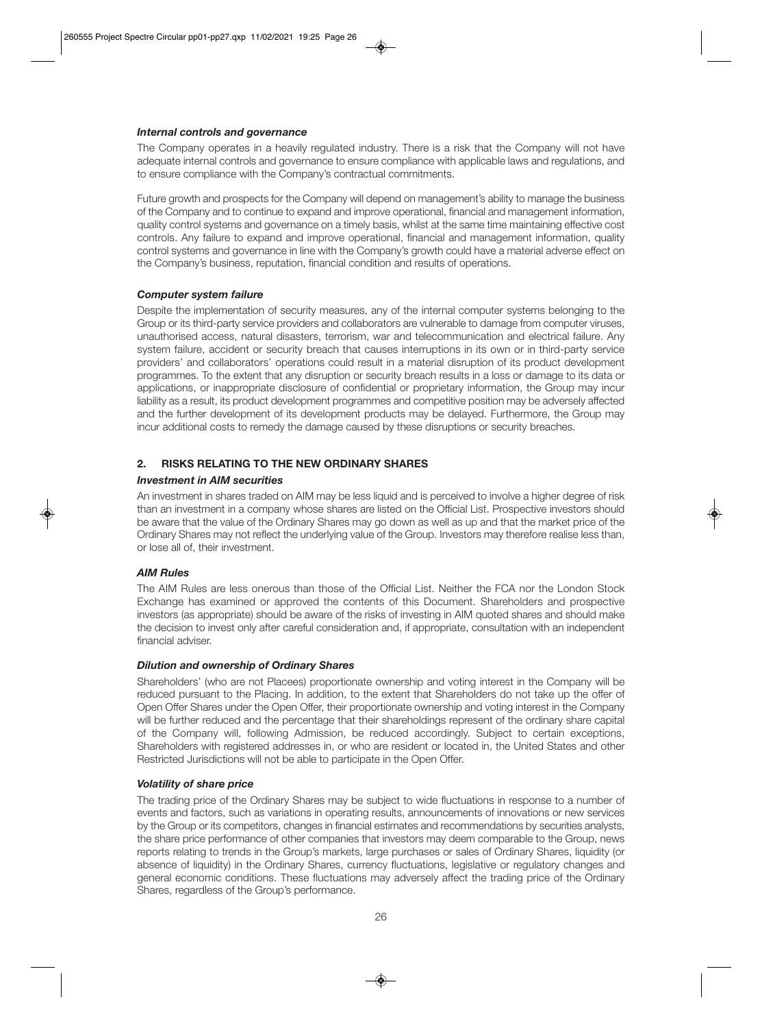***Internal controls and governance***

The Company operates in a heavily regulated industry. There is a risk that the Company will not have adequate internal controls and governance to ensure compliance with applicable laws and regulations, and to ensure compliance with the Company's contractual commitments.

Future growth and prospects for the Company will depend on management's ability to manage the business of the Company and to continue to expand and improve operational, financial and management information, quality control systems and governance on a timely basis, whilst at the same time maintaining effective cost controls. Any failure to expand and improve operational, financial and management information, quality control systems and governance in line with the Company's growth could have a material adverse effect on the Company's business, reputation, financial condition and results of operations.

***Computer system failure***

Despite the implementation of security measures, any of the internal computer systems belonging to the Group or its third-party service providers and collaborators are vulnerable to damage from computer viruses, unauthorised access, natural disasters, terrorism, war and telecommunication and electrical failure. Any system failure, accident or security breach that causes interruptions in its own or in third-party service providers' and collaborators' operations could result in a material disruption of its product development programmes. To the extent that any disruption or security breach results in a loss or damage to its data or applications, or inappropriate disclosure of confidential or proprietary information, the Group may incur liability as a result, its product development programmes and competitive position may be adversely affected and the further development of its development products may be delayed. Furthermore, the Group may incur additional costs to remedy the damage caused by these disruptions or security breaches.

## 2. RISKS RELATING TO THE NEW ORDINARY SHARES

***Investment in AIM securities***

An investment in shares traded on AIM may be less liquid and is perceived to involve a higher degree of risk than an investment in a company whose shares are listed on the Official List. Prospective investors should be aware that the value of the Ordinary Shares may go down as well as up and that the market price of the Ordinary Shares may not reflect the underlying value of the Group. Investors may therefore realise less than, or lose all of, their investment.

***AIM Rules***

The AIM Rules are less onerous than those of the Official List. Neither the FCA nor the London Stock Exchange has examined or approved the contents of this Document. Shareholders and prospective investors (as appropriate) should be aware of the risks of investing in AIM quoted shares and should make the decision to invest only after careful consideration and, if appropriate, consultation with an independent financial adviser.

***Dilution and ownership of Ordinary Shares***

Shareholders' (who are not Placees) proportionate ownership and voting interest in the Company will be reduced pursuant to the Placing. In addition, to the extent that Shareholders do not take up the offer of Open Offer Shares under the Open Offer, their proportionate ownership and voting interest in the Company will be further reduced and the percentage that their shareholdings represent of the ordinary share capital of the Company will, following Admission, be reduced accordingly. Subject to certain exceptions, Shareholders with registered addresses in, or who are resident or located in, the United States and other Restricted Jurisdictions will not be able to participate in the Open Offer.

***Volatility of share price***

The trading price of the Ordinary Shares may be subject to wide fluctuations in response to a number of events and factors, such as variations in operating results, announcements of innovations or new services by the Group or its competitors, changes in financial estimates and recommendations by securities analysts, the share price performance of other companies that investors may deem comparable to the Group, news reports relating to trends in the Group's markets, large purchases or sales of Ordinary Shares, liquidity (or absence of liquidity) in the Ordinary Shares, currency fluctuations, legislative or regulatory changes and general economic conditions. These fluctuations may adversely affect the trading price of the Ordinary Shares, regardless of the Group's performance.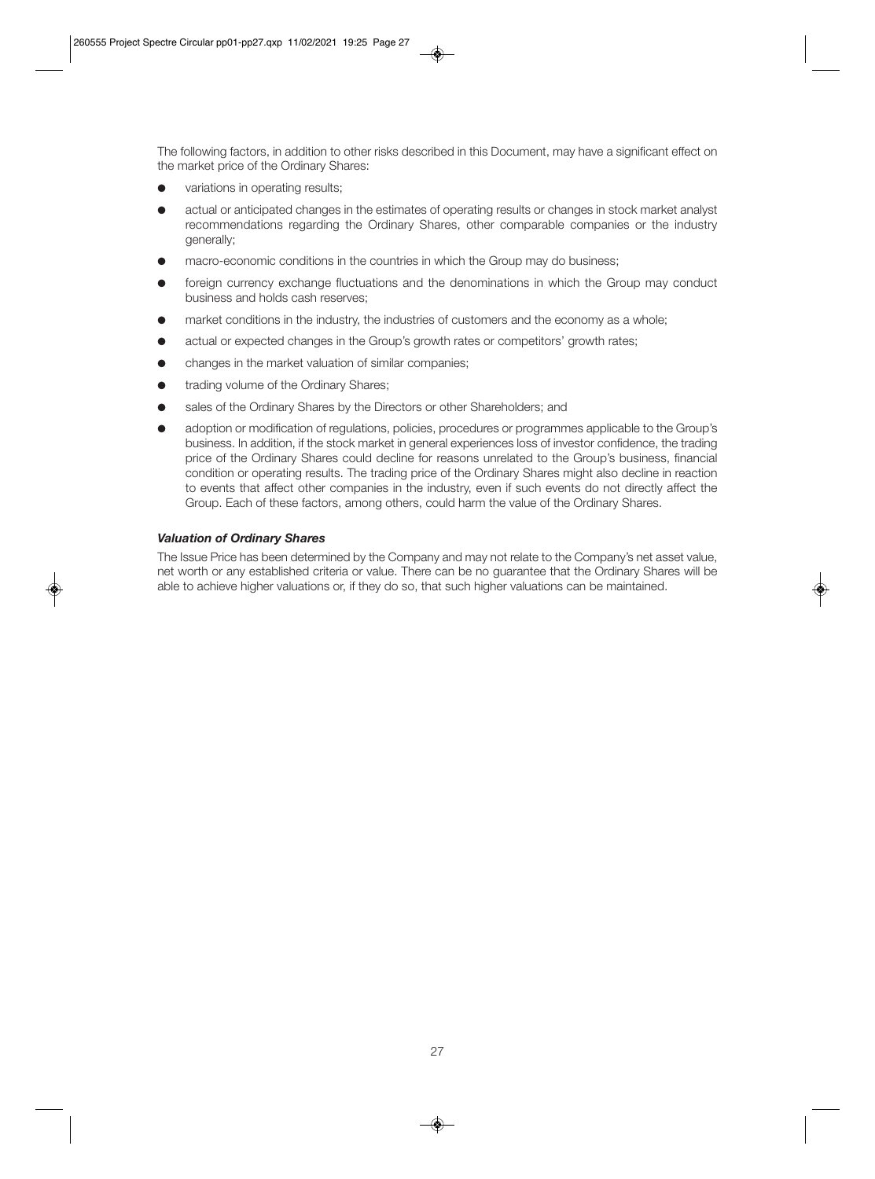The following factors, in addition to other risks described in this Document, may have a significant effect on the market price of the Ordinary Shares:

- variations in operating results;
- actual or anticipated changes in the estimates of operating results or changes in stock market analyst recommendations regarding the Ordinary Shares, other comparable companies or the industry generally;
- macro-economic conditions in the countries in which the Group may do business;
- foreign currency exchange fluctuations and the denominations in which the Group may conduct business and holds cash reserves;
- market conditions in the industry, the industries of customers and the economy as a whole;
- actual or expected changes in the Group's growth rates or competitors' growth rates;
- changes in the market valuation of similar companies;
- trading volume of the Ordinary Shares;
- sales of the Ordinary Shares by the Directors or other Shareholders; and
- adoption or modification of regulations, policies, procedures or programmes applicable to the Group's business. In addition, if the stock market in general experiences loss of investor confidence, the trading price of the Ordinary Shares could decline for reasons unrelated to the Group's business, financial condition or operating results. The trading price of the Ordinary Shares might also decline in reaction to events that affect other companies in the industry, even if such events do not directly affect the Group. Each of these factors, among others, could harm the value of the Ordinary Shares.

***Valuation of Ordinary Shares***

The Issue Price has been determined by the Company and may not relate to the Company's net asset value, net worth or any established criteria or value. There can be no guarantee that the Ordinary Shares will be able to achieve higher valuations or, if they do so, that such higher valuations can be maintained.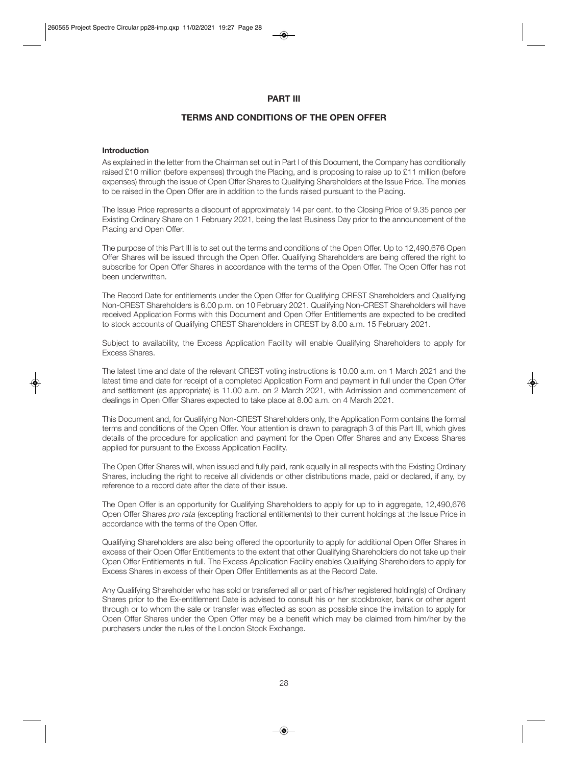## PART III

## TERMS AND CONDITIONS OF THE OPEN OFFER

### Introduction

As explained in the letter from the Chairman set out in Part I of this Document, the Company has conditionally raised £10 million (before expenses) through the Placing, and is proposing to raise up to £11 million (before expenses) through the issue of Open Offer Shares to Qualifying Shareholders at the Issue Price. The monies to be raised in the Open Offer are in addition to the funds raised pursuant to the Placing.

The Issue Price represents a discount of approximately 14 per cent. to the Closing Price of 9.35 pence per Existing Ordinary Share on 1 February 2021, being the last Business Day prior to the announcement of the Placing and Open Offer.

The purpose of this Part III is to set out the terms and conditions of the Open Offer. Up to 12,490,676 Open Offer Shares will be issued through the Open Offer. Qualifying Shareholders are being offered the right to subscribe for Open Offer Shares in accordance with the terms of the Open Offer. The Open Offer has not been underwritten.

The Record Date for entitlements under the Open Offer for Qualifying CREST Shareholders and Qualifying Non-CREST Shareholders is 6.00 p.m. on 10 February 2021. Qualifying Non-CREST Shareholders will have received Application Forms with this Document and Open Offer Entitlements are expected to be credited to stock accounts of Qualifying CREST Shareholders in CREST by 8.00 a.m. 15 February 2021.

Subject to availability, the Excess Application Facility will enable Qualifying Shareholders to apply for Excess Shares.

The latest time and date of the relevant CREST voting instructions is 10.00 a.m. on 1 March 2021 and the latest time and date for receipt of a completed Application Form and payment in full under the Open Offer and settlement (as appropriate) is 11.00 a.m. on 2 March 2021, with Admission and commencement of dealings in Open Offer Shares expected to take place at 8.00 a.m. on 4 March 2021.

This Document and, for Qualifying Non-CREST Shareholders only, the Application Form contains the formal terms and conditions of the Open Offer. Your attention is drawn to paragraph 3 of this Part III, which gives details of the procedure for application and payment for the Open Offer Shares and any Excess Shares applied for pursuant to the Excess Application Facility.

The Open Offer Shares will, when issued and fully paid, rank equally in all respects with the Existing Ordinary Shares, including the right to receive all dividends or other distributions made, paid or declared, if any, by reference to a record date after the date of their issue.

The Open Offer is an opportunity for Qualifying Shareholders to apply for up to in aggregate, 12,490,676 Open Offer Shares *pro rata* (excepting fractional entitlements) to their current holdings at the Issue Price in accordance with the terms of the Open Offer.

Qualifying Shareholders are also being offered the opportunity to apply for additional Open Offer Shares in excess of their Open Offer Entitlements to the extent that other Qualifying Shareholders do not take up their Open Offer Entitlements in full. The Excess Application Facility enables Qualifying Shareholders to apply for Excess Shares in excess of their Open Offer Entitlements as at the Record Date.

Any Qualifying Shareholder who has sold or transferred all or part of his/her registered holding(s) of Ordinary Shares prior to the Ex-entitlement Date is advised to consult his or her stockbroker, bank or other agent through or to whom the sale or transfer was effected as soon as possible since the invitation to apply for Open Offer Shares under the Open Offer may be a benefit which may be claimed from him/her by the purchasers under the rules of the London Stock Exchange.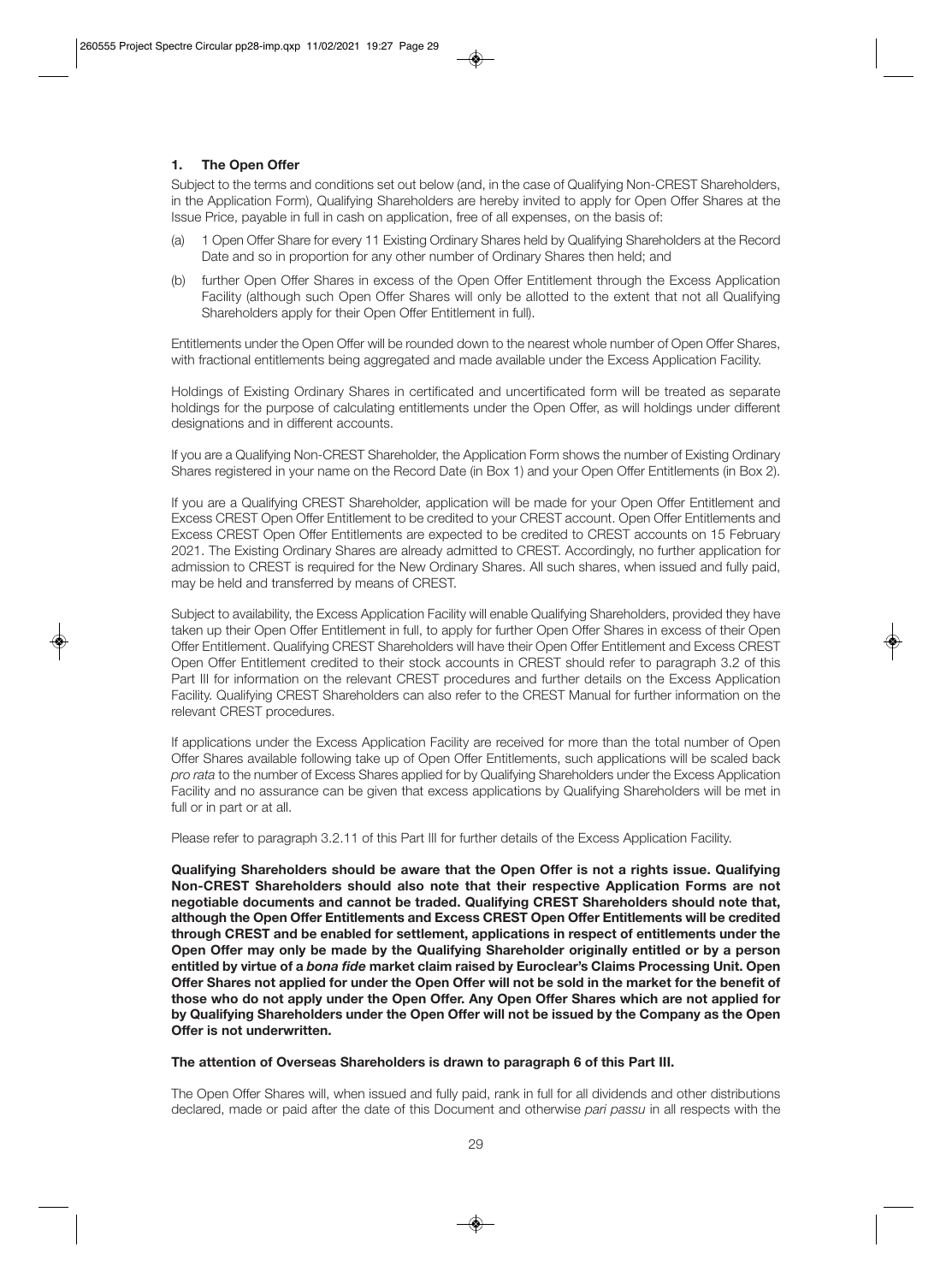### 1. The Open Offer

Subject to the terms and conditions set out below (and, in the case of Qualifying Non-CREST Shareholders, in the Application Form), Qualifying Shareholders are hereby invited to apply for Open Offer Shares at the Issue Price, payable in full in cash on application, free of all expenses, on the basis of:

(a) 1 Open Offer Share for every 11 Existing Ordinary Shares held by Qualifying Shareholders at the Record Date and so in proportion for any other number of Ordinary Shares then held; and

(b) further Open Offer Shares in excess of the Open Offer Entitlement through the Excess Application Facility (although such Open Offer Shares will only be allotted to the extent that not all Qualifying Shareholders apply for their Open Offer Entitlement in full).

Entitlements under the Open Offer will be rounded down to the nearest whole number of Open Offer Shares, with fractional entitlements being aggregated and made available under the Excess Application Facility.

Holdings of Existing Ordinary Shares in certificated and uncertificated form will be treated as separate holdings for the purpose of calculating entitlements under the Open Offer, as will holdings under different designations and in different accounts.

If you are a Qualifying Non-CREST Shareholder, the Application Form shows the number of Existing Ordinary Shares registered in your name on the Record Date (in Box 1) and your Open Offer Entitlements (in Box 2).

If you are a Qualifying CREST Shareholder, application will be made for your Open Offer Entitlement and Excess CREST Open Offer Entitlement to be credited to your CREST account. Open Offer Entitlements and Excess CREST Open Offer Entitlements are expected to be credited to CREST accounts on 15 February 2021. The Existing Ordinary Shares are already admitted to CREST. Accordingly, no further application for admission to CREST is required for the New Ordinary Shares. All such shares, when issued and fully paid, may be held and transferred by means of CREST.

Subject to availability, the Excess Application Facility will enable Qualifying Shareholders, provided they have taken up their Open Offer Entitlement in full, to apply for further Open Offer Shares in excess of their Open Offer Entitlement. Qualifying CREST Shareholders will have their Open Offer Entitlement and Excess CREST Open Offer Entitlement credited to their stock accounts in CREST should refer to paragraph 3.2 of this Part III for information on the relevant CREST procedures and further details on the Excess Application Facility. Qualifying CREST Shareholders can also refer to the CREST Manual for further information on the relevant CREST procedures.

If applications under the Excess Application Facility are received for more than the total number of Open Offer Shares available following take up of Open Offer Entitlements, such applications will be scaled back *pro rata* to the number of Excess Shares applied for by Qualifying Shareholders under the Excess Application Facility and no assurance can be given that excess applications by Qualifying Shareholders will be met in full or in part or at all.

Please refer to paragraph 3.2.11 of this Part III for further details of the Excess Application Facility.

**Qualifying Shareholders should be aware that the Open Offer is not a rights issue. Qualifying Non-CREST Shareholders should also note that their respective Application Forms are not negotiable documents and cannot be traded. Qualifying CREST Shareholders should note that, although the Open Offer Entitlements and Excess CREST Open Offer Entitlements will be credited through CREST and be enabled for settlement, applications in respect of entitlements under the Open Offer may only be made by the Qualifying Shareholder originally entitled or by a person entitled by virtue of a *bona fide* market claim raised by Euroclear's Claims Processing Unit. Open Offer Shares not applied for under the Open Offer will not be sold in the market for the benefit of those who do not apply under the Open Offer. Any Open Offer Shares which are not applied for by Qualifying Shareholders under the Open Offer will not be issued by the Company as the Open Offer is not underwritten.**

**The attention of Overseas Shareholders is drawn to paragraph 6 of this Part III.**

The Open Offer Shares will, when issued and fully paid, rank in full for all dividends and other distributions declared, made or paid after the date of this Document and otherwise *pari passu* in all respects with the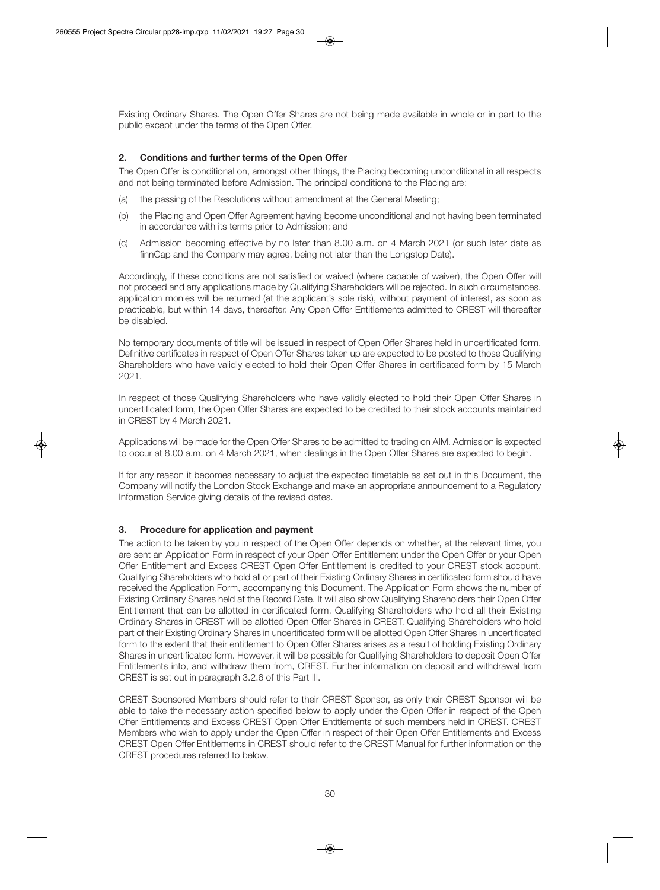Existing Ordinary Shares. The Open Offer Shares are not being made available in whole or in part to the public except under the terms of the Open Offer.

## 2. Conditions and further terms of the Open Offer

The Open Offer is conditional on, amongst other things, the Placing becoming unconditional in all respects and not being terminated before Admission. The principal conditions to the Placing are:

(a) the passing of the Resolutions without amendment at the General Meeting;

(b) the Placing and Open Offer Agreement having become unconditional and not having been terminated in accordance with its terms prior to Admission; and

(c) Admission becoming effective by no later than 8.00 a.m. on 4 March 2021 (or such later date as finnCap and the Company may agree, being not later than the Longstop Date).

Accordingly, if these conditions are not satisfied or waived (where capable of waiver), the Open Offer will not proceed and any applications made by Qualifying Shareholders will be rejected. In such circumstances, application monies will be returned (at the applicant's sole risk), without payment of interest, as soon as practicable, but within 14 days, thereafter. Any Open Offer Entitlements admitted to CREST will thereafter be disabled.

No temporary documents of title will be issued in respect of Open Offer Shares held in uncertificated form. Definitive certificates in respect of Open Offer Shares taken up are expected to be posted to those Qualifying Shareholders who have validly elected to hold their Open Offer Shares in certificated form by 15 March 2021.

In respect of those Qualifying Shareholders who have validly elected to hold their Open Offer Shares in uncertificated form, the Open Offer Shares are expected to be credited to their stock accounts maintained in CREST by 4 March 2021.

Applications will be made for the Open Offer Shares to be admitted to trading on AIM. Admission is expected to occur at 8.00 a.m. on 4 March 2021, when dealings in the Open Offer Shares are expected to begin.

If for any reason it becomes necessary to adjust the expected timetable as set out in this Document, the Company will notify the London Stock Exchange and make an appropriate announcement to a Regulatory Information Service giving details of the revised dates.

## 3. Procedure for application and payment

The action to be taken by you in respect of the Open Offer depends on whether, at the relevant time, you are sent an Application Form in respect of your Open Offer Entitlement under the Open Offer or your Open Offer Entitlement and Excess CREST Open Offer Entitlement is credited to your CREST stock account. Qualifying Shareholders who hold all or part of their Existing Ordinary Shares in certificated form should have received the Application Form, accompanying this Document. The Application Form shows the number of Existing Ordinary Shares held at the Record Date. It will also show Qualifying Shareholders their Open Offer Entitlement that can be allotted in certificated form. Qualifying Shareholders who hold all their Existing Ordinary Shares in CREST will be allotted Open Offer Shares in CREST. Qualifying Shareholders who hold part of their Existing Ordinary Shares in uncertificated form will be allotted Open Offer Shares in uncertificated form to the extent that their entitlement to Open Offer Shares arises as a result of holding Existing Ordinary Shares in uncertificated form. However, it will be possible for Qualifying Shareholders to deposit Open Offer Entitlements into, and withdraw them from, CREST. Further information on deposit and withdrawal from CREST is set out in paragraph 3.2.6 of this Part III.

CREST Sponsored Members should refer to their CREST Sponsor, as only their CREST Sponsor will be able to take the necessary action specified below to apply under the Open Offer in respect of the Open Offer Entitlements and Excess CREST Open Offer Entitlements of such members held in CREST. CREST Members who wish to apply under the Open Offer in respect of their Open Offer Entitlements and Excess CREST Open Offer Entitlements in CREST should refer to the CREST Manual for further information on the CREST procedures referred to below.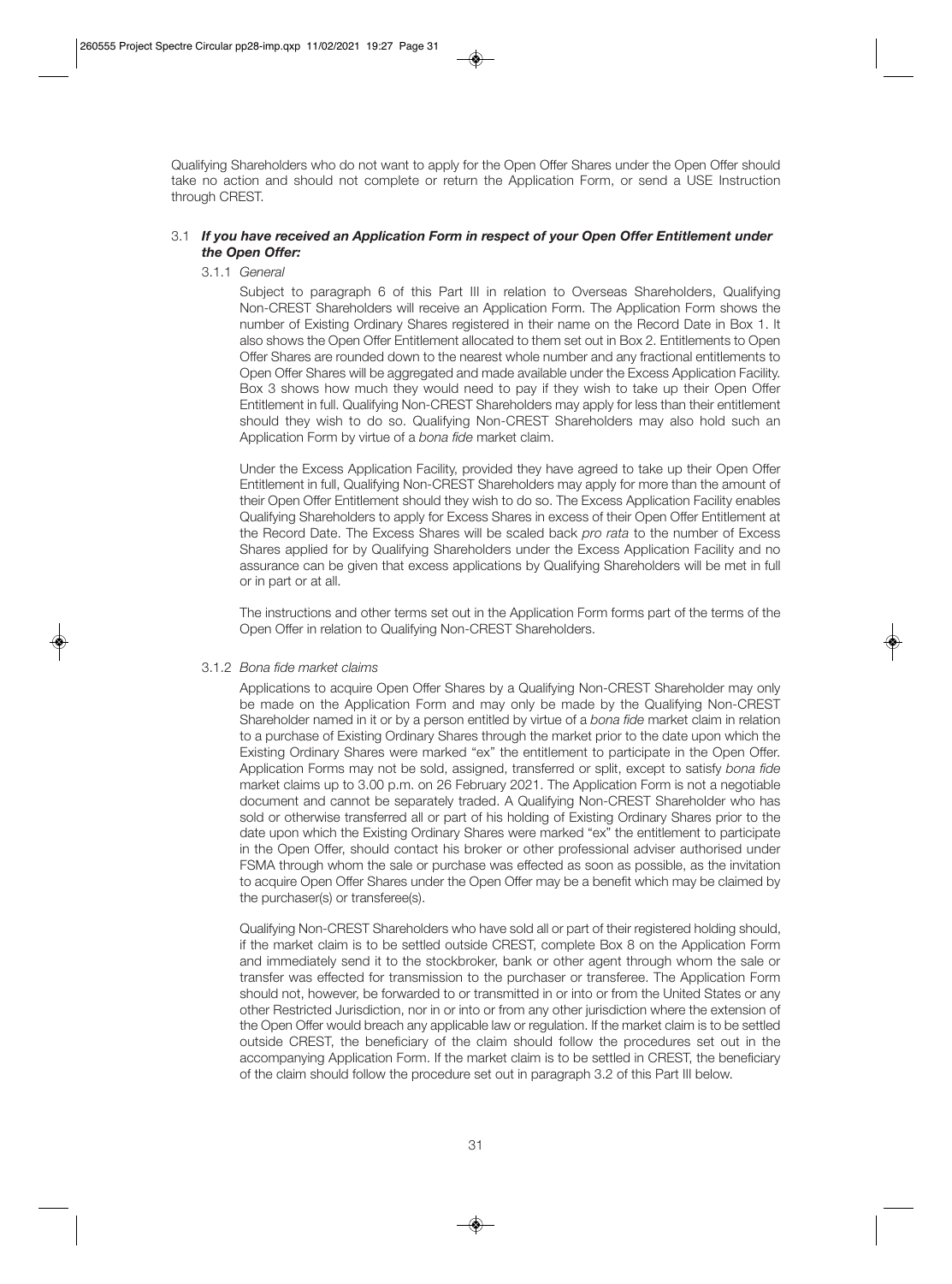Qualifying Shareholders who do not want to apply for the Open Offer Shares under the Open Offer should take no action and should not complete or return the Application Form, or send a USE Instruction through CREST.

### 3.1 ***If you have received an Application Form in respect of your Open Offer Entitlement under the Open Offer:***

#### 3.1.1 *General*

Subject to paragraph 6 of this Part III in relation to Overseas Shareholders, Qualifying Non-CREST Shareholders will receive an Application Form. The Application Form shows the number of Existing Ordinary Shares registered in their name on the Record Date in Box 1. It also shows the Open Offer Entitlement allocated to them set out in Box 2. Entitlements to Open Offer Shares are rounded down to the nearest whole number and any fractional entitlements to Open Offer Shares will be aggregated and made available under the Excess Application Facility. Box 3 shows how much they would need to pay if they wish to take up their Open Offer Entitlement in full. Qualifying Non-CREST Shareholders may apply for less than their entitlement should they wish to do so. Qualifying Non-CREST Shareholders may also hold such an Application Form by virtue of a *bona fide* market claim.

Under the Excess Application Facility, provided they have agreed to take up their Open Offer Entitlement in full, Qualifying Non-CREST Shareholders may apply for more than the amount of their Open Offer Entitlement should they wish to do so. The Excess Application Facility enables Qualifying Shareholders to apply for Excess Shares in excess of their Open Offer Entitlement at the Record Date. The Excess Shares will be scaled back *pro rata* to the number of Excess Shares applied for by Qualifying Shareholders under the Excess Application Facility and no assurance can be given that excess applications by Qualifying Shareholders will be met in full or in part or at all.

The instructions and other terms set out in the Application Form forms part of the terms of the Open Offer in relation to Qualifying Non-CREST Shareholders.

#### 3.1.2 *Bona fide market claims*

Applications to acquire Open Offer Shares by a Qualifying Non-CREST Shareholder may only be made on the Application Form and may only be made by the Qualifying Non-CREST Shareholder named in it or by a person entitled by virtue of a *bona fide* market claim in relation to a purchase of Existing Ordinary Shares through the market prior to the date upon which the Existing Ordinary Shares were marked "ex" the entitlement to participate in the Open Offer. Application Forms may not be sold, assigned, transferred or split, except to satisfy *bona fide* market claims up to 3.00 p.m. on 26 February 2021. The Application Form is not a negotiable document and cannot be separately traded. A Qualifying Non-CREST Shareholder who has sold or otherwise transferred all or part of his holding of Existing Ordinary Shares prior to the date upon which the Existing Ordinary Shares were marked "ex" the entitlement to participate in the Open Offer, should contact his broker or other professional adviser authorised under FSMA through whom the sale or purchase was effected as soon as possible, as the invitation to acquire Open Offer Shares under the Open Offer may be a benefit which may be claimed by the purchaser(s) or transferee(s).

Qualifying Non-CREST Shareholders who have sold all or part of their registered holding should, if the market claim is to be settled outside CREST, complete Box 8 on the Application Form and immediately send it to the stockbroker, bank or other agent through whom the sale or transfer was effected for transmission to the purchaser or transferee. The Application Form should not, however, be forwarded to or transmitted in or into or from the United States or any other Restricted Jurisdiction, nor in or into or from any other jurisdiction where the extension of the Open Offer would breach any applicable law or regulation. If the market claim is to be settled outside CREST, the beneficiary of the claim should follow the procedures set out in the accompanying Application Form. If the market claim is to be settled in CREST, the beneficiary of the claim should follow the procedure set out in paragraph 3.2 of this Part III below.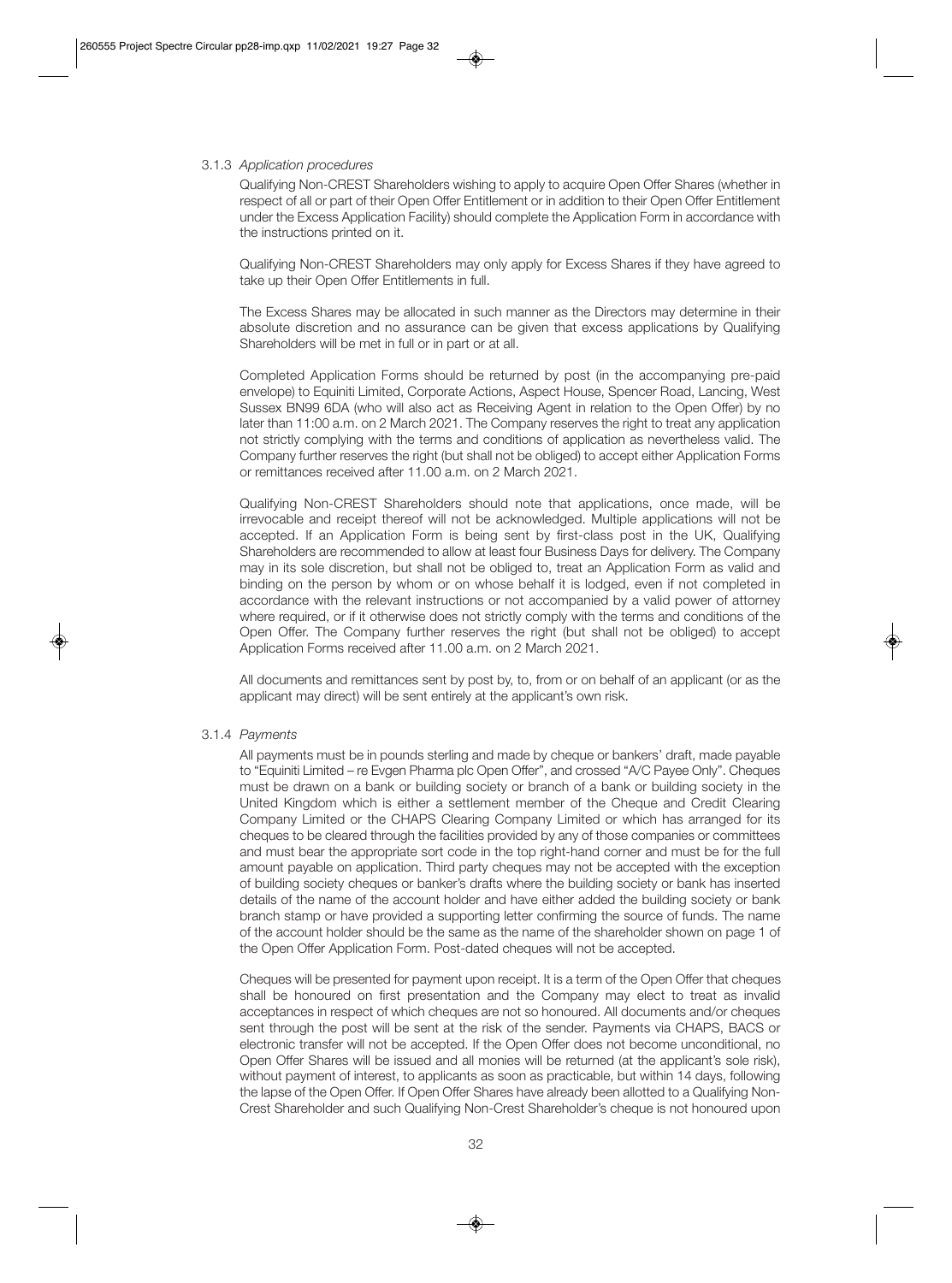3.1.3 *Application procedures*

Qualifying Non-CREST Shareholders wishing to apply to acquire Open Offer Shares (whether in respect of all or part of their Open Offer Entitlement or in addition to their Open Offer Entitlement under the Excess Application Facility) should complete the Application Form in accordance with the instructions printed on it.

Qualifying Non-CREST Shareholders may only apply for Excess Shares if they have agreed to take up their Open Offer Entitlements in full.

The Excess Shares may be allocated in such manner as the Directors may determine in their absolute discretion and no assurance can be given that excess applications by Qualifying Shareholders will be met in full or in part or at all.

Completed Application Forms should be returned by post (in the accompanying pre-paid envelope) to Equiniti Limited, Corporate Actions, Aspect House, Spencer Road, Lancing, West Sussex BN99 6DA (who will also act as Receiving Agent in relation to the Open Offer) by no later than 11:00 a.m. on 2 March 2021. The Company reserves the right to treat any application not strictly complying with the terms and conditions of application as nevertheless valid. The Company further reserves the right (but shall not be obliged) to accept either Application Forms or remittances received after 11.00 a.m. on 2 March 2021.

Qualifying Non-CREST Shareholders should note that applications, once made, will be irrevocable and receipt thereof will not be acknowledged. Multiple applications will not be accepted. If an Application Form is being sent by first-class post in the UK, Qualifying Shareholders are recommended to allow at least four Business Days for delivery. The Company may in its sole discretion, but shall not be obliged to, treat an Application Form as valid and binding on the person by whom or on whose behalf it is lodged, even if not completed in accordance with the relevant instructions or not accompanied by a valid power of attorney where required, or if it otherwise does not strictly comply with the terms and conditions of the Open Offer. The Company further reserves the right (but shall not be obliged) to accept Application Forms received after 11.00 a.m. on 2 March 2021.

All documents and remittances sent by post by, to, from or on behalf of an applicant (or as the applicant may direct) will be sent entirely at the applicant's own risk.

3.1.4 *Payments*

All payments must be in pounds sterling and made by cheque or bankers' draft, made payable to "Equiniti Limited – re Evgen Pharma plc Open Offer", and crossed "A/C Payee Only". Cheques must be drawn on a bank or building society or branch of a bank or building society in the United Kingdom which is either a settlement member of the Cheque and Credit Clearing Company Limited or the CHAPS Clearing Company Limited or which has arranged for its cheques to be cleared through the facilities provided by any of those companies or committees and must bear the appropriate sort code in the top right-hand corner and must be for the full amount payable on application. Third party cheques may not be accepted with the exception of building society cheques or banker's drafts where the building society or bank has inserted details of the name of the account holder and have either added the building society or bank branch stamp or have provided a supporting letter confirming the source of funds. The name of the account holder should be the same as the name of the shareholder shown on page 1 of the Open Offer Application Form. Post-dated cheques will not be accepted.

Cheques will be presented for payment upon receipt. It is a term of the Open Offer that cheques shall be honoured on first presentation and the Company may elect to treat as invalid acceptances in respect of which cheques are not so honoured. All documents and/or cheques sent through the post will be sent at the risk of the sender. Payments via CHAPS, BACS or electronic transfer will not be accepted. If the Open Offer does not become unconditional, no Open Offer Shares will be issued and all monies will be returned (at the applicant's sole risk), without payment of interest, to applicants as soon as practicable, but within 14 days, following the lapse of the Open Offer. If Open Offer Shares have already been allotted to a Qualifying Non-Crest Shareholder and such Qualifying Non-Crest Shareholder's cheque is not honoured upon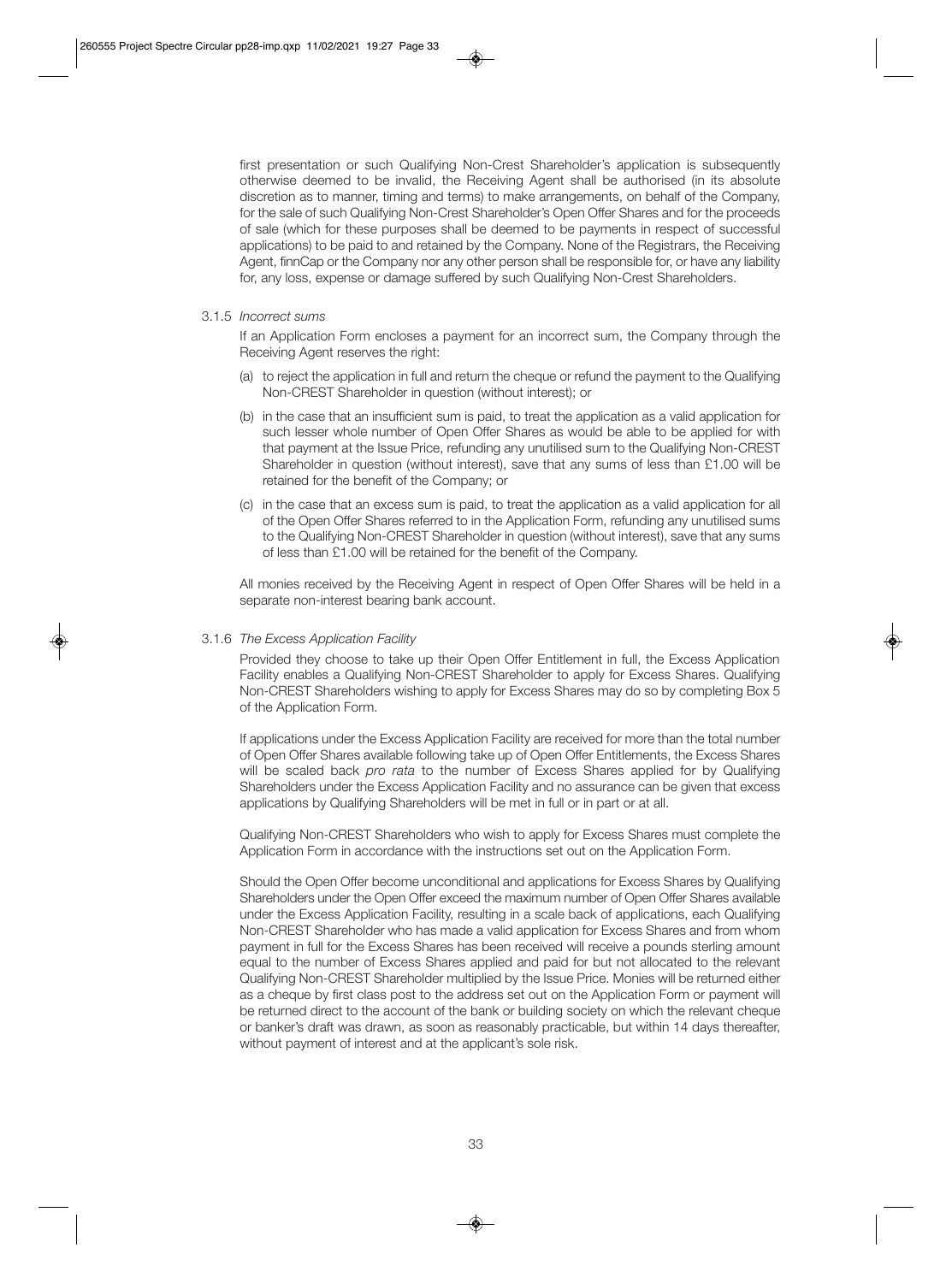first presentation or such Qualifying Non-Crest Shareholder's application is subsequently otherwise deemed to be invalid, the Receiving Agent shall be authorised (in its absolute discretion as to manner, timing and terms) to make arrangements, on behalf of the Company, for the sale of such Qualifying Non-Crest Shareholder's Open Offer Shares and for the proceeds of sale (which for these purposes shall be deemed to be payments in respect of successful applications) to be paid to and retained by the Company. None of the Registrars, the Receiving Agent, finnCap or the Company nor any other person shall be responsible for, or have any liability for, any loss, expense or damage suffered by such Qualifying Non-Crest Shareholders.

3.1.5 *Incorrect sums*

If an Application Form encloses a payment for an incorrect sum, the Company through the Receiving Agent reserves the right:

(a) to reject the application in full and return the cheque or refund the payment to the Qualifying Non-CREST Shareholder in question (without interest); or

(b) in the case that an insufficient sum is paid, to treat the application as a valid application for such lesser whole number of Open Offer Shares as would be able to be applied for with that payment at the Issue Price, refunding any unutilised sum to the Qualifying Non-CREST Shareholder in question (without interest), save that any sums of less than £1.00 will be retained for the benefit of the Company; or

(c) in the case that an excess sum is paid, to treat the application as a valid application for all of the Open Offer Shares referred to in the Application Form, refunding any unutilised sums to the Qualifying Non-CREST Shareholder in question (without interest), save that any sums of less than £1.00 will be retained for the benefit of the Company.

All monies received by the Receiving Agent in respect of Open Offer Shares will be held in a separate non-interest bearing bank account.

3.1.6 *The Excess Application Facility*

Provided they choose to take up their Open Offer Entitlement in full, the Excess Application Facility enables a Qualifying Non-CREST Shareholder to apply for Excess Shares. Qualifying Non-CREST Shareholders wishing to apply for Excess Shares may do so by completing Box 5 of the Application Form.

If applications under the Excess Application Facility are received for more than the total number of Open Offer Shares available following take up of Open Offer Entitlements, the Excess Shares will be scaled back *pro rata* to the number of Excess Shares applied for by Qualifying Shareholders under the Excess Application Facility and no assurance can be given that excess applications by Qualifying Shareholders will be met in full or in part or at all.

Qualifying Non-CREST Shareholders who wish to apply for Excess Shares must complete the Application Form in accordance with the instructions set out on the Application Form.

Should the Open Offer become unconditional and applications for Excess Shares by Qualifying Shareholders under the Open Offer exceed the maximum number of Open Offer Shares available under the Excess Application Facility, resulting in a scale back of applications, each Qualifying Non-CREST Shareholder who has made a valid application for Excess Shares and from whom payment in full for the Excess Shares has been received will receive a pounds sterling amount equal to the number of Excess Shares applied and paid for but not allocated to the relevant Qualifying Non-CREST Shareholder multiplied by the Issue Price. Monies will be returned either as a cheque by first class post to the address set out on the Application Form or payment will be returned direct to the account of the bank or building society on which the relevant cheque or banker's draft was drawn, as soon as reasonably practicable, but within 14 days thereafter, without payment of interest and at the applicant's sole risk.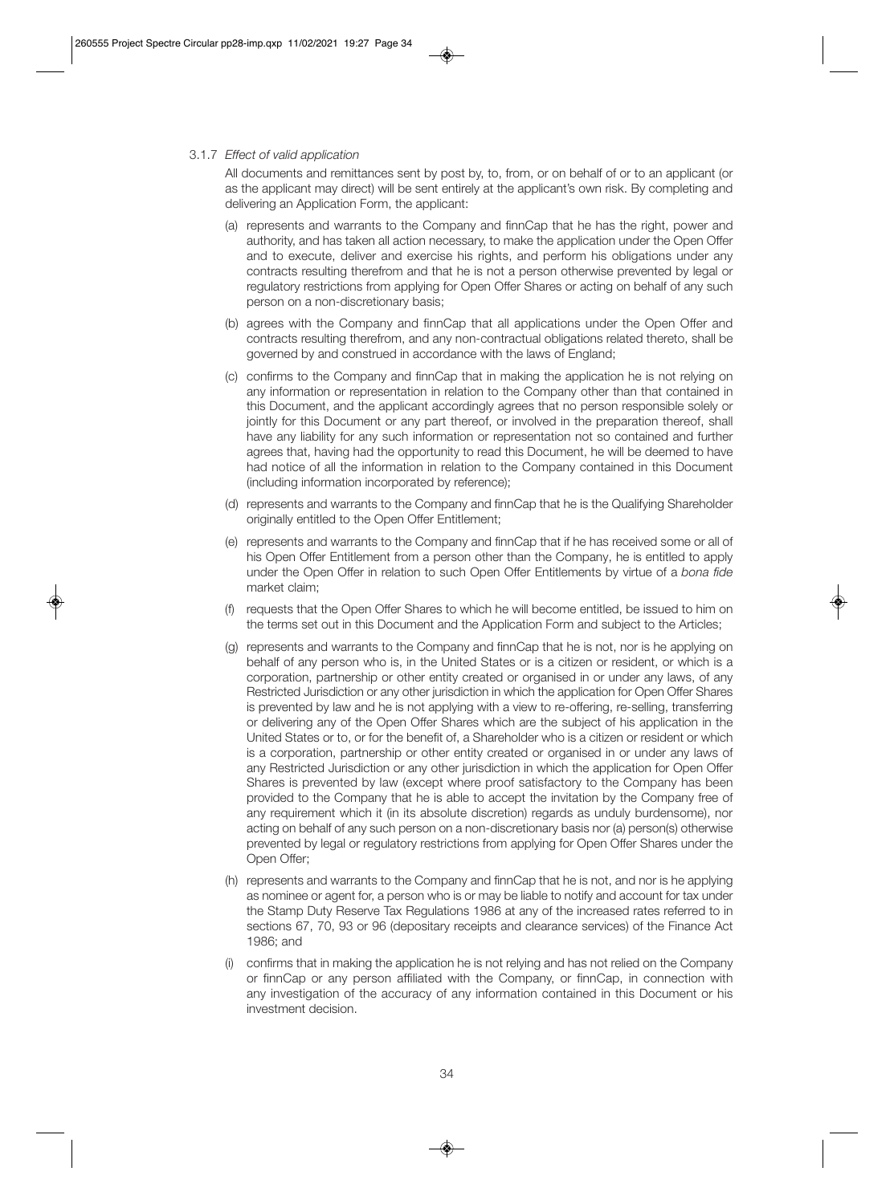3.1.7 *Effect of valid application*

All documents and remittances sent by post by, to, from, or on behalf of or to an applicant (or as the applicant may direct) will be sent entirely at the applicant's own risk. By completing and delivering an Application Form, the applicant:

(a) represents and warrants to the Company and finnCap that he has the right, power and authority, and has taken all action necessary, to make the application under the Open Offer and to execute, deliver and exercise his rights, and perform his obligations under any contracts resulting therefrom and that he is not a person otherwise prevented by legal or regulatory restrictions from applying for Open Offer Shares or acting on behalf of any such person on a non-discretionary basis;

(b) agrees with the Company and finnCap that all applications under the Open Offer and contracts resulting therefrom, and any non-contractual obligations related thereto, shall be governed by and construed in accordance with the laws of England;

(c) confirms to the Company and finnCap that in making the application he is not relying on any information or representation in relation to the Company other than that contained in this Document, and the applicant accordingly agrees that no person responsible solely or jointly for this Document or any part thereof, or involved in the preparation thereof, shall have any liability for any such information or representation not so contained and further agrees that, having had the opportunity to read this Document, he will be deemed to have had notice of all the information in relation to the Company contained in this Document (including information incorporated by reference);

(d) represents and warrants to the Company and finnCap that he is the Qualifying Shareholder originally entitled to the Open Offer Entitlement;

(e) represents and warrants to the Company and finnCap that if he has received some or all of his Open Offer Entitlement from a person other than the Company, he is entitled to apply under the Open Offer in relation to such Open Offer Entitlements by virtue of a *bona fide* market claim;

(f) requests that the Open Offer Shares to which he will become entitled, be issued to him on the terms set out in this Document and the Application Form and subject to the Articles;

(g) represents and warrants to the Company and finnCap that he is not, nor is he applying on behalf of any person who is, in the United States or is a citizen or resident, or which is a corporation, partnership or other entity created or organised in or under any laws, of any Restricted Jurisdiction or any other jurisdiction in which the application for Open Offer Shares is prevented by law and he is not applying with a view to re-offering, re-selling, transferring or delivering any of the Open Offer Shares which are the subject of his application in the United States or to, or for the benefit of, a Shareholder who is a citizen or resident or which is a corporation, partnership or other entity created or organised in or under any laws of any Restricted Jurisdiction or any other jurisdiction in which the application for Open Offer Shares is prevented by law (except where proof satisfactory to the Company has been provided to the Company that he is able to accept the invitation by the Company free of any requirement which it (in its absolute discretion) regards as unduly burdensome), nor acting on behalf of any such person on a non-discretionary basis nor (a) person(s) otherwise prevented by legal or regulatory restrictions from applying for Open Offer Shares under the Open Offer;

(h) represents and warrants to the Company and finnCap that he is not, and nor is he applying as nominee or agent for, a person who is or may be liable to notify and account for tax under the Stamp Duty Reserve Tax Regulations 1986 at any of the increased rates referred to in sections 67, 70, 93 or 96 (depositary receipts and clearance services) of the Finance Act 1986; and

(i) confirms that in making the application he is not relying and has not relied on the Company or finnCap or any person affiliated with the Company, or finnCap, in connection with any investigation of the accuracy of any information contained in this Document or his investment decision.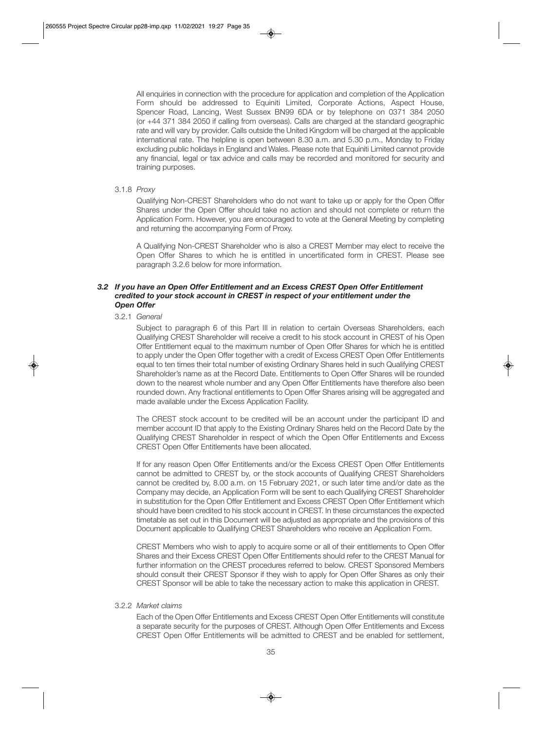All enquiries in connection with the procedure for application and completion of the Application Form should be addressed to Equiniti Limited, Corporate Actions, Aspect House, Spencer Road, Lancing, West Sussex BN99 6DA or by telephone on 0371 384 2050 (or +44 371 384 2050 if calling from overseas). Calls are charged at the standard geographic rate and will vary by provider. Calls outside the United Kingdom will be charged at the applicable international rate. The helpline is open between 8.30 a.m. and 5.30 p.m., Monday to Friday excluding public holidays in England and Wales. Please note that Equiniti Limited cannot provide any financial, legal or tax advice and calls may be recorded and monitored for security and training purposes.

3.1.8 *Proxy*

Qualifying Non-CREST Shareholders who do not want to take up or apply for the Open Offer Shares under the Open Offer should take no action and should not complete or return the Application Form. However, you are encouraged to vote at the General Meeting by completing and returning the accompanying Form of Proxy.

A Qualifying Non-CREST Shareholder who is also a CREST Member may elect to receive the Open Offer Shares to which he is entitled in uncertificated form in CREST. Please see paragraph 3.2.6 below for more information.

### *3.2 If you have an Open Offer Entitlement and an Excess CREST Open Offer Entitlement credited to your stock account in CREST in respect of your entitlement under the Open Offer*

3.2.1 *General*

Subject to paragraph 6 of this Part III in relation to certain Overseas Shareholders, each Qualifying CREST Shareholder will receive a credit to his stock account in CREST of his Open Offer Entitlement equal to the maximum number of Open Offer Shares for which he is entitled to apply under the Open Offer together with a credit of Excess CREST Open Offer Entitlements equal to ten times their total number of existing Ordinary Shares held in such Qualifying CREST Shareholder's name as at the Record Date. Entitlements to Open Offer Shares will be rounded down to the nearest whole number and any Open Offer Entitlements have therefore also been rounded down. Any fractional entitlements to Open Offer Shares arising will be aggregated and made available under the Excess Application Facility.

The CREST stock account to be credited will be an account under the participant ID and member account ID that apply to the Existing Ordinary Shares held on the Record Date by the Qualifying CREST Shareholder in respect of which the Open Offer Entitlements and Excess CREST Open Offer Entitlements have been allocated.

If for any reason Open Offer Entitlements and/or the Excess CREST Open Offer Entitlements cannot be admitted to CREST by, or the stock accounts of Qualifying CREST Shareholders cannot be credited by, 8.00 a.m. on 15 February 2021, or such later time and/or date as the Company may decide, an Application Form will be sent to each Qualifying CREST Shareholder in substitution for the Open Offer Entitlement and Excess CREST Open Offer Entitlement which should have been credited to his stock account in CREST. In these circumstances the expected timetable as set out in this Document will be adjusted as appropriate and the provisions of this Document applicable to Qualifying CREST Shareholders who receive an Application Form.

CREST Members who wish to apply to acquire some or all of their entitlements to Open Offer Shares and their Excess CREST Open Offer Entitlements should refer to the CREST Manual for further information on the CREST procedures referred to below. CREST Sponsored Members should consult their CREST Sponsor if they wish to apply for Open Offer Shares as only their CREST Sponsor will be able to take the necessary action to make this application in CREST.

3.2.2 *Market claims*

Each of the Open Offer Entitlements and Excess CREST Open Offer Entitlements will constitute a separate security for the purposes of CREST. Although Open Offer Entitlements and Excess CREST Open Offer Entitlements will be admitted to CREST and be enabled for settlement,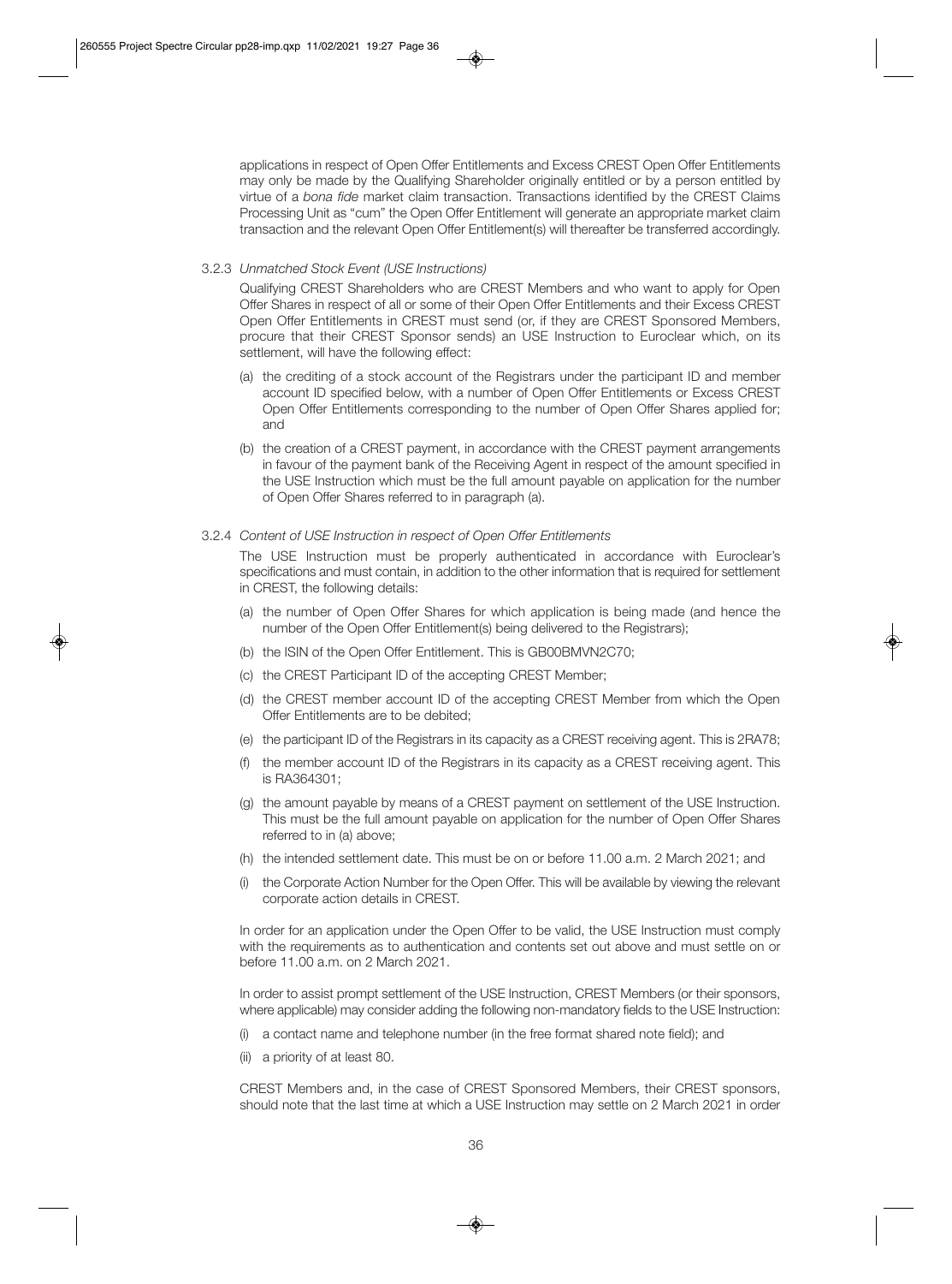applications in respect of Open Offer Entitlements and Excess CREST Open Offer Entitlements may only be made by the Qualifying Shareholder originally entitled or by a person entitled by virtue of a *bona fide* market claim transaction. Transactions identified by the CREST Claims Processing Unit as "cum" the Open Offer Entitlement will generate an appropriate market claim transaction and the relevant Open Offer Entitlement(s) will thereafter be transferred accordingly.

3.2.3 *Unmatched Stock Event (USE Instructions)*

Qualifying CREST Shareholders who are CREST Members and who want to apply for Open Offer Shares in respect of all or some of their Open Offer Entitlements and their Excess CREST Open Offer Entitlements in CREST must send (or, if they are CREST Sponsored Members, procure that their CREST Sponsor sends) an USE Instruction to Euroclear which, on its settlement, will have the following effect:

(a) the crediting of a stock account of the Registrars under the participant ID and member account ID specified below, with a number of Open Offer Entitlements or Excess CREST Open Offer Entitlements corresponding to the number of Open Offer Shares applied for; and

(b) the creation of a CREST payment, in accordance with the CREST payment arrangements in favour of the payment bank of the Receiving Agent in respect of the amount specified in the USE Instruction which must be the full amount payable on application for the number of Open Offer Shares referred to in paragraph (a).

3.2.4 *Content of USE Instruction in respect of Open Offer Entitlements*

The USE Instruction must be properly authenticated in accordance with Euroclear's specifications and must contain, in addition to the other information that is required for settlement in CREST, the following details:

(a) the number of Open Offer Shares for which application is being made (and hence the number of the Open Offer Entitlement(s) being delivered to the Registrars);

(b) the ISIN of the Open Offer Entitlement. This is GB00BMVN2C70;

(c) the CREST Participant ID of the accepting CREST Member;

(d) the CREST member account ID of the accepting CREST Member from which the Open Offer Entitlements are to be debited;

(e) the participant ID of the Registrars in its capacity as a CREST receiving agent. This is 2RA78;

(f) the member account ID of the Registrars in its capacity as a CREST receiving agent. This is RA364301;

(g) the amount payable by means of a CREST payment on settlement of the USE Instruction. This must be the full amount payable on application for the number of Open Offer Shares referred to in (a) above;

(h) the intended settlement date. This must be on or before 11.00 a.m. 2 March 2021; and

(i) the Corporate Action Number for the Open Offer. This will be available by viewing the relevant corporate action details in CREST.

In order for an application under the Open Offer to be valid, the USE Instruction must comply with the requirements as to authentication and contents set out above and must settle on or before 11.00 a.m. on 2 March 2021.

In order to assist prompt settlement of the USE Instruction, CREST Members (or their sponsors, where applicable) may consider adding the following non-mandatory fields to the USE Instruction:

(i) a contact name and telephone number (in the free format shared note field); and

(ii) a priority of at least 80.

CREST Members and, in the case of CREST Sponsored Members, their CREST sponsors, should note that the last time at which a USE Instruction may settle on 2 March 2021 in order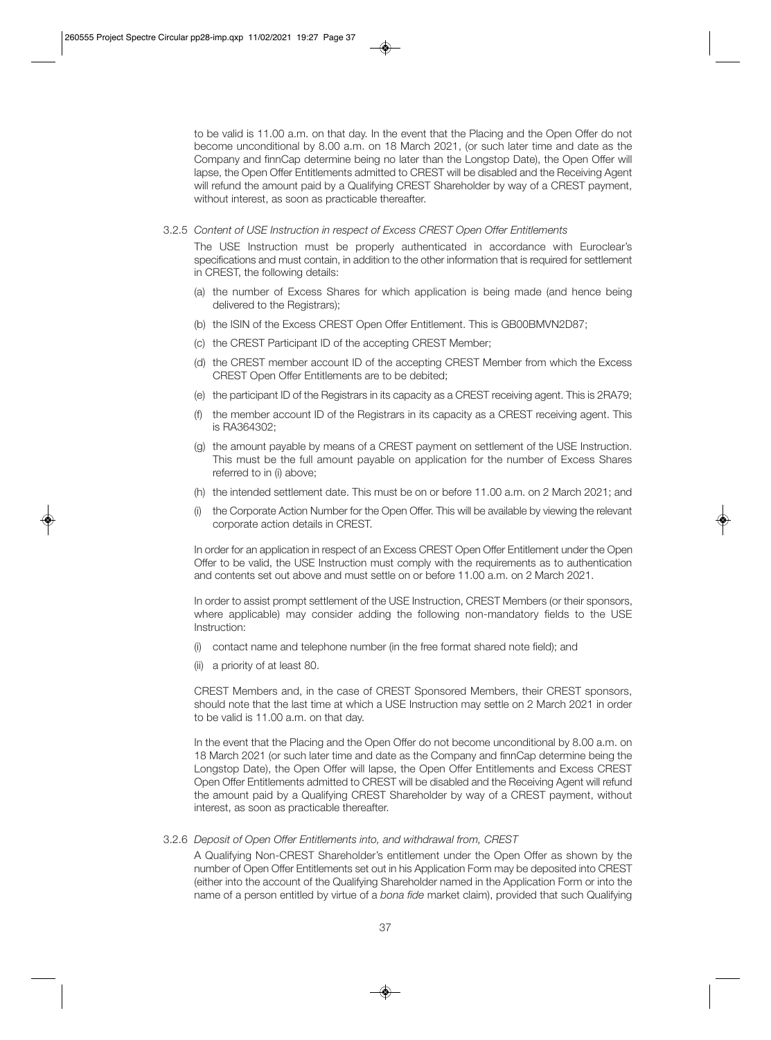to be valid is 11.00 a.m. on that day. In the event that the Placing and the Open Offer do not become unconditional by 8.00 a.m. on 18 March 2021, (or such later time and date as the Company and finnCap determine being no later than the Longstop Date), the Open Offer will lapse, the Open Offer Entitlements admitted to CREST will be disabled and the Receiving Agent will refund the amount paid by a Qualifying CREST Shareholder by way of a CREST payment, without interest, as soon as practicable thereafter.

3.2.5 *Content of USE Instruction in respect of Excess CREST Open Offer Entitlements*

The USE Instruction must be properly authenticated in accordance with Euroclear's specifications and must contain, in addition to the other information that is required for settlement in CREST, the following details:

(a) the number of Excess Shares for which application is being made (and hence being delivered to the Registrars);

(b) the ISIN of the Excess CREST Open Offer Entitlement. This is GB00BMVN2D87;

(c) the CREST Participant ID of the accepting CREST Member;

(d) the CREST member account ID of the accepting CREST Member from which the Excess CREST Open Offer Entitlements are to be debited;

(e) the participant ID of the Registrars in its capacity as a CREST receiving agent. This is 2RA79;

(f) the member account ID of the Registrars in its capacity as a CREST receiving agent. This is RA364302;

(g) the amount payable by means of a CREST payment on settlement of the USE Instruction. This must be the full amount payable on application for the number of Excess Shares referred to in (i) above;

(h) the intended settlement date. This must be on or before 11.00 a.m. on 2 March 2021; and

(i) the Corporate Action Number for the Open Offer. This will be available by viewing the relevant corporate action details in CREST.

In order for an application in respect of an Excess CREST Open Offer Entitlement under the Open Offer to be valid, the USE Instruction must comply with the requirements as to authentication and contents set out above and must settle on or before 11.00 a.m. on 2 March 2021.

In order to assist prompt settlement of the USE Instruction, CREST Members (or their sponsors, where applicable) may consider adding the following non-mandatory fields to the USE Instruction:

(i) contact name and telephone number (in the free format shared note field); and

(ii) a priority of at least 80.

CREST Members and, in the case of CREST Sponsored Members, their CREST sponsors, should note that the last time at which a USE Instruction may settle on 2 March 2021 in order to be valid is 11.00 a.m. on that day.

In the event that the Placing and the Open Offer do not become unconditional by 8.00 a.m. on 18 March 2021 (or such later time and date as the Company and finnCap determine being the Longstop Date), the Open Offer will lapse, the Open Offer Entitlements and Excess CREST Open Offer Entitlements admitted to CREST will be disabled and the Receiving Agent will refund the amount paid by a Qualifying CREST Shareholder by way of a CREST payment, without interest, as soon as practicable thereafter.

3.2.6 *Deposit of Open Offer Entitlements into, and withdrawal from, CREST*

A Qualifying Non-CREST Shareholder's entitlement under the Open Offer as shown by the number of Open Offer Entitlements set out in his Application Form may be deposited into CREST (either into the account of the Qualifying Shareholder named in the Application Form or into the name of a person entitled by virtue of a *bona fide* market claim), provided that such Qualifying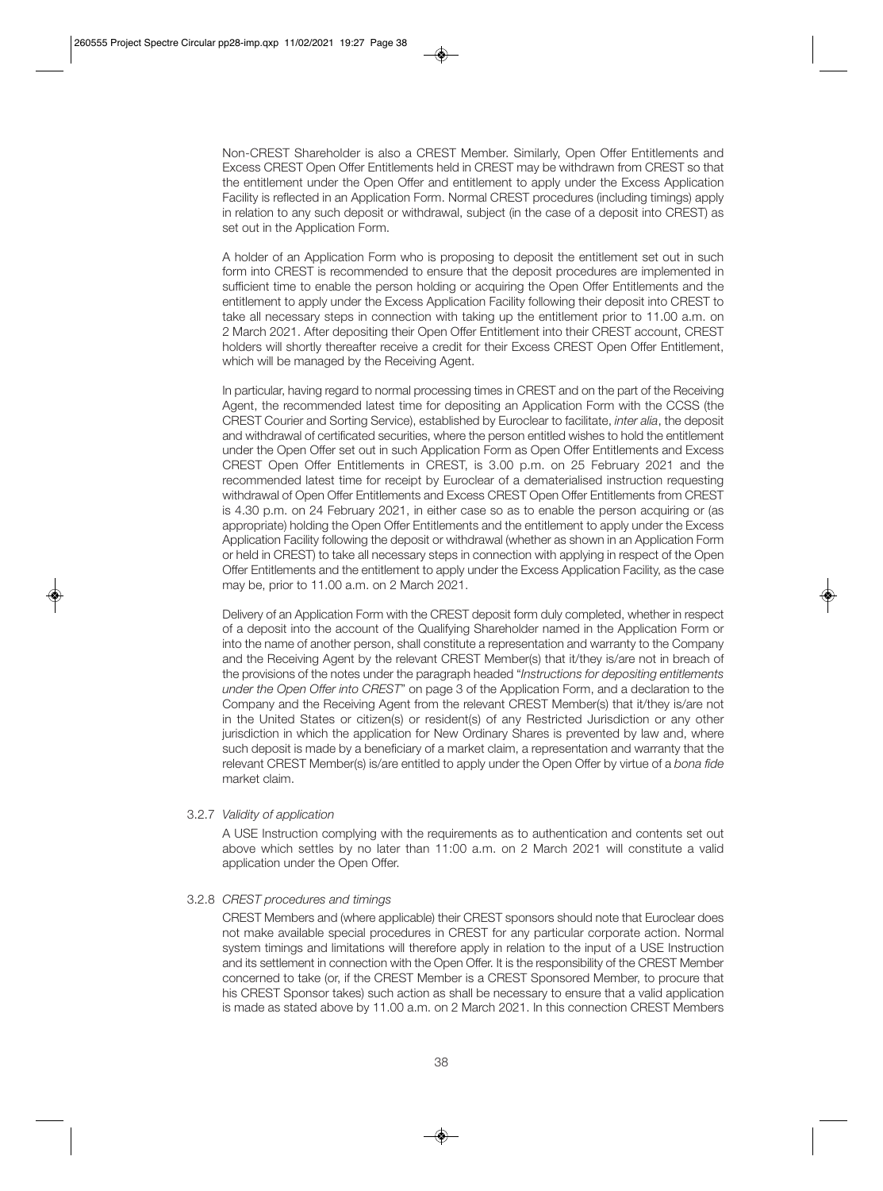Non-CREST Shareholder is also a CREST Member. Similarly, Open Offer Entitlements and Excess CREST Open Offer Entitlements held in CREST may be withdrawn from CREST so that the entitlement under the Open Offer and entitlement to apply under the Excess Application Facility is reflected in an Application Form. Normal CREST procedures (including timings) apply in relation to any such deposit or withdrawal, subject (in the case of a deposit into CREST) as set out in the Application Form.

A holder of an Application Form who is proposing to deposit the entitlement set out in such form into CREST is recommended to ensure that the deposit procedures are implemented in sufficient time to enable the person holding or acquiring the Open Offer Entitlements and the entitlement to apply under the Excess Application Facility following their deposit into CREST to take all necessary steps in connection with taking up the entitlement prior to 11.00 a.m. on 2 March 2021. After depositing their Open Offer Entitlement into their CREST account, CREST holders will shortly thereafter receive a credit for their Excess CREST Open Offer Entitlement, which will be managed by the Receiving Agent.

In particular, having regard to normal processing times in CREST and on the part of the Receiving Agent, the recommended latest time for depositing an Application Form with the CCSS (the CREST Courier and Sorting Service), established by Euroclear to facilitate, *inter alia*, the deposit and withdrawal of certificated securities, where the person entitled wishes to hold the entitlement under the Open Offer set out in such Application Form as Open Offer Entitlements and Excess CREST Open Offer Entitlements in CREST, is 3.00 p.m. on 25 February 2021 and the recommended latest time for receipt by Euroclear of a dematerialised instruction requesting withdrawal of Open Offer Entitlements and Excess CREST Open Offer Entitlements from CREST is 4.30 p.m. on 24 February 2021, in either case so as to enable the person acquiring or (as appropriate) holding the Open Offer Entitlements and the entitlement to apply under the Excess Application Facility following the deposit or withdrawal (whether as shown in an Application Form or held in CREST) to take all necessary steps in connection with applying in respect of the Open Offer Entitlements and the entitlement to apply under the Excess Application Facility, as the case may be, prior to 11.00 a.m. on 2 March 2021.

Delivery of an Application Form with the CREST deposit form duly completed, whether in respect of a deposit into the account of the Qualifying Shareholder named in the Application Form or into the name of another person, shall constitute a representation and warranty to the Company and the Receiving Agent by the relevant CREST Member(s) that it/they is/are not in breach of the provisions of the notes under the paragraph headed "*Instructions for depositing entitlements under the Open Offer into CREST*" on page 3 of the Application Form, and a declaration to the Company and the Receiving Agent from the relevant CREST Member(s) that it/they is/are not in the United States or citizen(s) or resident(s) of any Restricted Jurisdiction or any other jurisdiction in which the application for New Ordinary Shares is prevented by law and, where such deposit is made by a beneficiary of a market claim, a representation and warranty that the relevant CREST Member(s) is/are entitled to apply under the Open Offer by virtue of a *bona fide* market claim.

3.2.7 *Validity of application*

A USE Instruction complying with the requirements as to authentication and contents set out above which settles by no later than 11:00 a.m. on 2 March 2021 will constitute a valid application under the Open Offer.

3.2.8 *CREST procedures and timings*

CREST Members and (where applicable) their CREST sponsors should note that Euroclear does not make available special procedures in CREST for any particular corporate action. Normal system timings and limitations will therefore apply in relation to the input of a USE Instruction and its settlement in connection with the Open Offer. It is the responsibility of the CREST Member concerned to take (or, if the CREST Member is a CREST Sponsored Member, to procure that his CREST Sponsor takes) such action as shall be necessary to ensure that a valid application is made as stated above by 11.00 a.m. on 2 March 2021. In this connection CREST Members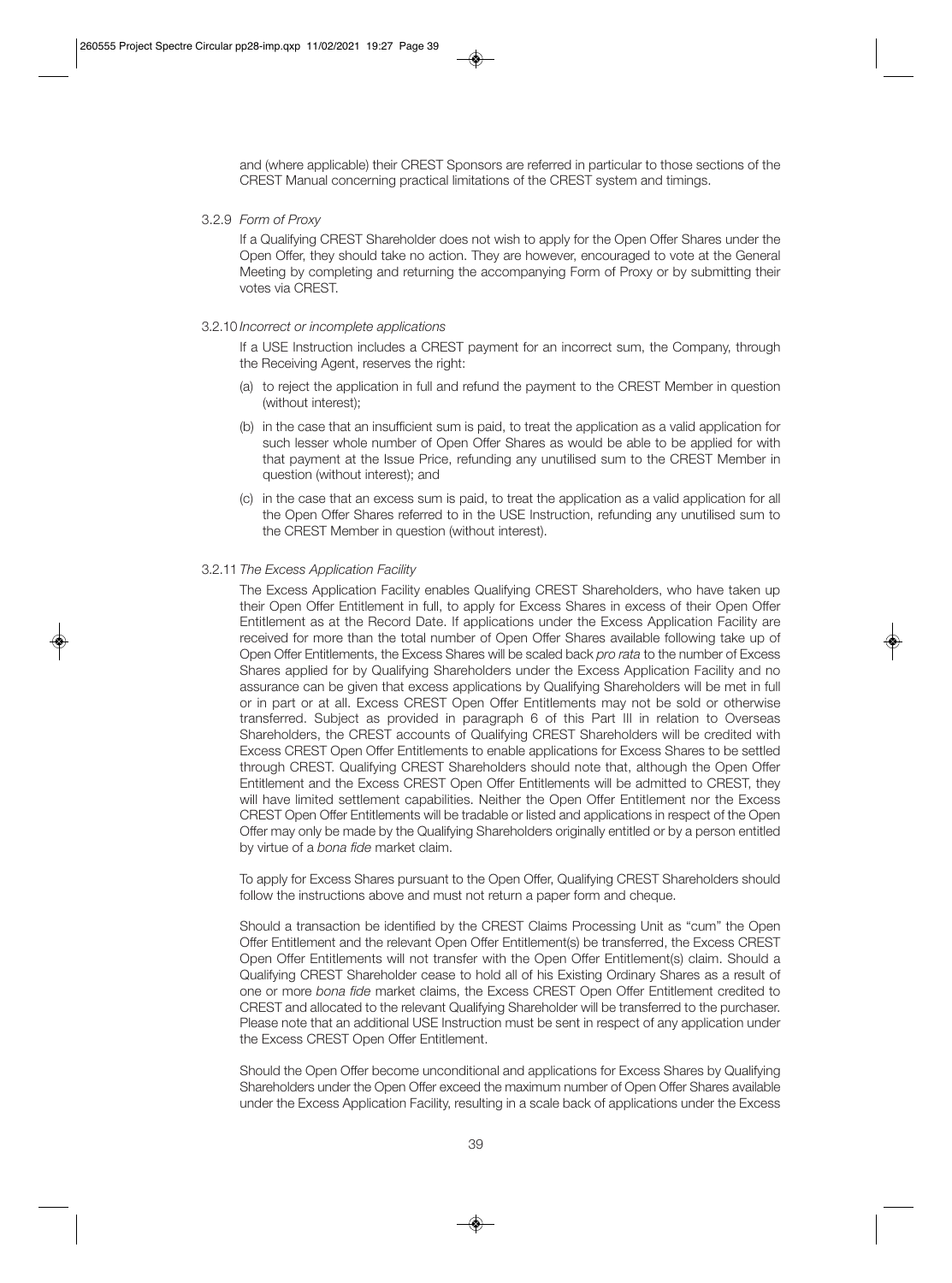and (where applicable) their CREST Sponsors are referred in particular to those sections of the CREST Manual concerning practical limitations of the CREST system and timings.

3.2.9 *Form of Proxy*

If a Qualifying CREST Shareholder does not wish to apply for the Open Offer Shares under the Open Offer, they should take no action. They are however, encouraged to vote at the General Meeting by completing and returning the accompanying Form of Proxy or by submitting their votes via CREST.

3.2.10 *Incorrect or incomplete applications*

If a USE Instruction includes a CREST payment for an incorrect sum, the Company, through the Receiving Agent, reserves the right:

(a) to reject the application in full and refund the payment to the CREST Member in question (without interest);

(b) in the case that an insufficient sum is paid, to treat the application as a valid application for such lesser whole number of Open Offer Shares as would be able to be applied for with that payment at the Issue Price, refunding any unutilised sum to the CREST Member in question (without interest); and

(c) in the case that an excess sum is paid, to treat the application as a valid application for all the Open Offer Shares referred to in the USE Instruction, refunding any unutilised sum to the CREST Member in question (without interest).

3.2.11 *The Excess Application Facility*

The Excess Application Facility enables Qualifying CREST Shareholders, who have taken up their Open Offer Entitlement in full, to apply for Excess Shares in excess of their Open Offer Entitlement as at the Record Date. If applications under the Excess Application Facility are received for more than the total number of Open Offer Shares available following take up of Open Offer Entitlements, the Excess Shares will be scaled back *pro rata* to the number of Excess Shares applied for by Qualifying Shareholders under the Excess Application Facility and no assurance can be given that excess applications by Qualifying Shareholders will be met in full or in part or at all. Excess CREST Open Offer Entitlements may not be sold or otherwise transferred. Subject as provided in paragraph 6 of this Part III in relation to Overseas Shareholders, the CREST accounts of Qualifying CREST Shareholders will be credited with Excess CREST Open Offer Entitlements to enable applications for Excess Shares to be settled through CREST. Qualifying CREST Shareholders should note that, although the Open Offer Entitlement and the Excess CREST Open Offer Entitlements will be admitted to CREST, they will have limited settlement capabilities. Neither the Open Offer Entitlement nor the Excess CREST Open Offer Entitlements will be tradable or listed and applications in respect of the Open Offer may only be made by the Qualifying Shareholders originally entitled or by a person entitled by virtue of a *bona fide* market claim.

To apply for Excess Shares pursuant to the Open Offer, Qualifying CREST Shareholders should follow the instructions above and must not return a paper form and cheque.

Should a transaction be identified by the CREST Claims Processing Unit as "cum" the Open Offer Entitlement and the relevant Open Offer Entitlement(s) be transferred, the Excess CREST Open Offer Entitlements will not transfer with the Open Offer Entitlement(s) claim. Should a Qualifying CREST Shareholder cease to hold all of his Existing Ordinary Shares as a result of one or more *bona fide* market claims, the Excess CREST Open Offer Entitlement credited to CREST and allocated to the relevant Qualifying Shareholder will be transferred to the purchaser. Please note that an additional USE Instruction must be sent in respect of any application under the Excess CREST Open Offer Entitlement.

Should the Open Offer become unconditional and applications for Excess Shares by Qualifying Shareholders under the Open Offer exceed the maximum number of Open Offer Shares available under the Excess Application Facility, resulting in a scale back of applications under the Excess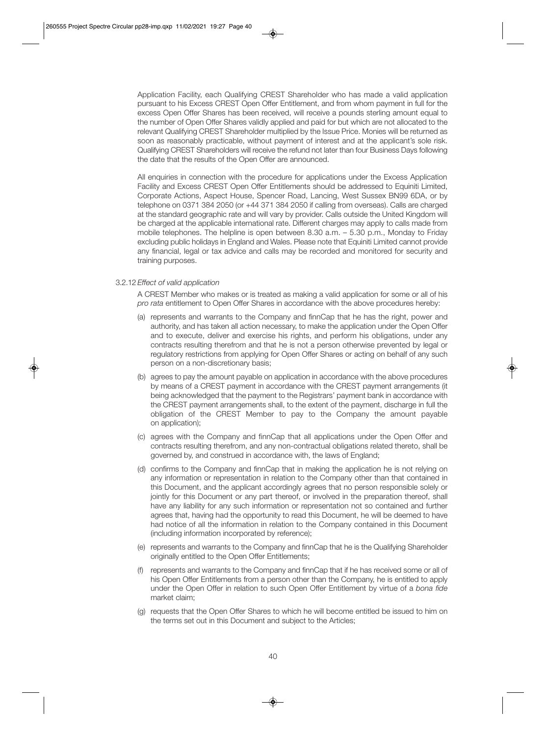Application Facility, each Qualifying CREST Shareholder who has made a valid application pursuant to his Excess CREST Open Offer Entitlement, and from whom payment in full for the excess Open Offer Shares has been received, will receive a pounds sterling amount equal to the number of Open Offer Shares validly applied and paid for but which are not allocated to the relevant Qualifying CREST Shareholder multiplied by the Issue Price. Monies will be returned as soon as reasonably practicable, without payment of interest and at the applicant's sole risk. Qualifying CREST Shareholders will receive the refund not later than four Business Days following the date that the results of the Open Offer are announced.

All enquiries in connection with the procedure for applications under the Excess Application Facility and Excess CREST Open Offer Entitlements should be addressed to Equiniti Limited, Corporate Actions, Aspect House, Spencer Road, Lancing, West Sussex BN99 6DA, or by telephone on 0371 384 2050 (or +44 371 384 2050 if calling from overseas). Calls are charged at the standard geographic rate and will vary by provider. Calls outside the United Kingdom will be charged at the applicable international rate. Different charges may apply to calls made from mobile telephones. The helpline is open between 8.30 a.m. – 5.30 p.m., Monday to Friday excluding public holidays in England and Wales. Please note that Equiniti Limited cannot provide any financial, legal or tax advice and calls may be recorded and monitored for security and training purposes.

3.2.12 *Effect of valid application*

A CREST Member who makes or is treated as making a valid application for some or all of his *pro rata* entitlement to Open Offer Shares in accordance with the above procedures hereby:

(a) represents and warrants to the Company and finnCap that he has the right, power and authority, and has taken all action necessary, to make the application under the Open Offer and to execute, deliver and exercise his rights, and perform his obligations, under any contracts resulting therefrom and that he is not a person otherwise prevented by legal or regulatory restrictions from applying for Open Offer Shares or acting on behalf of any such person on a non-discretionary basis;

(b) agrees to pay the amount payable on application in accordance with the above procedures by means of a CREST payment in accordance with the CREST payment arrangements (it being acknowledged that the payment to the Registrars' payment bank in accordance with the CREST payment arrangements shall, to the extent of the payment, discharge in full the obligation of the CREST Member to pay to the Company the amount payable on application);

(c) agrees with the Company and finnCap that all applications under the Open Offer and contracts resulting therefrom, and any non-contractual obligations related thereto, shall be governed by, and construed in accordance with, the laws of England;

(d) confirms to the Company and finnCap that in making the application he is not relying on any information or representation in relation to the Company other than that contained in this Document, and the applicant accordingly agrees that no person responsible solely or jointly for this Document or any part thereof, or involved in the preparation thereof, shall have any liability for any such information or representation not so contained and further agrees that, having had the opportunity to read this Document, he will be deemed to have had notice of all the information in relation to the Company contained in this Document (including information incorporated by reference);

(e) represents and warrants to the Company and finnCap that he is the Qualifying Shareholder originally entitled to the Open Offer Entitlements;

(f) represents and warrants to the Company and finnCap that if he has received some or all of his Open Offer Entitlements from a person other than the Company, he is entitled to apply under the Open Offer in relation to such Open Offer Entitlement by virtue of a *bona fide* market claim;

(g) requests that the Open Offer Shares to which he will become entitled be issued to him on the terms set out in this Document and subject to the Articles;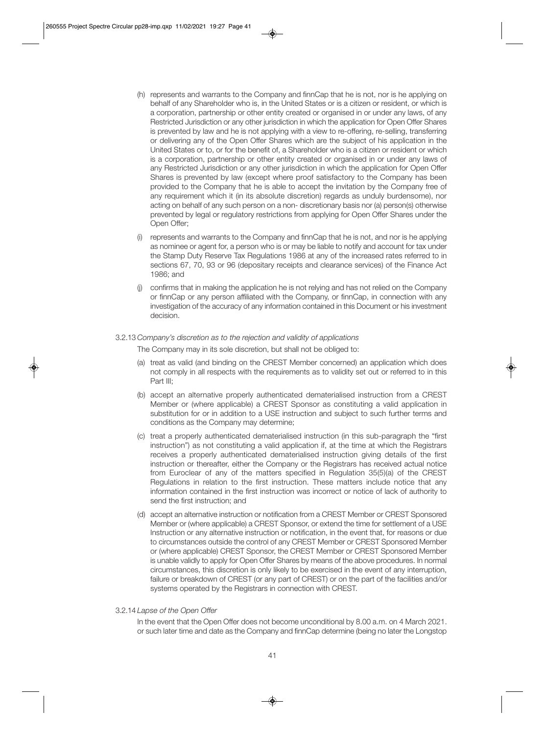(h) represents and warrants to the Company and finnCap that he is not, nor is he applying on behalf of any Shareholder who is, in the United States or is a citizen or resident, or which is a corporation, partnership or other entity created or organised in or under any laws, of any Restricted Jurisdiction or any other jurisdiction in which the application for Open Offer Shares is prevented by law and he is not applying with a view to re-offering, re-selling, transferring or delivering any of the Open Offer Shares which are the subject of his application in the United States or to, or for the benefit of, a Shareholder who is a citizen or resident or which is a corporation, partnership or other entity created or organised in or under any laws of any Restricted Jurisdiction or any other jurisdiction in which the application for Open Offer Shares is prevented by law (except where proof satisfactory to the Company has been provided to the Company that he is able to accept the invitation by the Company free of any requirement which it (in its absolute discretion) regards as unduly burdensome), nor acting on behalf of any such person on a non- discretionary basis nor (a) person(s) otherwise prevented by legal or regulatory restrictions from applying for Open Offer Shares under the Open Offer;

(i) represents and warrants to the Company and finnCap that he is not, and nor is he applying as nominee or agent for, a person who is or may be liable to notify and account for tax under the Stamp Duty Reserve Tax Regulations 1986 at any of the increased rates referred to in sections 67, 70, 93 or 96 (depositary receipts and clearance services) of the Finance Act 1986; and

(j) confirms that in making the application he is not relying and has not relied on the Company or finnCap or any person affiliated with the Company, or finnCap, in connection with any investigation of the accuracy of any information contained in this Document or his investment decision.

3.2.13 *Company's discretion as to the rejection and validity of applications*

The Company may in its sole discretion, but shall not be obliged to:

(a) treat as valid (and binding on the CREST Member concerned) an application which does not comply in all respects with the requirements as to validity set out or referred to in this Part III;

(b) accept an alternative properly authenticated dematerialised instruction from a CREST Member or (where applicable) a CREST Sponsor as constituting a valid application in substitution for or in addition to a USE instruction and subject to such further terms and conditions as the Company may determine;

(c) treat a properly authenticated dematerialised instruction (in this sub-paragraph the "first instruction") as not constituting a valid application if, at the time at which the Registrars receives a properly authenticated dematerialised instruction giving details of the first instruction or thereafter, either the Company or the Registrars has received actual notice from Euroclear of any of the matters specified in Regulation 35(5)(a) of the CREST Regulations in relation to the first instruction. These matters include notice that any information contained in the first instruction was incorrect or notice of lack of authority to send the first instruction; and

(d) accept an alternative instruction or notification from a CREST Member or CREST Sponsored Member or (where applicable) a CREST Sponsor, or extend the time for settlement of a USE Instruction or any alternative instruction or notification, in the event that, for reasons or due to circumstances outside the control of any CREST Member or CREST Sponsored Member or (where applicable) CREST Sponsor, the CREST Member or CREST Sponsored Member is unable validly to apply for Open Offer Shares by means of the above procedures. In normal circumstances, this discretion is only likely to be exercised in the event of any interruption, failure or breakdown of CREST (or any part of CREST) or on the part of the facilities and/or systems operated by the Registrars in connection with CREST.

3.2.14 *Lapse of the Open Offer*

In the event that the Open Offer does not become unconditional by 8.00 a.m. on 4 March 2021. or such later time and date as the Company and finnCap determine (being no later the Longstop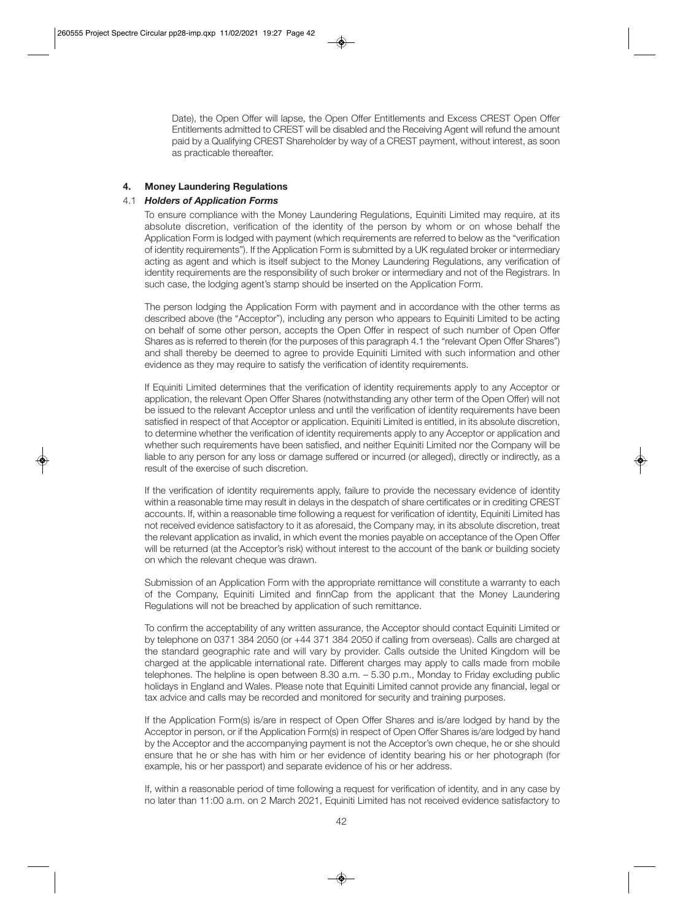Date), the Open Offer will lapse, the Open Offer Entitlements and Excess CREST Open Offer Entitlements admitted to CREST will be disabled and the Receiving Agent will refund the amount paid by a Qualifying CREST Shareholder by way of a CREST payment, without interest, as soon as practicable thereafter.

## 4. Money Laundering Regulations

### 4.1 *Holders of Application Forms*

To ensure compliance with the Money Laundering Regulations, Equiniti Limited may require, at its absolute discretion, verification of the identity of the person by whom or on whose behalf the Application Form is lodged with payment (which requirements are referred to below as the "verification of identity requirements"). If the Application Form is submitted by a UK regulated broker or intermediary acting as agent and which is itself subject to the Money Laundering Regulations, any verification of identity requirements are the responsibility of such broker or intermediary and not of the Registrars. In such case, the lodging agent's stamp should be inserted on the Application Form.

The person lodging the Application Form with payment and in accordance with the other terms as described above (the "Acceptor"), including any person who appears to Equiniti Limited to be acting on behalf of some other person, accepts the Open Offer in respect of such number of Open Offer Shares as is referred to therein (for the purposes of this paragraph 4.1 the "relevant Open Offer Shares") and shall thereby be deemed to agree to provide Equiniti Limited with such information and other evidence as they may require to satisfy the verification of identity requirements.

If Equiniti Limited determines that the verification of identity requirements apply to any Acceptor or application, the relevant Open Offer Shares (notwithstanding any other term of the Open Offer) will not be issued to the relevant Acceptor unless and until the verification of identity requirements have been satisfied in respect of that Acceptor or application. Equiniti Limited is entitled, in its absolute discretion, to determine whether the verification of identity requirements apply to any Acceptor or application and whether such requirements have been satisfied, and neither Equiniti Limited nor the Company will be liable to any person for any loss or damage suffered or incurred (or alleged), directly or indirectly, as a result of the exercise of such discretion.

If the verification of identity requirements apply, failure to provide the necessary evidence of identity within a reasonable time may result in delays in the despatch of share certificates or in crediting CREST accounts. If, within a reasonable time following a request for verification of identity, Equiniti Limited has not received evidence satisfactory to it as aforesaid, the Company may, in its absolute discretion, treat the relevant application as invalid, in which event the monies payable on acceptance of the Open Offer will be returned (at the Acceptor's risk) without interest to the account of the bank or building society on which the relevant cheque was drawn.

Submission of an Application Form with the appropriate remittance will constitute a warranty to each of the Company, Equiniti Limited and finnCap from the applicant that the Money Laundering Regulations will not be breached by application of such remittance.

To confirm the acceptability of any written assurance, the Acceptor should contact Equiniti Limited or by telephone on 0371 384 2050 (or +44 371 384 2050 if calling from overseas). Calls are charged at the standard geographic rate and will vary by provider. Calls outside the United Kingdom will be charged at the applicable international rate. Different charges may apply to calls made from mobile telephones. The helpline is open between 8.30 a.m. – 5.30 p.m., Monday to Friday excluding public holidays in England and Wales. Please note that Equiniti Limited cannot provide any financial, legal or tax advice and calls may be recorded and monitored for security and training purposes.

If the Application Form(s) is/are in respect of Open Offer Shares and is/are lodged by hand by the Acceptor in person, or if the Application Form(s) in respect of Open Offer Shares is/are lodged by hand by the Acceptor and the accompanying payment is not the Acceptor's own cheque, he or she should ensure that he or she has with him or her evidence of identity bearing his or her photograph (for example, his or her passport) and separate evidence of his or her address.

If, within a reasonable period of time following a request for verification of identity, and in any case by no later than 11:00 a.m. on 2 March 2021, Equiniti Limited has not received evidence satisfactory to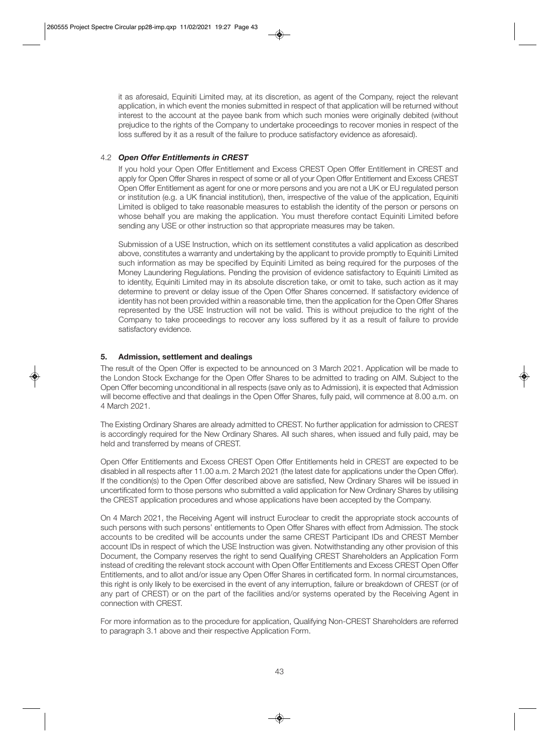it as aforesaid, Equiniti Limited may, at its discretion, as agent of the Company, reject the relevant application, in which event the monies submitted in respect of that application will be returned without interest to the account at the payee bank from which such monies were originally debited (without prejudice to the rights of the Company to undertake proceedings to recover monies in respect of the loss suffered by it as a result of the failure to produce satisfactory evidence as aforesaid).

### 4.2 *Open Offer Entitlements in CREST*

If you hold your Open Offer Entitlement and Excess CREST Open Offer Entitlement in CREST and apply for Open Offer Shares in respect of some or all of your Open Offer Entitlement and Excess CREST Open Offer Entitlement as agent for one or more persons and you are not a UK or EU regulated person or institution (e.g. a UK financial institution), then, irrespective of the value of the application, Equiniti Limited is obliged to take reasonable measures to establish the identity of the person or persons on whose behalf you are making the application. You must therefore contact Equiniti Limited before sending any USE or other instruction so that appropriate measures may be taken.

Submission of a USE Instruction, which on its settlement constitutes a valid application as described above, constitutes a warranty and undertaking by the applicant to provide promptly to Equiniti Limited such information as may be specified by Equiniti Limited as being required for the purposes of the Money Laundering Regulations. Pending the provision of evidence satisfactory to Equiniti Limited as to identity, Equiniti Limited may in its absolute discretion take, or omit to take, such action as it may determine to prevent or delay issue of the Open Offer Shares concerned. If satisfactory evidence of identity has not been provided within a reasonable time, then the application for the Open Offer Shares represented by the USE Instruction will not be valid. This is without prejudice to the right of the Company to take proceedings to recover any loss suffered by it as a result of failure to provide satisfactory evidence.

## 5. Admission, settlement and dealings

The result of the Open Offer is expected to be announced on 3 March 2021. Application will be made to the London Stock Exchange for the Open Offer Shares to be admitted to trading on AIM. Subject to the Open Offer becoming unconditional in all respects (save only as to Admission), it is expected that Admission will become effective and that dealings in the Open Offer Shares, fully paid, will commence at 8.00 a.m. on 4 March 2021.

The Existing Ordinary Shares are already admitted to CREST. No further application for admission to CREST is accordingly required for the New Ordinary Shares. All such shares, when issued and fully paid, may be held and transferred by means of CREST.

Open Offer Entitlements and Excess CREST Open Offer Entitlements held in CREST are expected to be disabled in all respects after 11.00 a.m. 2 March 2021 (the latest date for applications under the Open Offer). If the condition(s) to the Open Offer described above are satisfied, New Ordinary Shares will be issued in uncertificated form to those persons who submitted a valid application for New Ordinary Shares by utilising the CREST application procedures and whose applications have been accepted by the Company.

On 4 March 2021, the Receiving Agent will instruct Euroclear to credit the appropriate stock accounts of such persons with such persons' entitlements to Open Offer Shares with effect from Admission. The stock accounts to be credited will be accounts under the same CREST Participant IDs and CREST Member account IDs in respect of which the USE Instruction was given. Notwithstanding any other provision of this Document, the Company reserves the right to send Qualifying CREST Shareholders an Application Form instead of crediting the relevant stock account with Open Offer Entitlements and Excess CREST Open Offer Entitlements, and to allot and/or issue any Open Offer Shares in certificated form. In normal circumstances, this right is only likely to be exercised in the event of any interruption, failure or breakdown of CREST (or of any part of CREST) or on the part of the facilities and/or systems operated by the Receiving Agent in connection with CREST.

For more information as to the procedure for application, Qualifying Non-CREST Shareholders are referred to paragraph 3.1 above and their respective Application Form.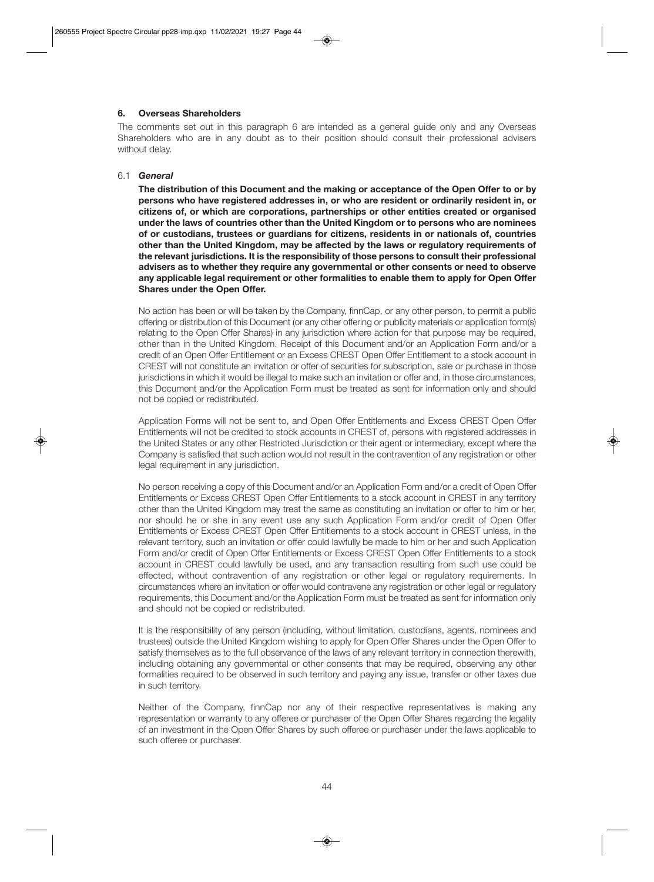## 6. Overseas Shareholders

The comments set out in this paragraph 6 are intended as a general guide only and any Overseas Shareholders who are in any doubt as to their position should consult their professional advisers without delay.

### 6.1 *General*

**The distribution of this Document and the making or acceptance of the Open Offer to or by persons who have registered addresses in, or who are resident or ordinarily resident in, or citizens of, or which are corporations, partnerships or other entities created or organised under the laws of countries other than the United Kingdom or to persons who are nominees of or custodians, trustees or guardians for citizens, residents in or nationals of, countries other than the United Kingdom, may be affected by the laws or regulatory requirements of the relevant jurisdictions. It is the responsibility of those persons to consult their professional advisers as to whether they require any governmental or other consents or need to observe any applicable legal requirement or other formalities to enable them to apply for Open Offer Shares under the Open Offer.**

No action has been or will be taken by the Company, finnCap, or any other person, to permit a public offering or distribution of this Document (or any other offering or publicity materials or application form(s) relating to the Open Offer Shares) in any jurisdiction where action for that purpose may be required, other than in the United Kingdom. Receipt of this Document and/or an Application Form and/or a credit of an Open Offer Entitlement or an Excess CREST Open Offer Entitlement to a stock account in CREST will not constitute an invitation or offer of securities for subscription, sale or purchase in those jurisdictions in which it would be illegal to make such an invitation or offer and, in those circumstances, this Document and/or the Application Form must be treated as sent for information only and should not be copied or redistributed.

Application Forms will not be sent to, and Open Offer Entitlements and Excess CREST Open Offer Entitlements will not be credited to stock accounts in CREST of, persons with registered addresses in the United States or any other Restricted Jurisdiction or their agent or intermediary, except where the Company is satisfied that such action would not result in the contravention of any registration or other legal requirement in any jurisdiction.

No person receiving a copy of this Document and/or an Application Form and/or a credit of Open Offer Entitlements or Excess CREST Open Offer Entitlements to a stock account in CREST in any territory other than the United Kingdom may treat the same as constituting an invitation or offer to him or her, nor should he or she in any event use any such Application Form and/or credit of Open Offer Entitlements or Excess CREST Open Offer Entitlements to a stock account in CREST unless, in the relevant territory, such an invitation or offer could lawfully be made to him or her and such Application Form and/or credit of Open Offer Entitlements or Excess CREST Open Offer Entitlements to a stock account in CREST could lawfully be used, and any transaction resulting from such use could be effected, without contravention of any registration or other legal or regulatory requirements. In circumstances where an invitation or offer would contravene any registration or other legal or regulatory requirements, this Document and/or the Application Form must be treated as sent for information only and should not be copied or redistributed.

It is the responsibility of any person (including, without limitation, custodians, agents, nominees and trustees) outside the United Kingdom wishing to apply for Open Offer Shares under the Open Offer to satisfy themselves as to the full observance of the laws of any relevant territory in connection therewith, including obtaining any governmental or other consents that may be required, observing any other formalities required to be observed in such territory and paying any issue, transfer or other taxes due in such territory.

Neither of the Company, finnCap nor any of their respective representatives is making any representation or warranty to any offeree or purchaser of the Open Offer Shares regarding the legality of an investment in the Open Offer Shares by such offeree or purchaser under the laws applicable to such offeree or purchaser.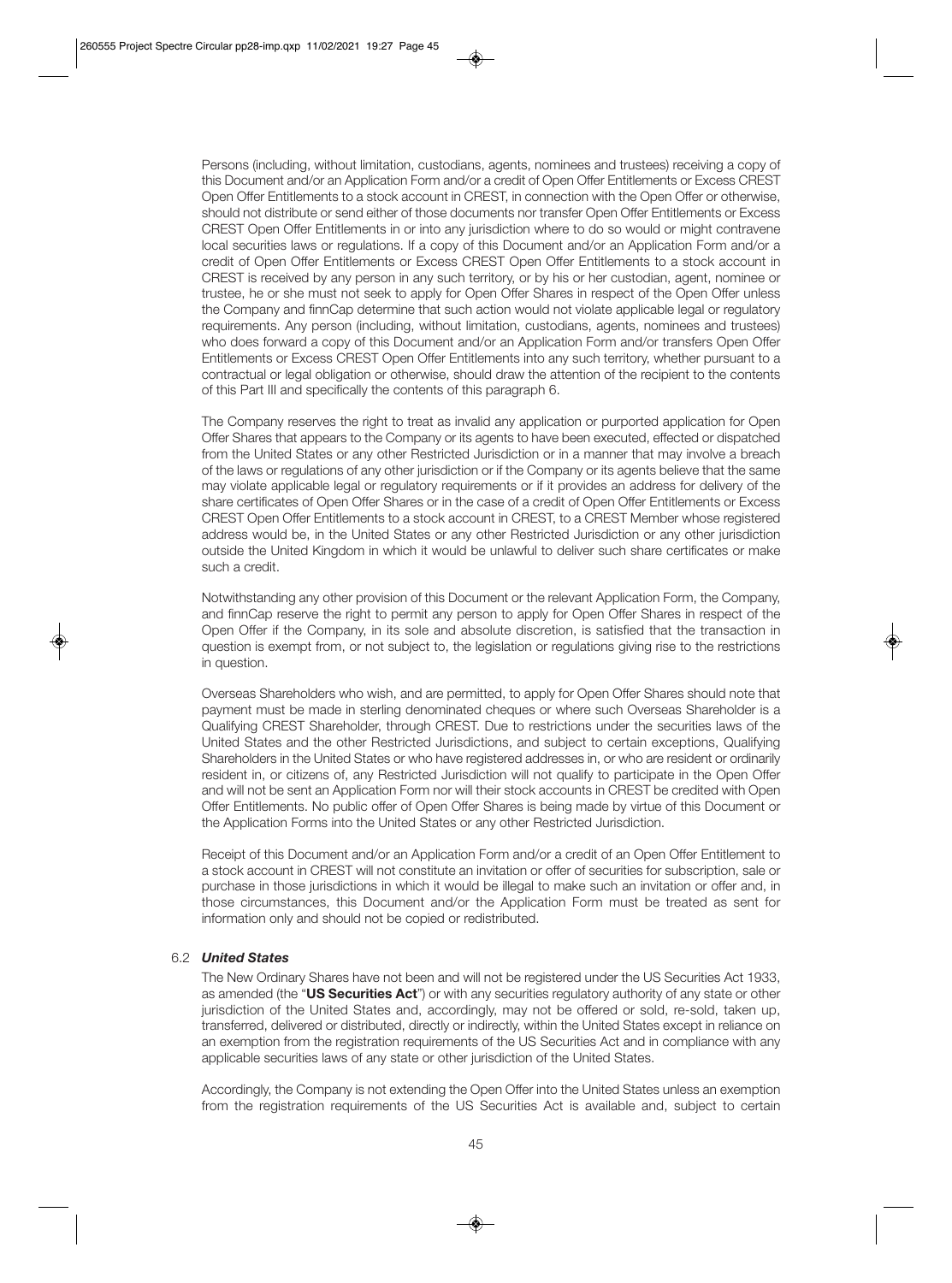Persons (including, without limitation, custodians, agents, nominees and trustees) receiving a copy of this Document and/or an Application Form and/or a credit of Open Offer Entitlements or Excess CREST Open Offer Entitlements to a stock account in CREST, in connection with the Open Offer or otherwise, should not distribute or send either of those documents nor transfer Open Offer Entitlements or Excess CREST Open Offer Entitlements in or into any jurisdiction where to do so would or might contravene local securities laws or regulations. If a copy of this Document and/or an Application Form and/or a credit of Open Offer Entitlements or Excess CREST Open Offer Entitlements to a stock account in CREST is received by any person in any such territory, or by his or her custodian, agent, nominee or trustee, he or she must not seek to apply for Open Offer Shares in respect of the Open Offer unless the Company and finnCap determine that such action would not violate applicable legal or regulatory requirements. Any person (including, without limitation, custodians, agents, nominees and trustees) who does forward a copy of this Document and/or an Application Form and/or transfers Open Offer Entitlements or Excess CREST Open Offer Entitlements into any such territory, whether pursuant to a contractual or legal obligation or otherwise, should draw the attention of the recipient to the contents of this Part III and specifically the contents of this paragraph 6.

The Company reserves the right to treat as invalid any application or purported application for Open Offer Shares that appears to the Company or its agents to have been executed, effected or dispatched from the United States or any other Restricted Jurisdiction or in a manner that may involve a breach of the laws or regulations of any other jurisdiction or if the Company or its agents believe that the same may violate applicable legal or regulatory requirements or if it provides an address for delivery of the share certificates of Open Offer Shares or in the case of a credit of Open Offer Entitlements or Excess CREST Open Offer Entitlements to a stock account in CREST, to a CREST Member whose registered address would be, in the United States or any other Restricted Jurisdiction or any other jurisdiction outside the United Kingdom in which it would be unlawful to deliver such share certificates or make such a credit.

Notwithstanding any other provision of this Document or the relevant Application Form, the Company, and finnCap reserve the right to permit any person to apply for Open Offer Shares in respect of the Open Offer if the Company, in its sole and absolute discretion, is satisfied that the transaction in question is exempt from, or not subject to, the legislation or regulations giving rise to the restrictions in question.

Overseas Shareholders who wish, and are permitted, to apply for Open Offer Shares should note that payment must be made in sterling denominated cheques or where such Overseas Shareholder is a Qualifying CREST Shareholder, through CREST. Due to restrictions under the securities laws of the United States and the other Restricted Jurisdictions, and subject to certain exceptions, Qualifying Shareholders in the United States or who have registered addresses in, or who are resident or ordinarily resident in, or citizens of, any Restricted Jurisdiction will not qualify to participate in the Open Offer and will not be sent an Application Form nor will their stock accounts in CREST be credited with Open Offer Entitlements. No public offer of Open Offer Shares is being made by virtue of this Document or the Application Forms into the United States or any other Restricted Jurisdiction.

Receipt of this Document and/or an Application Form and/or a credit of an Open Offer Entitlement to a stock account in CREST will not constitute an invitation or offer of securities for subscription, sale or purchase in those jurisdictions in which it would be illegal to make such an invitation or offer and, in those circumstances, this Document and/or the Application Form must be treated as sent for information only and should not be copied or redistributed.

### 6.2 *United States*

The New Ordinary Shares have not been and will not be registered under the US Securities Act 1933, as amended (the "**US Securities Act**") or with any securities regulatory authority of any state or other jurisdiction of the United States and, accordingly, may not be offered or sold, re-sold, taken up, transferred, delivered or distributed, directly or indirectly, within the United States except in reliance on an exemption from the registration requirements of the US Securities Act and in compliance with any applicable securities laws of any state or other jurisdiction of the United States.

Accordingly, the Company is not extending the Open Offer into the United States unless an exemption from the registration requirements of the US Securities Act is available and, subject to certain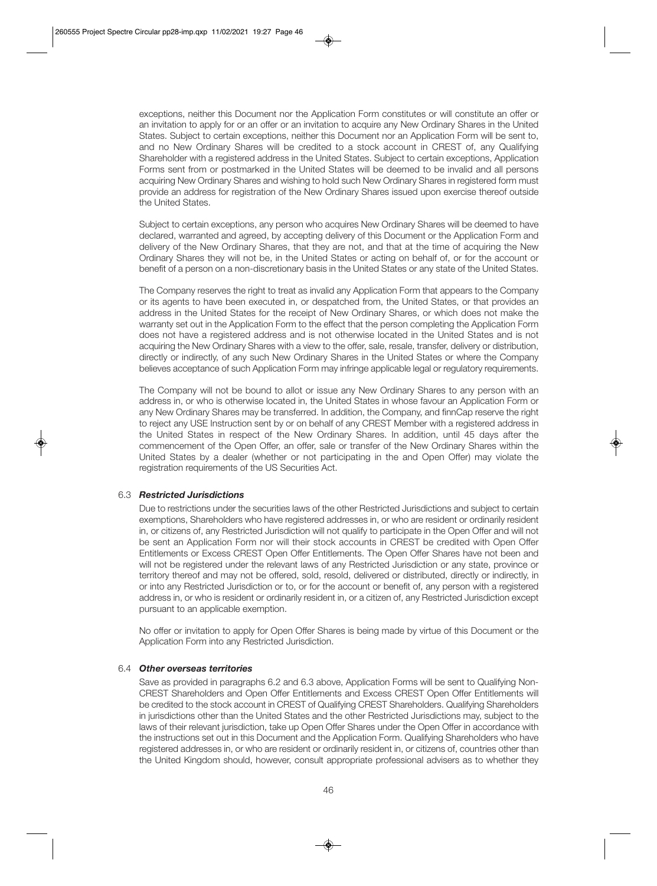exceptions, neither this Document nor the Application Form constitutes or will constitute an offer or an invitation to apply for or an offer or an invitation to acquire any New Ordinary Shares in the United States. Subject to certain exceptions, neither this Document nor an Application Form will be sent to, and no New Ordinary Shares will be credited to a stock account in CREST of, any Qualifying Shareholder with a registered address in the United States. Subject to certain exceptions, Application Forms sent from or postmarked in the United States will be deemed to be invalid and all persons acquiring New Ordinary Shares and wishing to hold such New Ordinary Shares in registered form must provide an address for registration of the New Ordinary Shares issued upon exercise thereof outside the United States.

Subject to certain exceptions, any person who acquires New Ordinary Shares will be deemed to have declared, warranted and agreed, by accepting delivery of this Document or the Application Form and delivery of the New Ordinary Shares, that they are not, and that at the time of acquiring the New Ordinary Shares they will not be, in the United States or acting on behalf of, or for the account or benefit of a person on a non-discretionary basis in the United States or any state of the United States.

The Company reserves the right to treat as invalid any Application Form that appears to the Company or its agents to have been executed in, or despatched from, the United States, or that provides an address in the United States for the receipt of New Ordinary Shares, or which does not make the warranty set out in the Application Form to the effect that the person completing the Application Form does not have a registered address and is not otherwise located in the United States and is not acquiring the New Ordinary Shares with a view to the offer, sale, resale, transfer, delivery or distribution, directly or indirectly, of any such New Ordinary Shares in the United States or where the Company believes acceptance of such Application Form may infringe applicable legal or regulatory requirements.

The Company will not be bound to allot or issue any New Ordinary Shares to any person with an address in, or who is otherwise located in, the United States in whose favour an Application Form or any New Ordinary Shares may be transferred. In addition, the Company, and finnCap reserve the right to reject any USE Instruction sent by or on behalf of any CREST Member with a registered address in the United States in respect of the New Ordinary Shares. In addition, until 45 days after the commencement of the Open Offer, an offer, sale or transfer of the New Ordinary Shares within the United States by a dealer (whether or not participating in the and Open Offer) may violate the registration requirements of the US Securities Act.

### 6.3 *Restricted Jurisdictions*

Due to restrictions under the securities laws of the other Restricted Jurisdictions and subject to certain exemptions, Shareholders who have registered addresses in, or who are resident or ordinarily resident in, or citizens of, any Restricted Jurisdiction will not qualify to participate in the Open Offer and will not be sent an Application Form nor will their stock accounts in CREST be credited with Open Offer Entitlements or Excess CREST Open Offer Entitlements. The Open Offer Shares have not been and will not be registered under the relevant laws of any Restricted Jurisdiction or any state, province or territory thereof and may not be offered, sold, resold, delivered or distributed, directly or indirectly, in or into any Restricted Jurisdiction or to, or for the account or benefit of, any person with a registered address in, or who is resident or ordinarily resident in, or a citizen of, any Restricted Jurisdiction except pursuant to an applicable exemption.

No offer or invitation to apply for Open Offer Shares is being made by virtue of this Document or the Application Form into any Restricted Jurisdiction.

### 6.4 *Other overseas territories*

Save as provided in paragraphs 6.2 and 6.3 above, Application Forms will be sent to Qualifying Non-CREST Shareholders and Open Offer Entitlements and Excess CREST Open Offer Entitlements will be credited to the stock account in CREST of Qualifying CREST Shareholders. Qualifying Shareholders in jurisdictions other than the United States and the other Restricted Jurisdictions may, subject to the laws of their relevant jurisdiction, take up Open Offer Shares under the Open Offer in accordance with the instructions set out in this Document and the Application Form. Qualifying Shareholders who have registered addresses in, or who are resident or ordinarily resident in, or citizens of, countries other than the United Kingdom should, however, consult appropriate professional advisers as to whether they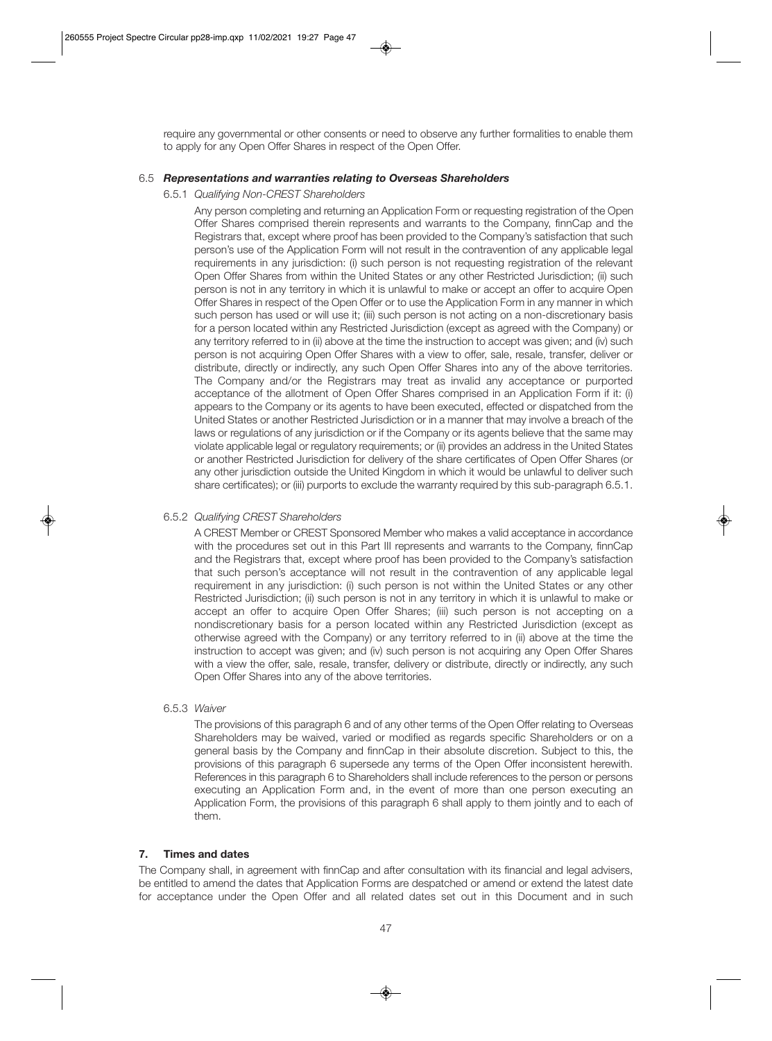require any governmental or other consents or need to observe any further formalities to enable them to apply for any Open Offer Shares in respect of the Open Offer.

### 6.5 *Representations and warranties relating to Overseas Shareholders*

#### 6.5.1 *Qualifying Non-CREST Shareholders*

Any person completing and returning an Application Form or requesting registration of the Open Offer Shares comprised therein represents and warrants to the Company, finnCap and the Registrars that, except where proof has been provided to the Company's satisfaction that such person's use of the Application Form will not result in the contravention of any applicable legal requirements in any jurisdiction: (i) such person is not requesting registration of the relevant Open Offer Shares from within the United States or any other Restricted Jurisdiction; (ii) such person is not in any territory in which it is unlawful to make or accept an offer to acquire Open Offer Shares in respect of the Open Offer or to use the Application Form in any manner in which such person has used or will use it; (iii) such person is not acting on a non-discretionary basis for a person located within any Restricted Jurisdiction (except as agreed with the Company) or any territory referred to in (ii) above at the time the instruction to accept was given; and (iv) such person is not acquiring Open Offer Shares with a view to offer, sale, resale, transfer, deliver or distribute, directly or indirectly, any such Open Offer Shares into any of the above territories. The Company and/or the Registrars may treat as invalid any acceptance or purported acceptance of the allotment of Open Offer Shares comprised in an Application Form if it: (i) appears to the Company or its agents to have been executed, effected or dispatched from the United States or another Restricted Jurisdiction or in a manner that may involve a breach of the laws or regulations of any jurisdiction or if the Company or its agents believe that the same may violate applicable legal or regulatory requirements; or (ii) provides an address in the United States or another Restricted Jurisdiction for delivery of the share certificates of Open Offer Shares (or any other jurisdiction outside the United Kingdom in which it would be unlawful to deliver such share certificates); or (iii) purports to exclude the warranty required by this sub-paragraph 6.5.1.

#### 6.5.2 *Qualifying CREST Shareholders*

A CREST Member or CREST Sponsored Member who makes a valid acceptance in accordance with the procedures set out in this Part III represents and warrants to the Company, finnCap and the Registrars that, except where proof has been provided to the Company's satisfaction that such person's acceptance will not result in the contravention of any applicable legal requirement in any jurisdiction: (i) such person is not within the United States or any other Restricted Jurisdiction; (ii) such person is not in any territory in which it is unlawful to make or accept an offer to acquire Open Offer Shares; (iii) such person is not accepting on a nondiscretionary basis for a person located within any Restricted Jurisdiction (except as otherwise agreed with the Company) or any territory referred to in (ii) above at the time the instruction to accept was given; and (iv) such person is not acquiring any Open Offer Shares with a view the offer, sale, resale, transfer, delivery or distribute, directly or indirectly, any such Open Offer Shares into any of the above territories.

#### 6.5.3 *Waiver*

The provisions of this paragraph 6 and of any other terms of the Open Offer relating to Overseas Shareholders may be waived, varied or modified as regards specific Shareholders or on a general basis by the Company and finnCap in their absolute discretion. Subject to this, the provisions of this paragraph 6 supersede any terms of the Open Offer inconsistent herewith. References in this paragraph 6 to Shareholders shall include references to the person or persons executing an Application Form and, in the event of more than one person executing an Application Form, the provisions of this paragraph 6 shall apply to them jointly and to each of them.

## 7. Times and dates

The Company shall, in agreement with finnCap and after consultation with its financial and legal advisers, be entitled to amend the dates that Application Forms are despatched or amend or extend the latest date for acceptance under the Open Offer and all related dates set out in this Document and in such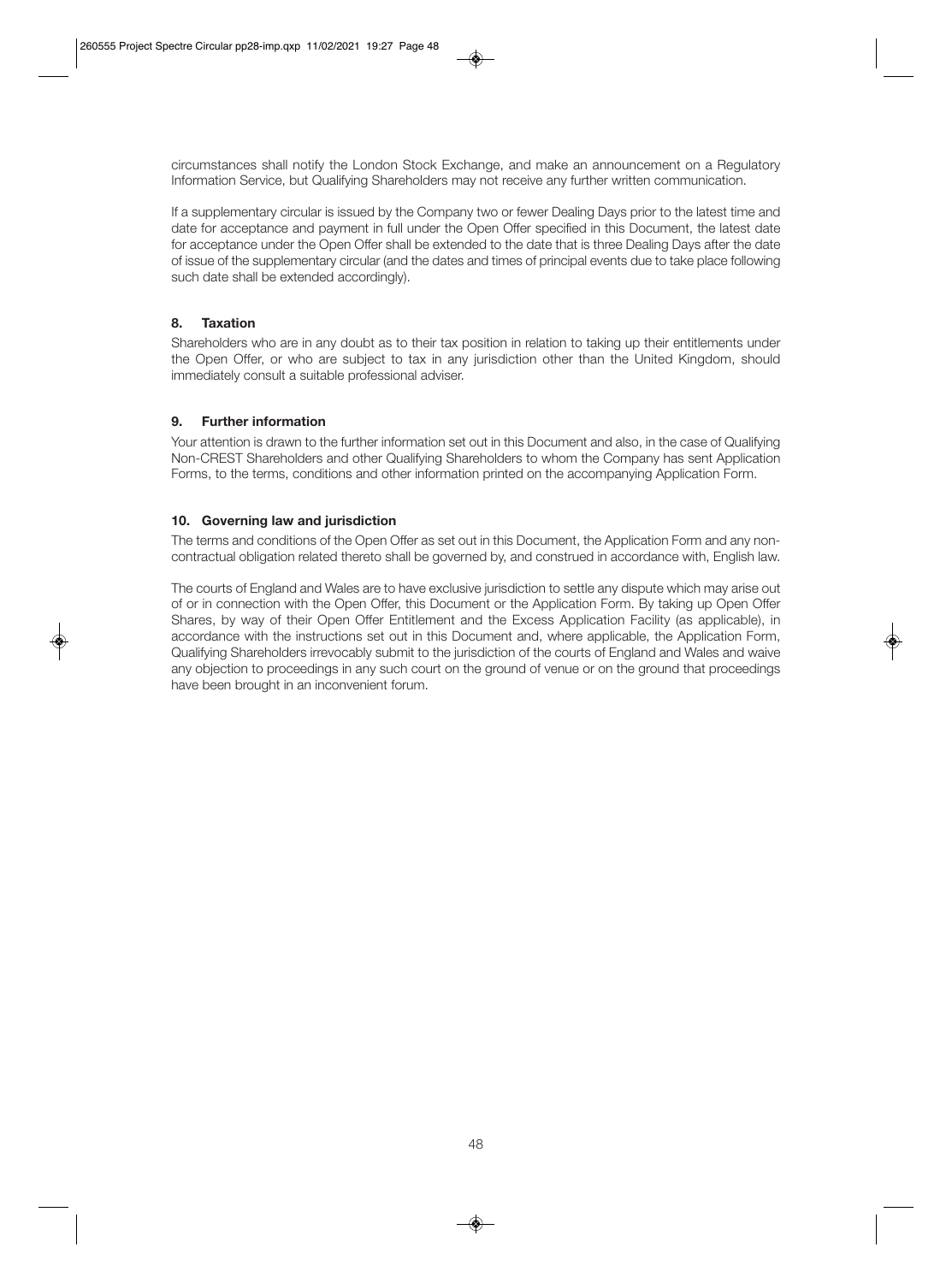circumstances shall notify the London Stock Exchange, and make an announcement on a Regulatory Information Service, but Qualifying Shareholders may not receive any further written communication.

If a supplementary circular is issued by the Company two or fewer Dealing Days prior to the latest time and date for acceptance and payment in full under the Open Offer specified in this Document, the latest date for acceptance under the Open Offer shall be extended to the date that is three Dealing Days after the date of issue of the supplementary circular (and the dates and times of principal events due to take place following such date shall be extended accordingly).

### 8. Taxation

Shareholders who are in any doubt as to their tax position in relation to taking up their entitlements under the Open Offer, or who are subject to tax in any jurisdiction other than the United Kingdom, should immediately consult a suitable professional adviser.

### 9. Further information

Your attention is drawn to the further information set out in this Document and also, in the case of Qualifying Non-CREST Shareholders and other Qualifying Shareholders to whom the Company has sent Application Forms, to the terms, conditions and other information printed on the accompanying Application Form.

### 10. Governing law and jurisdiction

The terms and conditions of the Open Offer as set out in this Document, the Application Form and any non-contractual obligation related thereto shall be governed by, and construed in accordance with, English law.

The courts of England and Wales are to have exclusive jurisdiction to settle any dispute which may arise out of or in connection with the Open Offer, this Document or the Application Form. By taking up Open Offer Shares, by way of their Open Offer Entitlement and the Excess Application Facility (as applicable), in accordance with the instructions set out in this Document and, where applicable, the Application Form, Qualifying Shareholders irrevocably submit to the jurisdiction of the courts of England and Wales and waive any objection to proceedings in any such court on the ground of venue or on the ground that proceedings have been brought in an inconvenient forum.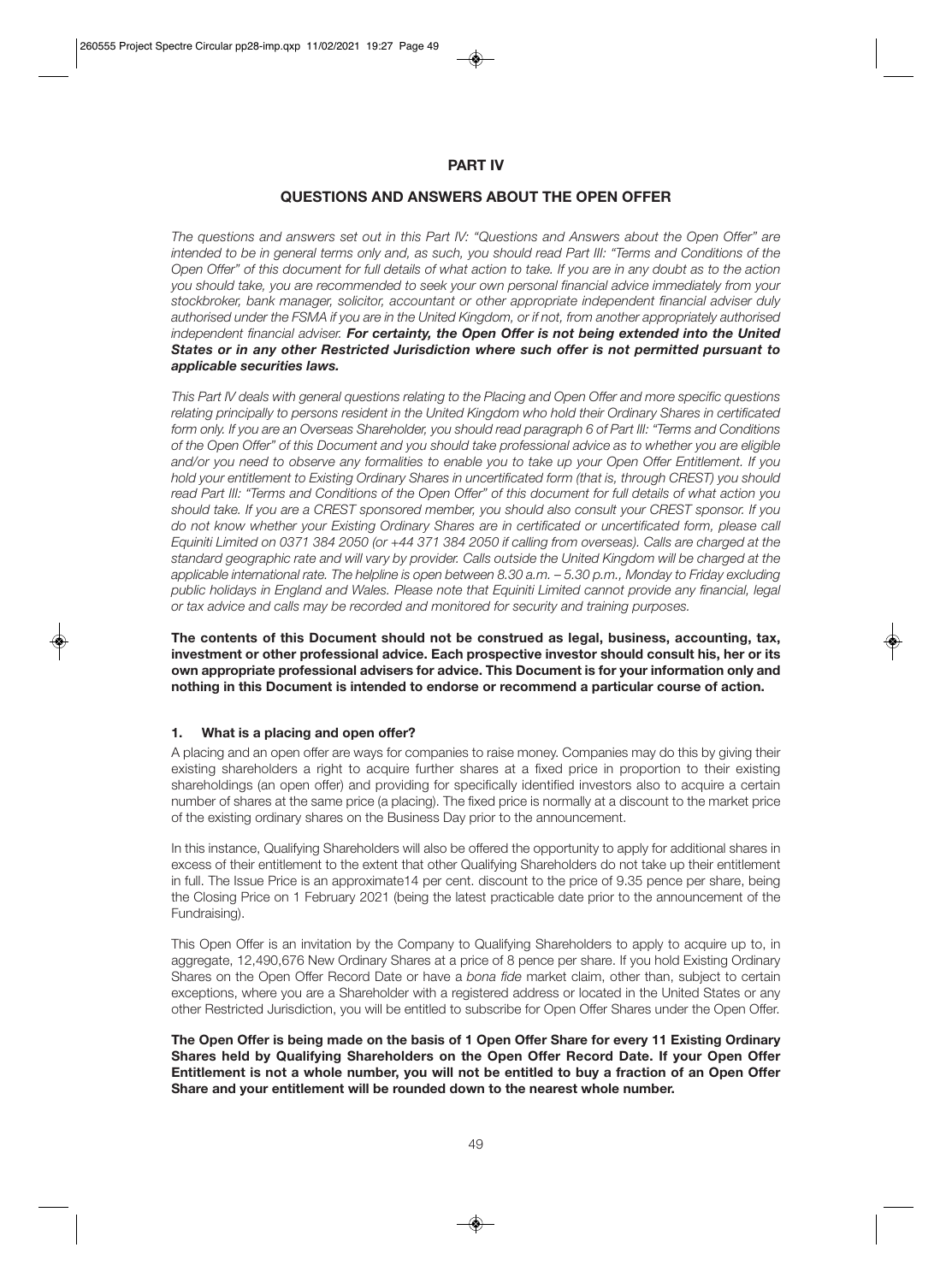# PART IV

## QUESTIONS AND ANSWERS ABOUT THE OPEN OFFER

*The questions and answers set out in this Part IV: "Questions and Answers about the Open Offer" are intended to be in general terms only and, as such, you should read Part III: "Terms and Conditions of the Open Offer" of this document for full details of what action to take. If you are in any doubt as to the action you should take, you are recommended to seek your own personal financial advice immediately from your stockbroker, bank manager, solicitor, accountant or other appropriate independent financial adviser duly authorised under the FSMA if you are in the United Kingdom, or if not, from another appropriately authorised independent financial adviser.* ***For certainty, the Open Offer is not being extended into the United States or in any other Restricted Jurisdiction where such offer is not permitted pursuant to applicable securities laws.***

*This Part IV deals with general questions relating to the Placing and Open Offer and more specific questions relating principally to persons resident in the United Kingdom who hold their Ordinary Shares in certificated form only. If you are an Overseas Shareholder, you should read paragraph 6 of Part III: "Terms and Conditions of the Open Offer" of this Document and you should take professional advice as to whether you are eligible and/or you need to observe any formalities to enable you to take up your Open Offer Entitlement. If you hold your entitlement to Existing Ordinary Shares in uncertificated form (that is, through CREST) you should read Part III: "Terms and Conditions of the Open Offer" of this document for full details of what action you should take. If you are a CREST sponsored member, you should also consult your CREST sponsor. If you do not know whether your Existing Ordinary Shares are in certificated or uncertificated form, please call Equiniti Limited on 0371 384 2050 (or +44 371 384 2050 if calling from overseas). Calls are charged at the standard geographic rate and will vary by provider. Calls outside the United Kingdom will be charged at the applicable international rate. The helpline is open between 8.30 a.m. – 5.30 p.m., Monday to Friday excluding public holidays in England and Wales. Please note that Equiniti Limited cannot provide any financial, legal or tax advice and calls may be recorded and monitored for security and training purposes.*

**The contents of this Document should not be construed as legal, business, accounting, tax, investment or other professional advice. Each prospective investor should consult his, her or its own appropriate professional advisers for advice. This Document is for your information only and nothing in this Document is intended to endorse or recommend a particular course of action.**

### 1. What is a placing and open offer?

A placing and an open offer are ways for companies to raise money. Companies may do this by giving their existing shareholders a right to acquire further shares at a fixed price in proportion to their existing shareholdings (an open offer) and providing for specifically identified investors also to acquire a certain number of shares at the same price (a placing). The fixed price is normally at a discount to the market price of the existing ordinary shares on the Business Day prior to the announcement.

In this instance, Qualifying Shareholders will also be offered the opportunity to apply for additional shares in excess of their entitlement to the extent that other Qualifying Shareholders do not take up their entitlement in full. The Issue Price is an approximate14 per cent. discount to the price of 9.35 pence per share, being the Closing Price on 1 February 2021 (being the latest practicable date prior to the announcement of the Fundraising).

This Open Offer is an invitation by the Company to Qualifying Shareholders to apply to acquire up to, in aggregate, 12,490,676 New Ordinary Shares at a price of 8 pence per share. If you hold Existing Ordinary Shares on the Open Offer Record Date or have a *bona fide* market claim, other than, subject to certain exceptions, where you are a Shareholder with a registered address or located in the United States or any other Restricted Jurisdiction, you will be entitled to subscribe for Open Offer Shares under the Open Offer.

**The Open Offer is being made on the basis of 1 Open Offer Share for every 11 Existing Ordinary Shares held by Qualifying Shareholders on the Open Offer Record Date. If your Open Offer Entitlement is not a whole number, you will not be entitled to buy a fraction of an Open Offer Share and your entitlement will be rounded down to the nearest whole number.**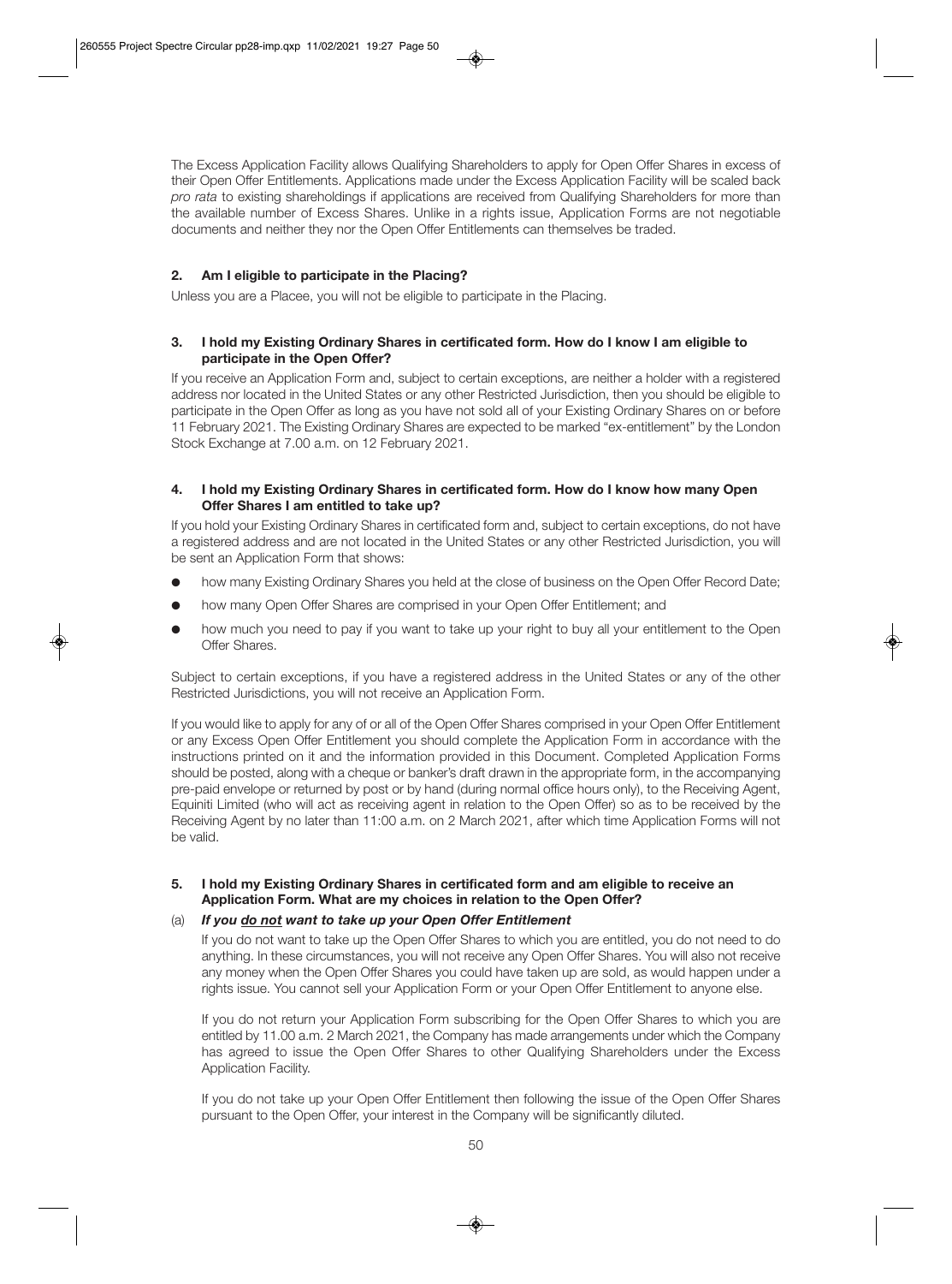The Excess Application Facility allows Qualifying Shareholders to apply for Open Offer Shares in excess of their Open Offer Entitlements. Applications made under the Excess Application Facility will be scaled back *pro rata* to existing shareholdings if applications are received from Qualifying Shareholders for more than the available number of Excess Shares. Unlike in a rights issue, Application Forms are not negotiable documents and neither they nor the Open Offer Entitlements can themselves be traded.

**2. Am I eligible to participate in the Placing?**

Unless you are a Placee, you will not be eligible to participate in the Placing.

**3. I hold my Existing Ordinary Shares in certificated form. How do I know I am eligible to participate in the Open Offer?**

If you receive an Application Form and, subject to certain exceptions, are neither a holder with a registered address nor located in the United States or any other Restricted Jurisdiction, then you should be eligible to participate in the Open Offer as long as you have not sold all of your Existing Ordinary Shares on or before 11 February 2021. The Existing Ordinary Shares are expected to be marked "ex-entitlement" by the London Stock Exchange at 7.00 a.m. on 12 February 2021.

**4. I hold my Existing Ordinary Shares in certificated form. How do I know how many Open Offer Shares I am entitled to take up?**

If you hold your Existing Ordinary Shares in certificated form and, subject to certain exceptions, do not have a registered address and are not located in the United States or any other Restricted Jurisdiction, you will be sent an Application Form that shows:

- how many Existing Ordinary Shares you held at the close of business on the Open Offer Record Date;
- how many Open Offer Shares are comprised in your Open Offer Entitlement; and
- how much you need to pay if you want to take up your right to buy all your entitlement to the Open Offer Shares.

Subject to certain exceptions, if you have a registered address in the United States or any of the other Restricted Jurisdictions, you will not receive an Application Form.

If you would like to apply for any of or all of the Open Offer Shares comprised in your Open Offer Entitlement or any Excess Open Offer Entitlement you should complete the Application Form in accordance with the instructions printed on it and the information provided in this Document. Completed Application Forms should be posted, along with a cheque or banker's draft drawn in the appropriate form, in the accompanying pre-paid envelope or returned by post or by hand (during normal office hours only), to the Receiving Agent, Equiniti Limited (who will act as receiving agent in relation to the Open Offer) so as to be received by the Receiving Agent by no later than 11:00 a.m. on 2 March 2021, after which time Application Forms will not be valid.

**5. I hold my Existing Ordinary Shares in certificated form and am eligible to receive an Application Form. What are my choices in relation to the Open Offer?**

(a) ***If you do not want to take up your Open Offer Entitlement***

If you do not want to take up the Open Offer Shares to which you are entitled, you do not need to do anything. In these circumstances, you will not receive any Open Offer Shares. You will also not receive any money when the Open Offer Shares you could have taken up are sold, as would happen under a rights issue. You cannot sell your Application Form or your Open Offer Entitlement to anyone else.

If you do not return your Application Form subscribing for the Open Offer Shares to which you are entitled by 11.00 a.m. 2 March 2021, the Company has made arrangements under which the Company has agreed to issue the Open Offer Shares to other Qualifying Shareholders under the Excess Application Facility.

If you do not take up your Open Offer Entitlement then following the issue of the Open Offer Shares pursuant to the Open Offer, your interest in the Company will be significantly diluted.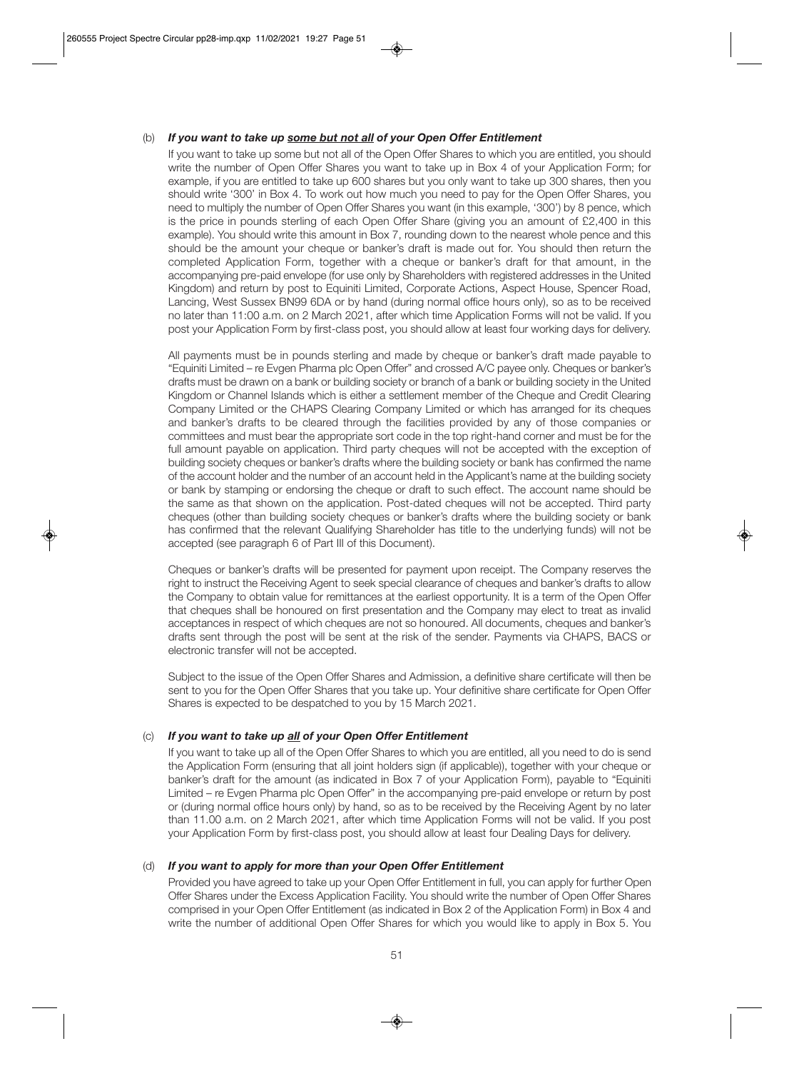(b) ***If you want to take up <u>some but not all</u> of your Open Offer Entitlement***

If you want to take up some but not all of the Open Offer Shares to which you are entitled, you should write the number of Open Offer Shares you want to take up in Box 4 of your Application Form; for example, if you are entitled to take up 600 shares but you only want to take up 300 shares, then you should write '300' in Box 4. To work out how much you need to pay for the Open Offer Shares, you need to multiply the number of Open Offer Shares you want (in this example, '300') by 8 pence, which is the price in pounds sterling of each Open Offer Share (giving you an amount of £2,400 in this example). You should write this amount in Box 7, rounding down to the nearest whole pence and this should be the amount your cheque or banker's draft is made out for. You should then return the completed Application Form, together with a cheque or banker's draft for that amount, in the accompanying pre-paid envelope (for use only by Shareholders with registered addresses in the United Kingdom) and return by post to Equiniti Limited, Corporate Actions, Aspect House, Spencer Road, Lancing, West Sussex BN99 6DA or by hand (during normal office hours only), so as to be received no later than 11:00 a.m. on 2 March 2021, after which time Application Forms will not be valid. If you post your Application Form by first-class post, you should allow at least four working days for delivery.

All payments must be in pounds sterling and made by cheque or banker's draft made payable to "Equiniti Limited – re Evgen Pharma plc Open Offer" and crossed A/C payee only. Cheques or banker's drafts must be drawn on a bank or building society or branch of a bank or building society in the United Kingdom or Channel Islands which is either a settlement member of the Cheque and Credit Clearing Company Limited or the CHAPS Clearing Company Limited or which has arranged for its cheques and banker's drafts to be cleared through the facilities provided by any of those companies or committees and must bear the appropriate sort code in the top right-hand corner and must be for the full amount payable on application. Third party cheques will not be accepted with the exception of building society cheques or banker's drafts where the building society or bank has confirmed the name of the account holder and the number of an account held in the Applicant's name at the building society or bank by stamping or endorsing the cheque or draft to such effect. The account name should be the same as that shown on the application. Post-dated cheques will not be accepted. Third party cheques (other than building society cheques or banker's drafts where the building society or bank has confirmed that the relevant Qualifying Shareholder has title to the underlying funds) will not be accepted (see paragraph 6 of Part III of this Document).

Cheques or banker's drafts will be presented for payment upon receipt. The Company reserves the right to instruct the Receiving Agent to seek special clearance of cheques and banker's drafts to allow the Company to obtain value for remittances at the earliest opportunity. It is a term of the Open Offer that cheques shall be honoured on first presentation and the Company may elect to treat as invalid acceptances in respect of which cheques are not so honoured. All documents, cheques and banker's drafts sent through the post will be sent at the risk of the sender. Payments via CHAPS, BACS or electronic transfer will not be accepted.

Subject to the issue of the Open Offer Shares and Admission, a definitive share certificate will then be sent to you for the Open Offer Shares that you take up. Your definitive share certificate for Open Offer Shares is expected to be despatched to you by 15 March 2021.

(c) ***If you want to take up <u>all</u> of your Open Offer Entitlement***

If you want to take up all of the Open Offer Shares to which you are entitled, all you need to do is send the Application Form (ensuring that all joint holders sign (if applicable)), together with your cheque or banker's draft for the amount (as indicated in Box 7 of your Application Form), payable to "Equiniti Limited – re Evgen Pharma plc Open Offer" in the accompanying pre-paid envelope or return by post or (during normal office hours only) by hand, so as to be received by the Receiving Agent by no later than 11.00 a.m. on 2 March 2021, after which time Application Forms will not be valid. If you post your Application Form by first-class post, you should allow at least four Dealing Days for delivery.

(d) ***If you want to apply for more than your Open Offer Entitlement***

Provided you have agreed to take up your Open Offer Entitlement in full, you can apply for further Open Offer Shares under the Excess Application Facility. You should write the number of Open Offer Shares comprised in your Open Offer Entitlement (as indicated in Box 2 of the Application Form) in Box 4 and write the number of additional Open Offer Shares for which you would like to apply in Box 5. You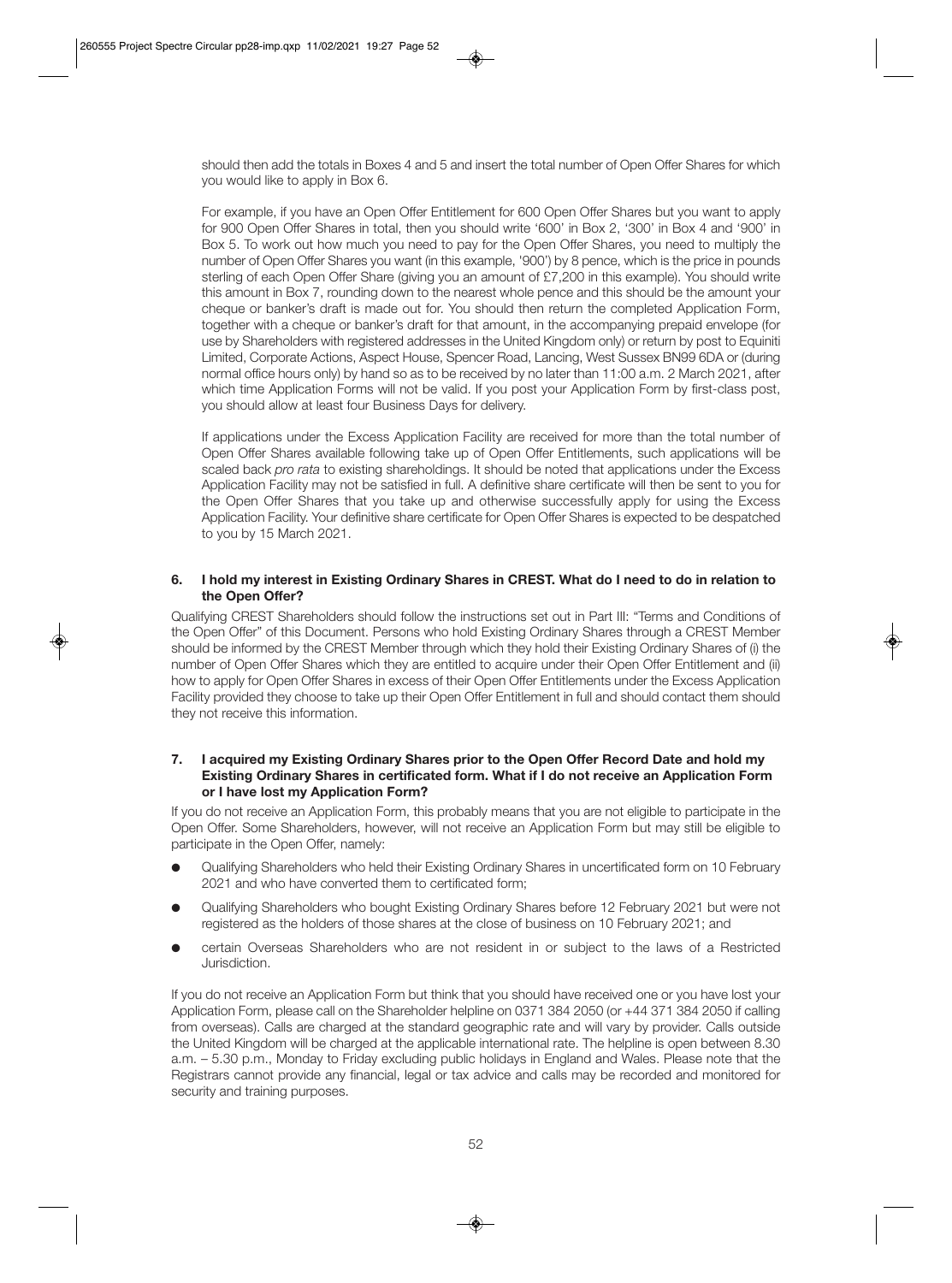should then add the totals in Boxes 4 and 5 and insert the total number of Open Offer Shares for which you would like to apply in Box 6.

For example, if you have an Open Offer Entitlement for 600 Open Offer Shares but you want to apply for 900 Open Offer Shares in total, then you should write '600' in Box 2, '300' in Box 4 and '900' in Box 5. To work out how much you need to pay for the Open Offer Shares, you need to multiply the number of Open Offer Shares you want (in this example, '900') by 8 pence, which is the price in pounds sterling of each Open Offer Share (giving you an amount of £7,200 in this example). You should write this amount in Box 7, rounding down to the nearest whole pence and this should be the amount your cheque or banker's draft is made out for. You should then return the completed Application Form, together with a cheque or banker's draft for that amount, in the accompanying prepaid envelope (for use by Shareholders with registered addresses in the United Kingdom only) or return by post to Equiniti Limited, Corporate Actions, Aspect House, Spencer Road, Lancing, West Sussex BN99 6DA or (during normal office hours only) by hand so as to be received by no later than 11:00 a.m. 2 March 2021, after which time Application Forms will not be valid. If you post your Application Form by first-class post, you should allow at least four Business Days for delivery.

If applications under the Excess Application Facility are received for more than the total number of Open Offer Shares available following take up of Open Offer Entitlements, such applications will be scaled back *pro rata* to existing shareholdings. It should be noted that applications under the Excess Application Facility may not be satisfied in full. A definitive share certificate will then be sent to you for the Open Offer Shares that you take up and otherwise successfully apply for using the Excess Application Facility. Your definitive share certificate for Open Offer Shares is expected to be despatched to you by 15 March 2021.

**6. I hold my interest in Existing Ordinary Shares in CREST. What do I need to do in relation to the Open Offer?**

Qualifying CREST Shareholders should follow the instructions set out in Part III: "Terms and Conditions of the Open Offer" of this Document. Persons who hold Existing Ordinary Shares through a CREST Member should be informed by the CREST Member through which they hold their Existing Ordinary Shares of (i) the number of Open Offer Shares which they are entitled to acquire under their Open Offer Entitlement and (ii) how to apply for Open Offer Shares in excess of their Open Offer Entitlements under the Excess Application Facility provided they choose to take up their Open Offer Entitlement in full and should contact them should they not receive this information.

**7. I acquired my Existing Ordinary Shares prior to the Open Offer Record Date and hold my Existing Ordinary Shares in certificated form. What if I do not receive an Application Form or I have lost my Application Form?**

If you do not receive an Application Form, this probably means that you are not eligible to participate in the Open Offer. Some Shareholders, however, will not receive an Application Form but may still be eligible to participate in the Open Offer, namely:

- Qualifying Shareholders who held their Existing Ordinary Shares in uncertificated form on 10 February 2021 and who have converted them to certificated form;
- Qualifying Shareholders who bought Existing Ordinary Shares before 12 February 2021 but were not registered as the holders of those shares at the close of business on 10 February 2021; and
- certain Overseas Shareholders who are not resident in or subject to the laws of a Restricted Jurisdiction.

If you do not receive an Application Form but think that you should have received one or you have lost your Application Form, please call on the Shareholder helpline on 0371 384 2050 (or +44 371 384 2050 if calling from overseas). Calls are charged at the standard geographic rate and will vary by provider. Calls outside the United Kingdom will be charged at the applicable international rate. The helpline is open between 8.30 a.m. – 5.30 p.m., Monday to Friday excluding public holidays in England and Wales. Please note that the Registrars cannot provide any financial, legal or tax advice and calls may be recorded and monitored for security and training purposes.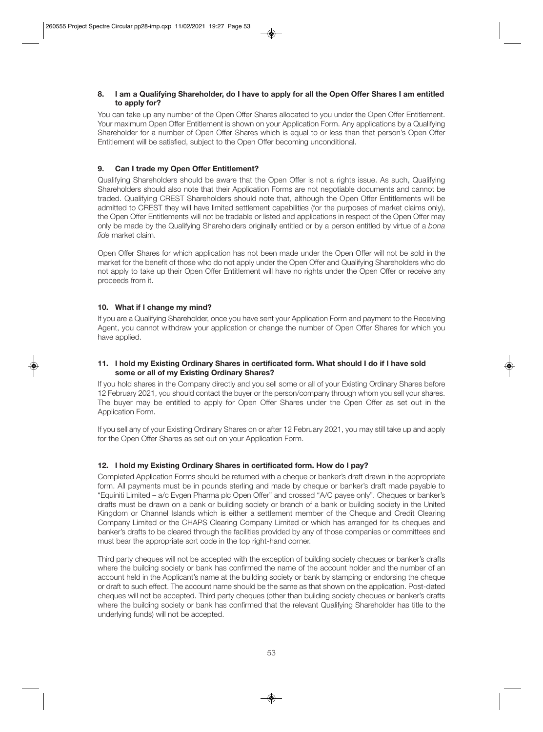### 8. I am a Qualifying Shareholder, do I have to apply for all the Open Offer Shares I am entitled to apply for?

You can take up any number of the Open Offer Shares allocated to you under the Open Offer Entitlement. Your maximum Open Offer Entitlement is shown on your Application Form. Any applications by a Qualifying Shareholder for a number of Open Offer Shares which is equal to or less than that person's Open Offer Entitlement will be satisfied, subject to the Open Offer becoming unconditional.

### 9. Can I trade my Open Offer Entitlement?

Qualifying Shareholders should be aware that the Open Offer is not a rights issue. As such, Qualifying Shareholders should also note that their Application Forms are not negotiable documents and cannot be traded. Qualifying CREST Shareholders should note that, although the Open Offer Entitlements will be admitted to CREST they will have limited settlement capabilities (for the purposes of market claims only), the Open Offer Entitlements will not be tradable or listed and applications in respect of the Open Offer may only be made by the Qualifying Shareholders originally entitled or by a person entitled by virtue of a *bona fide* market claim.

Open Offer Shares for which application has not been made under the Open Offer will not be sold in the market for the benefit of those who do not apply under the Open Offer and Qualifying Shareholders who do not apply to take up their Open Offer Entitlement will have no rights under the Open Offer or receive any proceeds from it.

### 10. What if I change my mind?

If you are a Qualifying Shareholder, once you have sent your Application Form and payment to the Receiving Agent, you cannot withdraw your application or change the number of Open Offer Shares for which you have applied.

### 11. I hold my Existing Ordinary Shares in certificated form. What should I do if I have sold some or all of my Existing Ordinary Shares?

If you hold shares in the Company directly and you sell some or all of your Existing Ordinary Shares before 12 February 2021, you should contact the buyer or the person/company through whom you sell your shares. The buyer may be entitled to apply for Open Offer Shares under the Open Offer as set out in the Application Form.

If you sell any of your Existing Ordinary Shares on or after 12 February 2021, you may still take up and apply for the Open Offer Shares as set out on your Application Form.

### 12. I hold my Existing Ordinary Shares in certificated form. How do I pay?

Completed Application Forms should be returned with a cheque or banker's draft drawn in the appropriate form. All payments must be in pounds sterling and made by cheque or banker's draft made payable to "Equiniti Limited – a/c Evgen Pharma plc Open Offer" and crossed "A/C payee only". Cheques or banker's drafts must be drawn on a bank or building society or branch of a bank or building society in the United Kingdom or Channel Islands which is either a settlement member of the Cheque and Credit Clearing Company Limited or the CHAPS Clearing Company Limited or which has arranged for its cheques and banker's drafts to be cleared through the facilities provided by any of those companies or committees and must bear the appropriate sort code in the top right-hand corner.

Third party cheques will not be accepted with the exception of building society cheques or banker's drafts where the building society or bank has confirmed the name of the account holder and the number of an account held in the Applicant's name at the building society or bank by stamping or endorsing the cheque or draft to such effect. The account name should be the same as that shown on the application. Post-dated cheques will not be accepted. Third party cheques (other than building society cheques or banker's drafts where the building society or bank has confirmed that the relevant Qualifying Shareholder has title to the underlying funds) will not be accepted.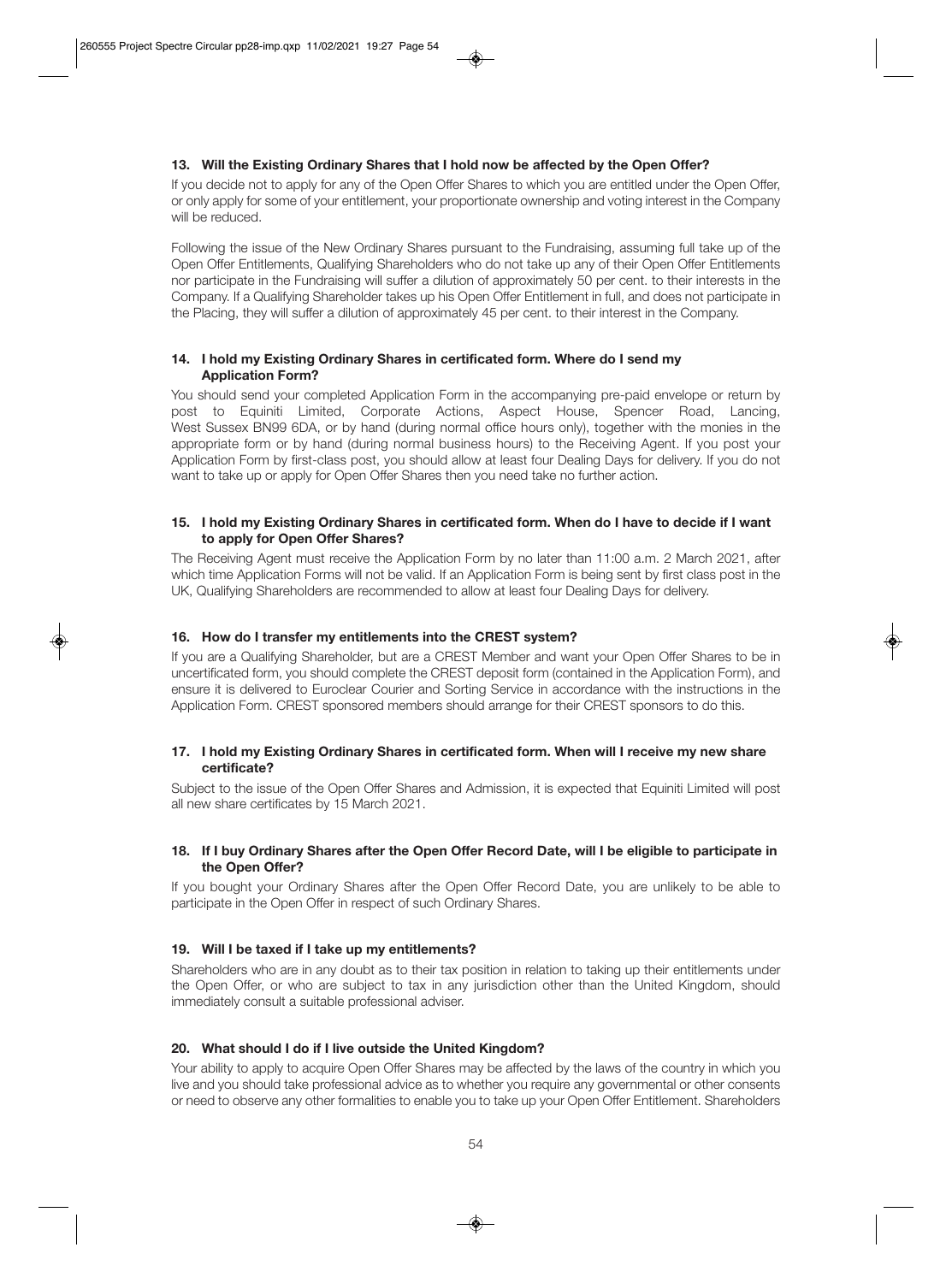### 13. Will the Existing Ordinary Shares that I hold now be affected by the Open Offer?

If you decide not to apply for any of the Open Offer Shares to which you are entitled under the Open Offer, or only apply for some of your entitlement, your proportionate ownership and voting interest in the Company will be reduced.

Following the issue of the New Ordinary Shares pursuant to the Fundraising, assuming full take up of the Open Offer Entitlements, Qualifying Shareholders who do not take up any of their Open Offer Entitlements nor participate in the Fundraising will suffer a dilution of approximately 50 per cent. to their interests in the Company. If a Qualifying Shareholder takes up his Open Offer Entitlement in full, and does not participate in the Placing, they will suffer a dilution of approximately 45 per cent. to their interest in the Company.

### 14. I hold my Existing Ordinary Shares in certificated form. Where do I send my Application Form?

You should send your completed Application Form in the accompanying pre-paid envelope or return by post to Equiniti Limited, Corporate Actions, Aspect House, Spencer Road, Lancing, West Sussex BN99 6DA, or by hand (during normal office hours only), together with the monies in the appropriate form or by hand (during normal business hours) to the Receiving Agent. If you post your Application Form by first-class post, you should allow at least four Dealing Days for delivery. If you do not want to take up or apply for Open Offer Shares then you need take no further action.

### 15. I hold my Existing Ordinary Shares in certificated form. When do I have to decide if I want to apply for Open Offer Shares?

The Receiving Agent must receive the Application Form by no later than 11:00 a.m. 2 March 2021, after which time Application Forms will not be valid. If an Application Form is being sent by first class post in the UK, Qualifying Shareholders are recommended to allow at least four Dealing Days for delivery.

### 16. How do I transfer my entitlements into the CREST system?

If you are a Qualifying Shareholder, but are a CREST Member and want your Open Offer Shares to be in uncertificated form, you should complete the CREST deposit form (contained in the Application Form), and ensure it is delivered to Euroclear Courier and Sorting Service in accordance with the instructions in the Application Form. CREST sponsored members should arrange for their CREST sponsors to do this.

### 17. I hold my Existing Ordinary Shares in certificated form. When will I receive my new share certificate?

Subject to the issue of the Open Offer Shares and Admission, it is expected that Equiniti Limited will post all new share certificates by 15 March 2021.

### 18. If I buy Ordinary Shares after the Open Offer Record Date, will I be eligible to participate in the Open Offer?

If you bought your Ordinary Shares after the Open Offer Record Date, you are unlikely to be able to participate in the Open Offer in respect of such Ordinary Shares.

### 19. Will I be taxed if I take up my entitlements?

Shareholders who are in any doubt as to their tax position in relation to taking up their entitlements under the Open Offer, or who are subject to tax in any jurisdiction other than the United Kingdom, should immediately consult a suitable professional adviser.

### 20. What should I do if I live outside the United Kingdom?

Your ability to apply to acquire Open Offer Shares may be affected by the laws of the country in which you live and you should take professional advice as to whether you require any governmental or other consents or need to observe any other formalities to enable you to take up your Open Offer Entitlement. Shareholders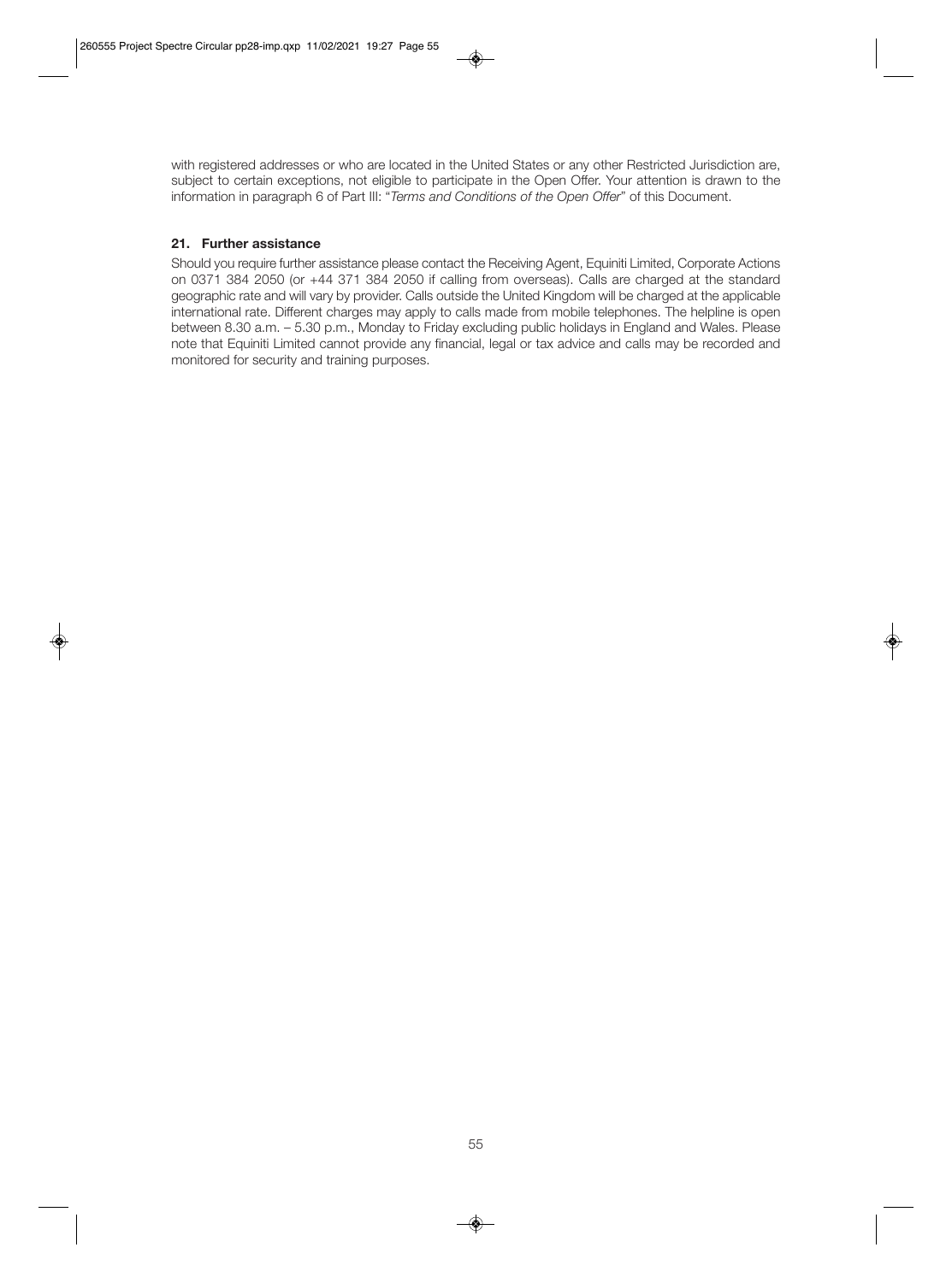with registered addresses or who are located in the United States or any other Restricted Jurisdiction are, subject to certain exceptions, not eligible to participate in the Open Offer. Your attention is drawn to the information in paragraph 6 of Part III: "*Terms and Conditions of the Open Offer*" of this Document.

### 21. Further assistance

Should you require further assistance please contact the Receiving Agent, Equiniti Limited, Corporate Actions on 0371 384 2050 (or +44 371 384 2050 if calling from overseas). Calls are charged at the standard geographic rate and will vary by provider. Calls outside the United Kingdom will be charged at the applicable international rate. Different charges may apply to calls made from mobile telephones. The helpline is open between 8.30 a.m. – 5.30 p.m., Monday to Friday excluding public holidays in England and Wales. Please note that Equiniti Limited cannot provide any financial, legal or tax advice and calls may be recorded and monitored for security and training purposes.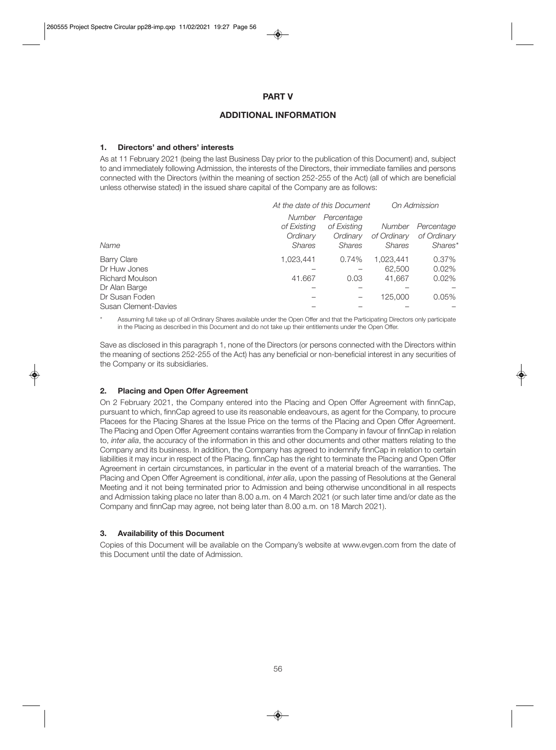# PART V

## ADDITIONAL INFORMATION

### 1. Directors' and others' interests

As at 11 February 2021 (being the last Business Day prior to the publication of this Document) and, subject to and immediately following Admission, the interests of the Directors, their immediate families and persons connected with the Directors (within the meaning of section 252-255 of the Act) (all of which are beneficial unless otherwise stated) in the issued share capital of the Company are as follows:

| | *At the date of this Document* | | *On Admission* | |
|---|---|---|---|---|
| *Name* | *Number of Existing Ordinary Shares* | *Percentage of Existing Ordinary Shares* | *Number of Ordinary Shares* | *Percentage of Ordinary Shares\** |
| Barry Clare | 1,023,441 | 0.74% | 1,023,441 | 0.37% |
| Dr Huw Jones | – | – | 62,500 | 0.02% |
| Richard Moulson | 41.667 | 0.03 | 41,667 | 0.02% |
| Dr Alan Barge | – | – | – | – |
| Dr Susan Foden | – | – | 125,000 | 0.05% |
| Susan Clement-Davies | – | – | – | – |

\* Assuming full take up of all Ordinary Shares available under the Open Offer and that the Participating Directors only participate in the Placing as described in this Document and do not take up their entitlements under the Open Offer.

Save as disclosed in this paragraph 1, none of the Directors (or persons connected with the Directors within the meaning of sections 252-255 of the Act) has any beneficial or non-beneficial interest in any securities of the Company or its subsidiaries.

### 2. Placing and Open Offer Agreement

On 2 February 2021, the Company entered into the Placing and Open Offer Agreement with finnCap, pursuant to which, finnCap agreed to use its reasonable endeavours, as agent for the Company, to procure Placees for the Placing Shares at the Issue Price on the terms of the Placing and Open Offer Agreement. The Placing and Open Offer Agreement contains warranties from the Company in favour of finnCap in relation to, *inter alia*, the accuracy of the information in this and other documents and other matters relating to the Company and its business. In addition, the Company has agreed to indemnify finnCap in relation to certain liabilities it may incur in respect of the Placing. finnCap has the right to terminate the Placing and Open Offer Agreement in certain circumstances, in particular in the event of a material breach of the warranties. The Placing and Open Offer Agreement is conditional, *inter alia*, upon the passing of Resolutions at the General Meeting and it not being terminated prior to Admission and being otherwise unconditional in all respects and Admission taking place no later than 8.00 a.m. on 4 March 2021 (or such later time and/or date as the Company and finnCap may agree, not being later than 8.00 a.m. on 18 March 2021).

### 3. Availability of this Document

Copies of this Document will be available on the Company's website at www.evgen.com from the date of this Document until the date of Admission.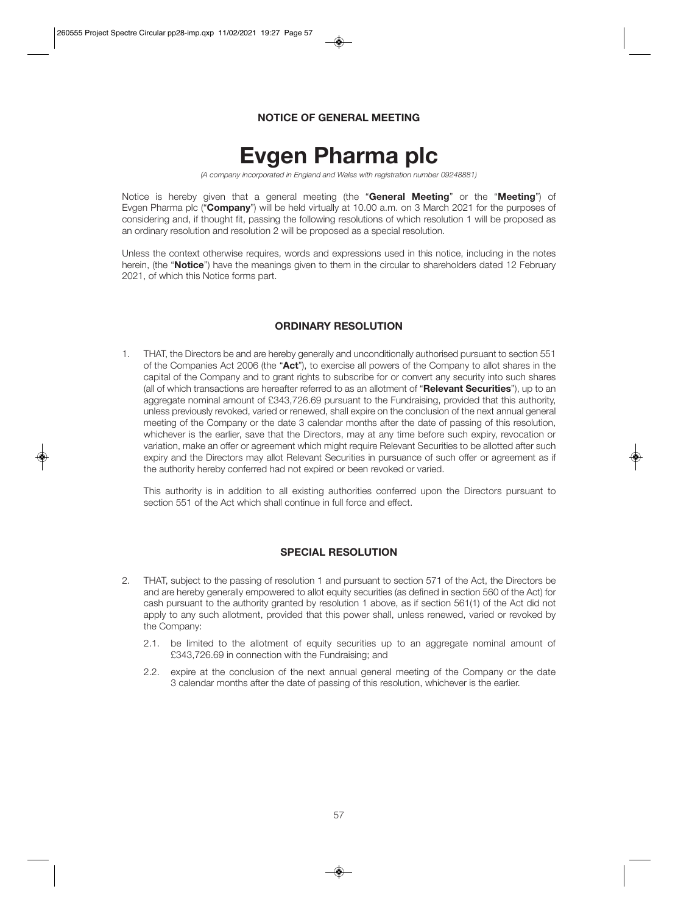## NOTICE OF GENERAL MEETING

# Evgen Pharma plc

*(A company incorporated in England and Wales with registration number 09248881)*

Notice is hereby given that a general meeting (the "**General Meeting**" or the "**Meeting**") of Evgen Pharma plc ("**Company**") will be held virtually at 10.00 a.m. on 3 March 2021 for the purposes of considering and, if thought fit, passing the following resolutions of which resolution 1 will be proposed as an ordinary resolution and resolution 2 will be proposed as a special resolution.

Unless the context otherwise requires, words and expressions used in this notice, including in the notes herein, (the "**Notice**") have the meanings given to them in the circular to shareholders dated 12 February 2021, of which this Notice forms part.

### ORDINARY RESOLUTION

1. THAT, the Directors be and are hereby generally and unconditionally authorised pursuant to section 551 of the Companies Act 2006 (the "**Act**"), to exercise all powers of the Company to allot shares in the capital of the Company and to grant rights to subscribe for or convert any security into such shares (all of which transactions are hereafter referred to as an allotment of "**Relevant Securities**"), up to an aggregate nominal amount of £343,726.69 pursuant to the Fundraising, provided that this authority, unless previously revoked, varied or renewed, shall expire on the conclusion of the next annual general meeting of the Company or the date 3 calendar months after the date of passing of this resolution, whichever is the earlier, save that the Directors, may at any time before such expiry, revocation or variation, make an offer or agreement which might require Relevant Securities to be allotted after such expiry and the Directors may allot Relevant Securities in pursuance of such offer or agreement as if the authority hereby conferred had not expired or been revoked or varied.

   This authority is in addition to all existing authorities conferred upon the Directors pursuant to section 551 of the Act which shall continue in full force and effect.

### SPECIAL RESOLUTION

2. THAT, subject to the passing of resolution 1 and pursuant to section 571 of the Act, the Directors be and are hereby generally empowered to allot equity securities (as defined in section 560 of the Act) for cash pursuant to the authority granted by resolution 1 above, as if section 561(1) of the Act did not apply to any such allotment, provided that this power shall, unless renewed, varied or revoked by the Company:

   2.1. be limited to the allotment of equity securities up to an aggregate nominal amount of £343,726.69 in connection with the Fundraising; and

   2.2. expire at the conclusion of the next annual general meeting of the Company or the date 3 calendar months after the date of passing of this resolution, whichever is the earlier.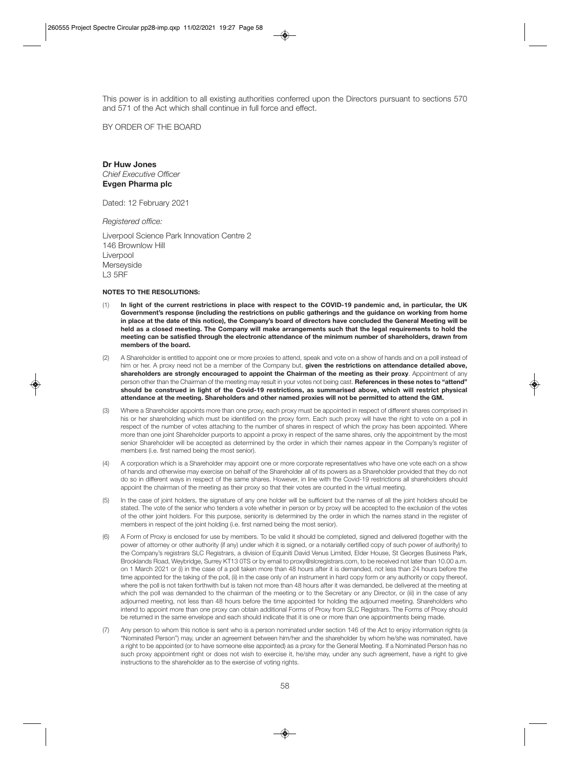This power is in addition to all existing authorities conferred upon the Directors pursuant to sections 570 and 571 of the Act which shall continue in full force and effect.

BY ORDER OF THE BOARD

**Dr Huw Jones**
*Chief Executive Officer*
**Evgen Pharma plc**

Dated: 12 February 2021

*Registered office:*

Liverpool Science Park Innovation Centre 2
146 Brownlow Hill
Liverpool
Merseyside
L3 5RF

**NOTES TO THE RESOLUTIONS:**

(1) **In light of the current restrictions in place with respect to the COVID-19 pandemic and, in particular, the UK Government's response (including the restrictions on public gatherings and the guidance on working from home in place at the date of this notice), the Company's board of directors have concluded the General Meeting will be held as a closed meeting. The Company will make arrangements such that the legal requirements to hold the meeting can be satisfied through the electronic attendance of the minimum number of shareholders, drawn from members of the board.**

(2) A Shareholder is entitled to appoint one or more proxies to attend, speak and vote on a show of hands and on a poll instead of him or her. A proxy need not be a member of the Company but, **given the restrictions on attendance detailed above, shareholders are strongly encouraged to appoint the Chairman of the meeting as their proxy**. Appointment of any person other than the Chairman of the meeting may result in your votes not being cast. **References in these notes to "attend" should be construed in light of the Covid-19 restrictions, as summarised above, which will restrict physical attendance at the meeting. Shareholders and other named proxies will not be permitted to attend the GM.**

(3) Where a Shareholder appoints more than one proxy, each proxy must be appointed in respect of different shares comprised in his or her shareholding which must be identified on the proxy form. Each such proxy will have the right to vote on a poll in respect of the number of votes attaching to the number of shares in respect of which the proxy has been appointed. Where more than one joint Shareholder purports to appoint a proxy in respect of the same shares, only the appointment by the most senior Shareholder will be accepted as determined by the order in which their names appear in the Company's register of members (i.e. first named being the most senior).

(4) A corporation which is a Shareholder may appoint one or more corporate representatives who have one vote each on a show of hands and otherwise may exercise on behalf of the Shareholder all of its powers as a Shareholder provided that they do not do so in different ways in respect of the same shares. However, in line with the Covid-19 restrictions all shareholders should appoint the chairman of the meeting as their proxy so that their votes are counted in the virtual meeting.

(5) In the case of joint holders, the signature of any one holder will be sufficient but the names of all the joint holders should be stated. The vote of the senior who tenders a vote whether in person or by proxy will be accepted to the exclusion of the votes of the other joint holders. For this purpose, seniority is determined by the order in which the names stand in the register of members in respect of the joint holding (i.e. first named being the most senior).

(6) A Form of Proxy is enclosed for use by members. To be valid it should be completed, signed and delivered (together with the power of attorney or other authority (if any) under which it is signed, or a notarially certified copy of such power of authority) to the Company's registrars SLC Registrars, a division of Equiniti David Venus Limited, Elder House, St Georges Business Park, Brooklands Road, Weybridge, Surrey KT13 0TS or by email to proxy@slcregistrars.com, to be received not later than 10.00 a.m. on 1 March 2021 or (i) in the case of a poll taken more than 48 hours after it is demanded, not less than 24 hours before the time appointed for the taking of the poll, (ii) in the case only of an instrument in hard copy form or any authority or copy thereof, where the poll is not taken forthwith but is taken not more than 48 hours after it was demanded, be delivered at the meeting at which the poll was demanded to the chairman of the meeting or to the Secretary or any Director, or (iii) in the case of any adjourned meeting, not less than 48 hours before the time appointed for holding the adjourned meeting. Shareholders who intend to appoint more than one proxy can obtain additional Forms of Proxy from SLC Registrars. The Forms of Proxy should be returned in the same envelope and each should indicate that it is one or more than one appointments being made.

(7) Any person to whom this notice is sent who is a person nominated under section 146 of the Act to enjoy information rights (a "Nominated Person") may, under an agreement between him/her and the shareholder by whom he/she was nominated, have a right to be appointed (or to have someone else appointed) as a proxy for the General Meeting. If a Nominated Person has no such proxy appointment right or does not wish to exercise it, he/she may, under any such agreement, have a right to give instructions to the shareholder as to the exercise of voting rights.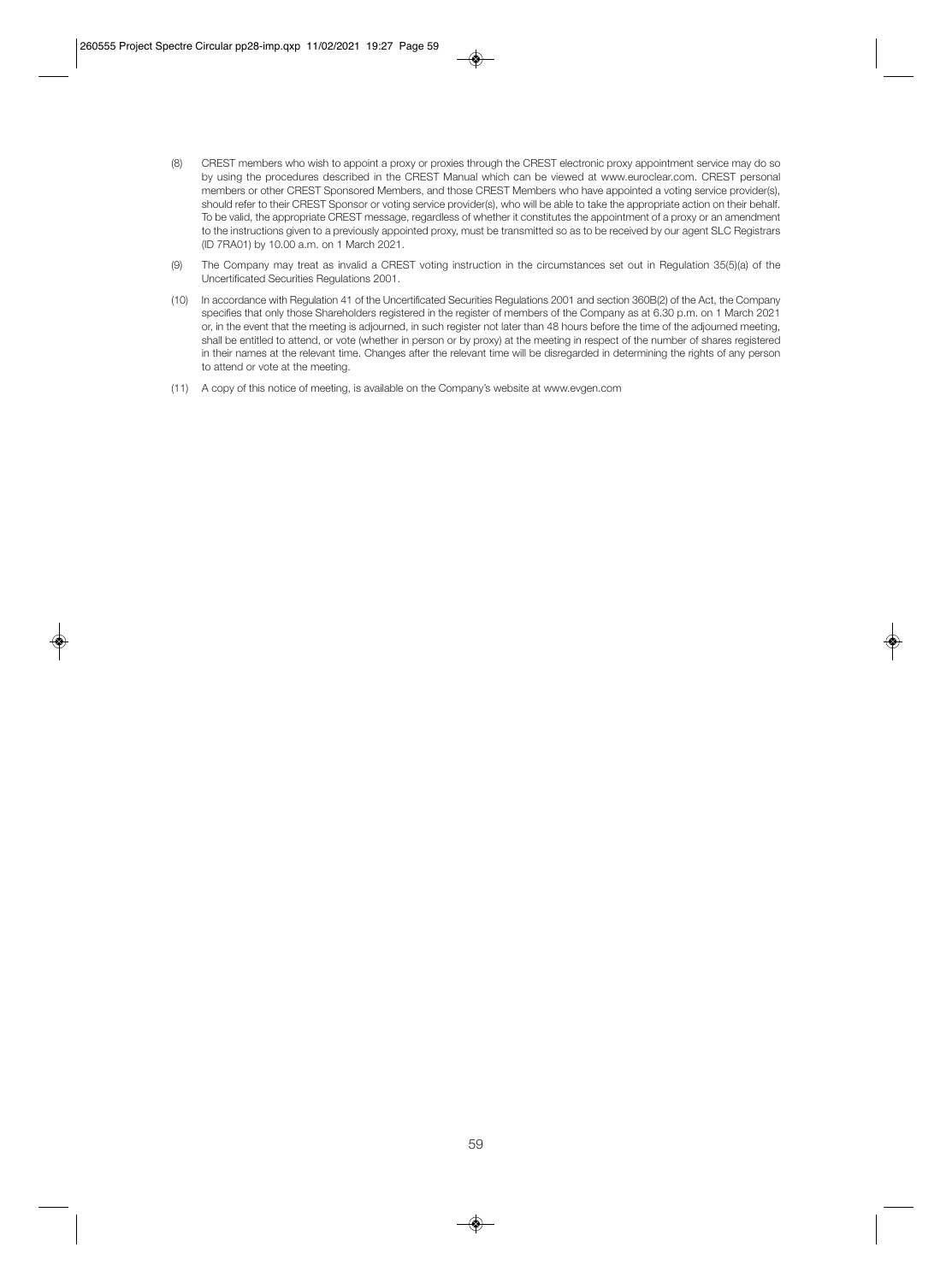(8) CREST members who wish to appoint a proxy or proxies through the CREST electronic proxy appointment service may do so by using the procedures described in the CREST Manual which can be viewed at www.euroclear.com. CREST personal members or other CREST Sponsored Members, and those CREST Members who have appointed a voting service provider(s), should refer to their CREST Sponsor or voting service provider(s), who will be able to take the appropriate action on their behalf. To be valid, the appropriate CREST message, regardless of whether it constitutes the appointment of a proxy or an amendment to the instructions given to a previously appointed proxy, must be transmitted so as to be received by our agent SLC Registrars (ID 7RA01) by 10.00 a.m. on 1 March 2021.

(9) The Company may treat as invalid a CREST voting instruction in the circumstances set out in Regulation 35(5)(a) of the Uncertificated Securities Regulations 2001.

(10) In accordance with Regulation 41 of the Uncertificated Securities Regulations 2001 and section 360B(2) of the Act, the Company specifies that only those Shareholders registered in the register of members of the Company as at 6.30 p.m. on 1 March 2021 or, in the event that the meeting is adjourned, in such register not later than 48 hours before the time of the adjourned meeting, shall be entitled to attend, or vote (whether in person or by proxy) at the meeting in respect of the number of shares registered in their names at the relevant time. Changes after the relevant time will be disregarded in determining the rights of any person to attend or vote at the meeting.

(11) A copy of this notice of meeting, is available on the Company's website at www.evgen.com